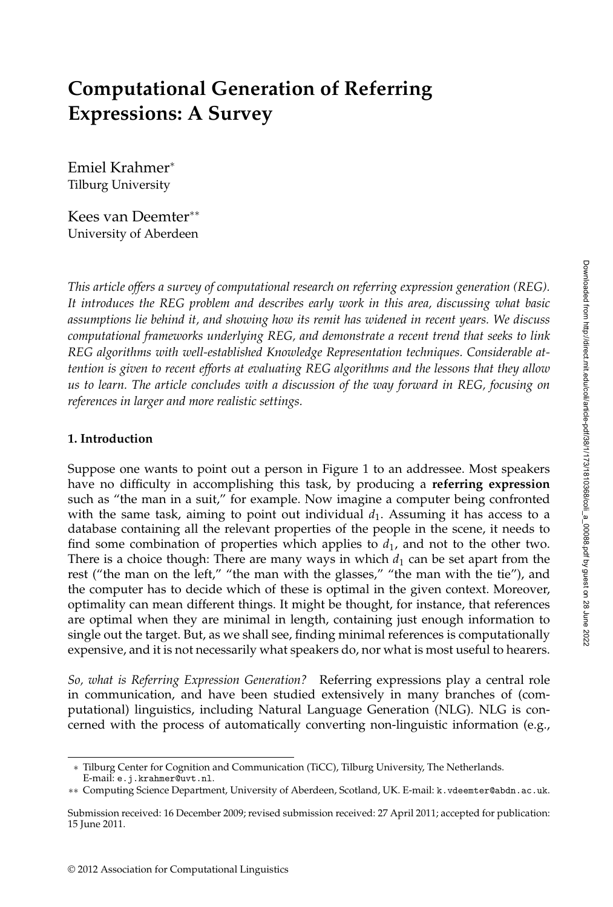# Computational Generation of Referring Expressions: A Survey

Emiel Krahmer[*]
Tilburg University

Kees van Deemter[**]
University of Aberdeen

*This article offers a survey of computational research on referring expression generation (REG). It introduces the REG problem and describes early work in this area, discussing what basic assumptions lie behind it, and showing how its remit has widened in recent years. We discuss computational frameworks underlying REG, and demonstrate a recent trend that seeks to link REG algorithms with well-established Knowledge Representation techniques. Considerable attention is given to recent efforts at evaluating REG algorithms and the lessons that they allow us to learn. The article concludes with a discussion of the way forward in REG, focusing on references in larger and more realistic settings.*

## 1. Introduction

Suppose one wants to point out a person in Figure 1 to an addressee. Most speakers have no difficulty in accomplishing this task, by producing a **referring expression** such as "the man in a suit," for example. Now imagine a computer being confronted with the same task, aiming to point out individual $d_1$. Assuming it has access to a database containing all the relevant properties of the people in the scene, it needs to find some combination of properties which applies to $d_1$, and not to the other two. There is a choice though: There are many ways in which $d_1$ can be set apart from the rest ("the man on the left," "the man with the glasses," "the man with the tie"), and the computer has to decide which of these is optimal in the given context. Moreover, optimality can mean different things. It might be thought, for instance, that references are optimal when they are minimal in length, containing just enough information to single out the target. But, as we shall see, finding minimal references is computationally expensive, and it is not necessarily what speakers do, nor what is most useful to hearers.

*So, what is Referring Expression Generation?* Referring expressions play a central role in communication, and have been studied extensively in many branches of (computational) linguistics, including Natural Language Generation (NLG). NLG is concerned with the process of automatically converting non-linguistic information (e.g.,

---

[*] Tilburg Center for Cognition and Communication (TiCC), Tilburg University, The Netherlands. E-mail: e.j.krahmer@uvt.nl.

[**] Computing Science Department, University of Aberdeen, Scotland, UK. E-mail: k.vdeemter@abdn.ac.uk.

Submission received: 16 December 2009; revised submission received: 27 April 2011; accepted for publication: 15 June 2011.

© 2012 Association for Computational Linguistics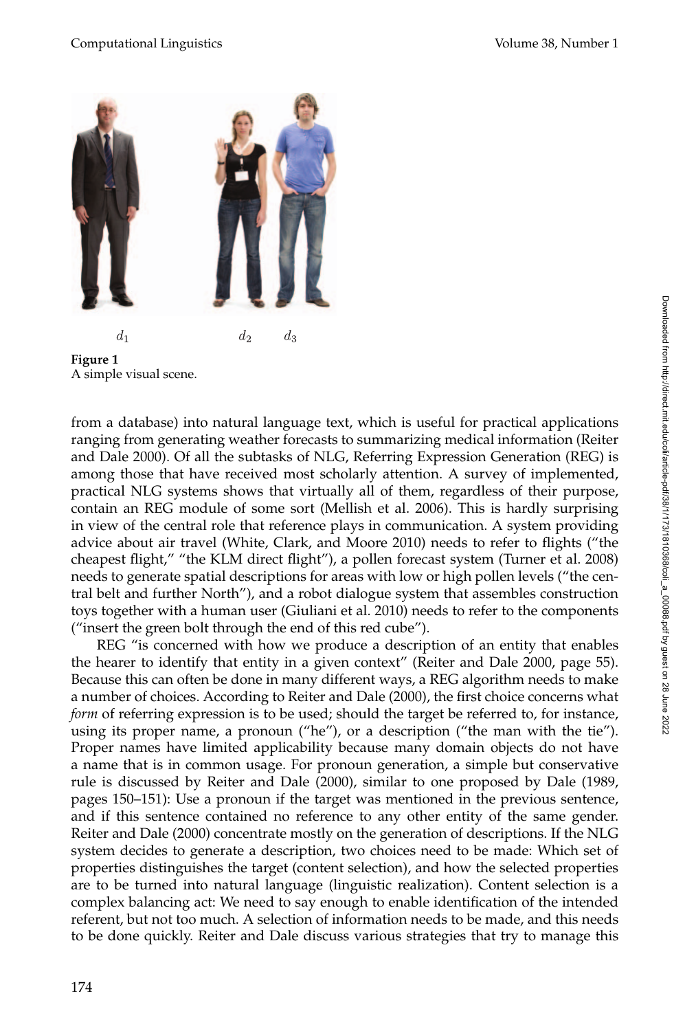$d_1$ $d_2$ $d_3$

**Figure 1**
A simple visual scene.

from a database) into natural language text, which is useful for practical applications ranging from generating weather forecasts to summarizing medical information (Reiter and Dale 2000). Of all the subtasks of NLG, Referring Expression Generation (REG) is among those that have received most scholarly attention. A survey of implemented, practical NLG systems shows that virtually all of them, regardless of their purpose, contain an REG module of some sort (Mellish et al. 2006). This is hardly surprising in view of the central role that reference plays in communication. A system providing advice about air travel (White, Clark, and Moore 2010) needs to refer to flights ("the cheapest flight," "the KLM direct flight"), a pollen forecast system (Turner et al. 2008) needs to generate spatial descriptions for areas with low or high pollen levels ("the central belt and further North"), and a robot dialogue system that assembles construction toys together with a human user (Giuliani et al. 2010) needs to refer to the components ("insert the green bolt through the end of this red cube").

REG "is concerned with how we produce a description of an entity that enables the hearer to identify that entity in a given context" (Reiter and Dale 2000, page 55). Because this can often be done in many different ways, a REG algorithm needs to make a number of choices. According to Reiter and Dale (2000), the first choice concerns what *form* of referring expression is to be used; should the target be referred to, for instance, using its proper name, a pronoun ("he"), or a description ("the man with the tie"). Proper names have limited applicability because many domain objects do not have a name that is in common usage. For pronoun generation, a simple but conservative rule is discussed by Reiter and Dale (2000), similar to one proposed by Dale (1989, pages 150–151): Use a pronoun if the target was mentioned in the previous sentence, and if this sentence contained no reference to any other entity of the same gender. Reiter and Dale (2000) concentrate mostly on the generation of descriptions. If the NLG system decides to generate a description, two choices need to be made: Which set of properties distinguishes the target (content selection), and how the selected properties are to be turned into natural language (linguistic realization). Content selection is a complex balancing act: We need to say enough to enable identification of the intended referent, but not too much. A selection of information needs to be made, and this needs to be done quickly. Reiter and Dale discuss various strategies that try to manage this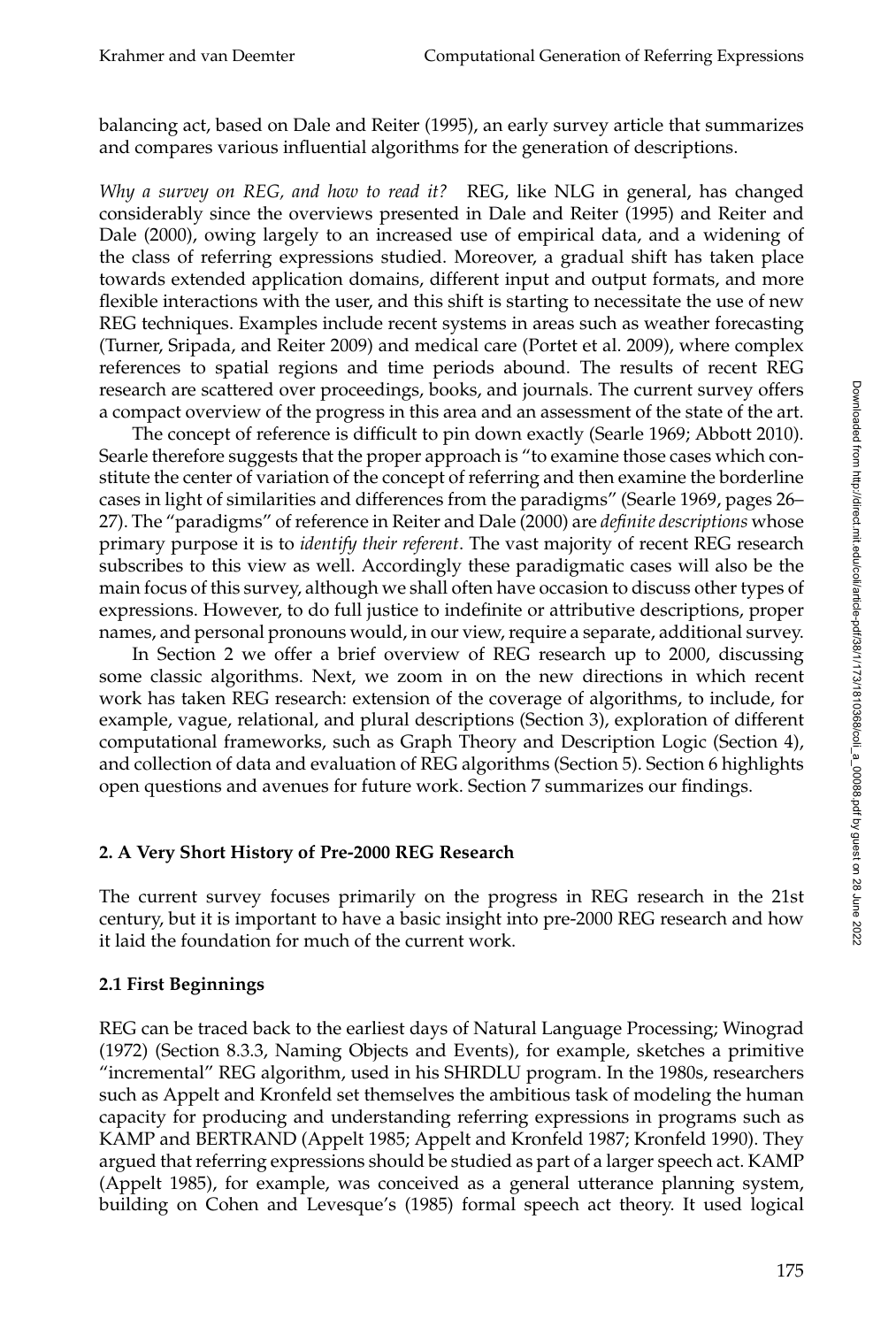balancing act, based on Dale and Reiter (1995), an early survey article that summarizes and compares various influential algorithms for the generation of descriptions.

*Why a survey on REG, and how to read it?* REG, like NLG in general, has changed considerably since the overviews presented in Dale and Reiter (1995) and Reiter and Dale (2000), owing largely to an increased use of empirical data, and a widening of the class of referring expressions studied. Moreover, a gradual shift has taken place towards extended application domains, different input and output formats, and more flexible interactions with the user, and this shift is starting to necessitate the use of new REG techniques. Examples include recent systems in areas such as weather forecasting (Turner, Sripada, and Reiter 2009) and medical care (Portet et al. 2009), where complex references to spatial regions and time periods abound. The results of recent REG research are scattered over proceedings, books, and journals. The current survey offers a compact overview of the progress in this area and an assessment of the state of the art.

The concept of reference is difficult to pin down exactly (Searle 1969; Abbott 2010). Searle therefore suggests that the proper approach is "to examine those cases which constitute the center of variation of the concept of referring and then examine the borderline cases in light of similarities and differences from the paradigms" (Searle 1969, pages 26–27). The "paradigms" of reference in Reiter and Dale (2000) are *definite descriptions* whose primary purpose it is to *identify their referent*. The vast majority of recent REG research subscribes to this view as well. Accordingly these paradigmatic cases will also be the main focus of this survey, although we shall often have occasion to discuss other types of expressions. However, to do full justice to indefinite or attributive descriptions, proper names, and personal pronouns would, in our view, require a separate, additional survey.

In Section 2 we offer a brief overview of REG research up to 2000, discussing some classic algorithms. Next, we zoom in on the new directions in which recent work has taken REG research: extension of the coverage of algorithms, to include, for example, vague, relational, and plural descriptions (Section 3), exploration of different computational frameworks, such as Graph Theory and Description Logic (Section 4), and collection of data and evaluation of REG algorithms (Section 5). Section 6 highlights open questions and avenues for future work. Section 7 summarizes our findings.

## 2. A Very Short History of Pre-2000 REG Research

The current survey focuses primarily on the progress in REG research in the 21st century, but it is important to have a basic insight into pre-2000 REG research and how it laid the foundation for much of the current work.

### 2.1 First Beginnings

REG can be traced back to the earliest days of Natural Language Processing; Winograd (1972) (Section 8.3.3, Naming Objects and Events), for example, sketches a primitive "incremental" REG algorithm, used in his SHRDLU program. In the 1980s, researchers such as Appelt and Kronfeld set themselves the ambitious task of modeling the human capacity for producing and understanding referring expressions in programs such as KAMP and BERTRAND (Appelt 1985; Appelt and Kronfeld 1987; Kronfeld 1990). They argued that referring expressions should be studied as part of a larger speech act. KAMP (Appelt 1985), for example, was conceived as a general utterance planning system, building on Cohen and Levesque's (1985) formal speech act theory. It used logical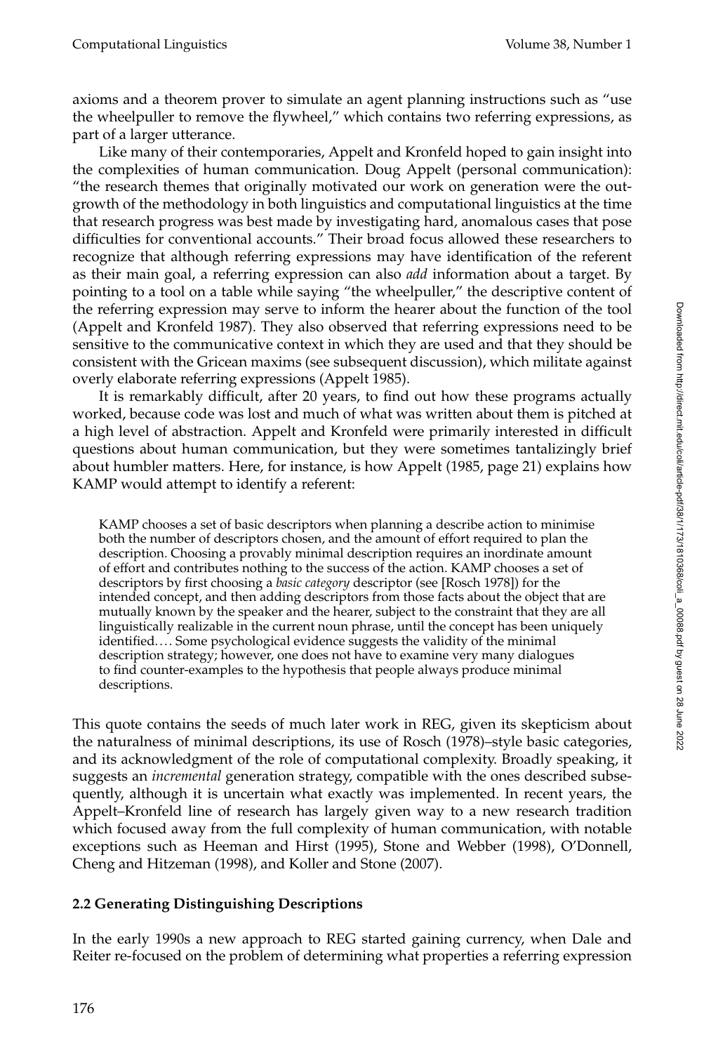axioms and a theorem prover to simulate an agent planning instructions such as "use the wheelpuller to remove the flywheel," which contains two referring expressions, as part of a larger utterance.

Like many of their contemporaries, Appelt and Kronfeld hoped to gain insight into the complexities of human communication. Doug Appelt (personal communication): "the research themes that originally motivated our work on generation were the outgrowth of the methodology in both linguistics and computational linguistics at the time that research progress was best made by investigating hard, anomalous cases that pose difficulties for conventional accounts." Their broad focus allowed these researchers to recognize that although referring expressions may have identification of the referent as their main goal, a referring expression can also *add* information about a target. By pointing to a tool on a table while saying "the wheelpuller," the descriptive content of the referring expression may serve to inform the hearer about the function of the tool (Appelt and Kronfeld 1987). They also observed that referring expressions need to be sensitive to the communicative context in which they are used and that they should be consistent with the Gricean maxims (see subsequent discussion), which militate against overly elaborate referring expressions (Appelt 1985).

It is remarkably difficult, after 20 years, to find out how these programs actually worked, because code was lost and much of what was written about them is pitched at a high level of abstraction. Appelt and Kronfeld were primarily interested in difficult questions about human communication, but they were sometimes tantalizingly brief about humbler matters. Here, for instance, is how Appelt (1985, page 21) explains how KAMP would attempt to identify a referent:

> KAMP chooses a set of basic descriptors when planning a describe action to minimise both the number of descriptors chosen, and the amount of effort required to plan the description. Choosing a provably minimal description requires an inordinate amount of effort and contributes nothing to the success of the action. KAMP chooses a set of descriptors by first choosing a *basic category* descriptor (see [Rosch 1978]) for the intended concept, and then adding descriptors from those facts about the object that are mutually known by the speaker and the hearer, subject to the constraint that they are all linguistically realizable in the current noun phrase, until the concept has been uniquely identified.... Some psychological evidence suggests the validity of the minimal description strategy; however, one does not have to examine very many dialogues to find counter-examples to the hypothesis that people always produce minimal descriptions.

This quote contains the seeds of much later work in REG, given its skepticism about the naturalness of minimal descriptions, its use of Rosch (1978)–style basic categories, and its acknowledgment of the role of computational complexity. Broadly speaking, it suggests an *incremental* generation strategy, compatible with the ones described subsequently, although it is uncertain what exactly was implemented. In recent years, the Appelt–Kronfeld line of research has largely given way to a new research tradition which focused away from the full complexity of human communication, with notable exceptions such as Heeman and Hirst (1995), Stone and Webber (1998), O'Donnell, Cheng and Hitzeman (1998), and Koller and Stone (2007).

### 2.2 Generating Distinguishing Descriptions

In the early 1990s a new approach to REG started gaining currency, when Dale and Reiter re-focused on the problem of determining what properties a referring expression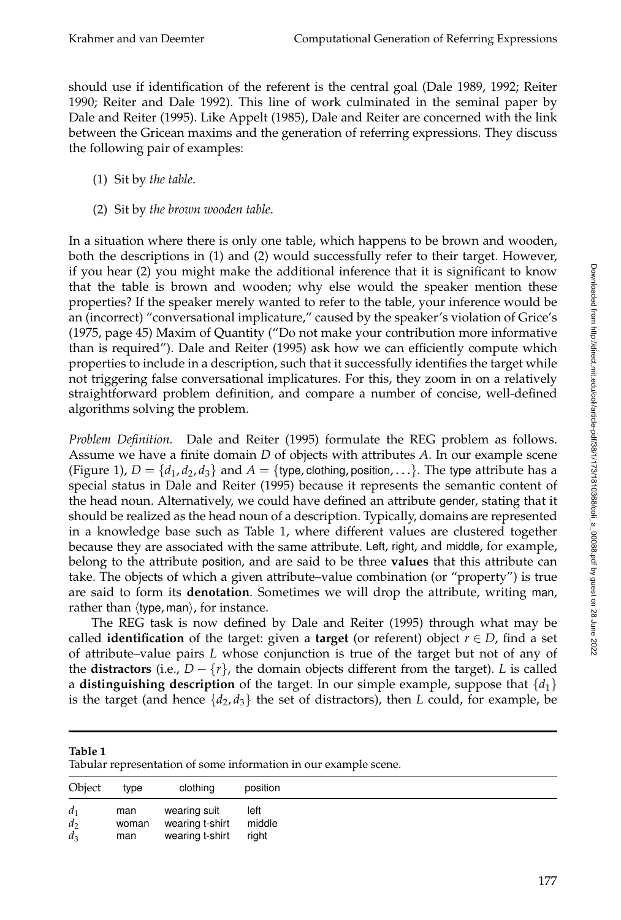should use if identification of the referent is the central goal (Dale 1989, 1992; Reiter 1990; Reiter and Dale 1992). This line of work culminated in the seminal paper by Dale and Reiter (1995). Like Appelt (1985), Dale and Reiter are concerned with the link between the Gricean maxims and the generation of referring expressions. They discuss the following pair of examples:

(1) Sit by *the table*.

(2) Sit by *the brown wooden table*.

In a situation where there is only one table, which happens to be brown and wooden, both the descriptions in (1) and (2) would successfully refer to their target. However, if you hear (2) you might make the additional inference that it is significant to know that the table is brown and wooden; why else would the speaker mention these properties? If the speaker merely wanted to refer to the table, your inference would be an (incorrect) "conversational implicature," caused by the speaker's violation of Grice's (1975, page 45) Maxim of Quantity ("Do not make your contribution more informative than is required"). Dale and Reiter (1995) ask how we can efficiently compute which properties to include in a description, such that it successfully identifies the target while not triggering false conversational implicatures. For this, they zoom in on a relatively straightforward problem definition, and compare a number of concise, well-defined algorithms solving the problem.

*Problem Definition.* Dale and Reiter (1995) formulate the REG problem as follows. Assume we have a finite domain $D$ of objects with attributes $A$. In our example scene (Figure 1), $D = \{d_1, d_2, d_3\}$ and $A = \{\text{type}, \text{clothing}, \text{position}, \ldots\}$. The type attribute has a special status in Dale and Reiter (1995) because it represents the semantic content of the head noun. Alternatively, we could have defined an attribute gender, stating that it should be realized as the head noun of a description. Typically, domains are represented in a knowledge base such as Table 1, where different values are clustered together because they are associated with the same attribute. Left, right, and middle, for example, belong to the attribute position, and are said to be three **values** that this attribute can take. The objects of which a given attribute–value combination (or "property") is true are said to form its **denotation**. Sometimes we will drop the attribute, writing man, rather than $\langle\text{type}, \text{man}\rangle$, for instance.

The REG task is now defined by Dale and Reiter (1995) through what may be called **identification** of the target: given a **target** (or referent) object $r \in D$, find a set of attribute–value pairs $L$ whose conjunction is true of the target but not of any of the **distractors** (i.e., $D - \{r\}$, the domain objects different from the target). $L$ is called a **distinguishing description** of the target. In our simple example, suppose that $\{d_1\}$ is the target (and hence $\{d_2, d_3\}$ the set of distractors), then $L$ could, for example, be

**Table 1**
Tabular representation of some information in our example scene.

| Object | type | clothing | position |
|---|---|---|---|
| $d_1$ | man | wearing suit | left |
| $d_2$ | woman | wearing t-shirt | middle |
| $d_3$ | man | wearing t-shirt | right |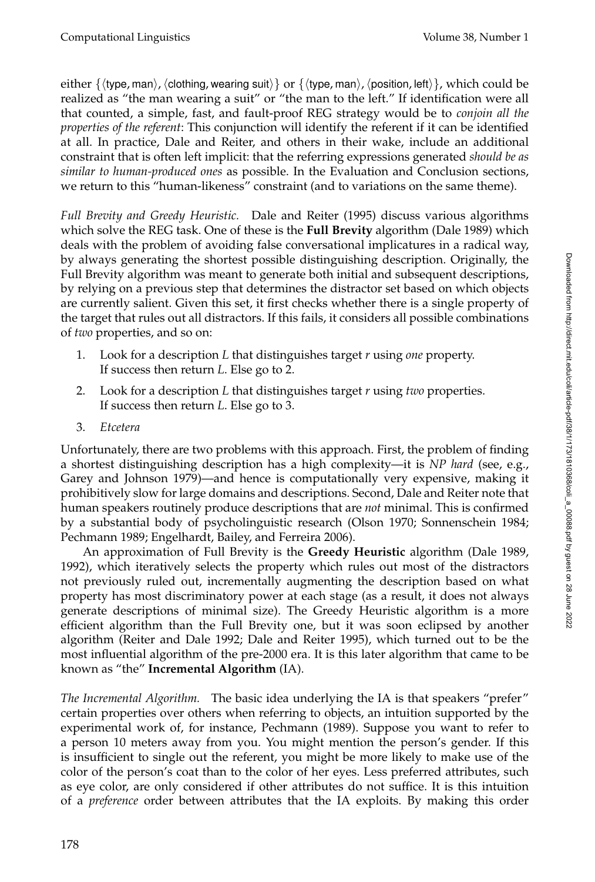either {⟨type, man⟩, ⟨clothing, wearing suit⟩} or {⟨type, man⟩, ⟨position, left⟩}, which could be realized as "the man wearing a suit" or "the man to the left." If identification were all that counted, a simple, fast, and fault-proof REG strategy would be to *conjoin all the properties of the referent*: This conjunction will identify the referent if it can be identified at all. In practice, Dale and Reiter, and others in their wake, include an additional constraint that is often left implicit: that the referring expressions generated *should be as similar to human-produced ones* as possible. In the Evaluation and Conclusion sections, we return to this "human-likeness" constraint (and to variations on the same theme).

*Full Brevity and Greedy Heuristic.* Dale and Reiter (1995) discuss various algorithms which solve the REG task. One of these is the **Full Brevity** algorithm (Dale 1989) which deals with the problem of avoiding false conversational implicatures in a radical way, by always generating the shortest possible distinguishing description. Originally, the Full Brevity algorithm was meant to generate both initial and subsequent descriptions, by relying on a previous step that determines the distractor set based on which objects are currently salient. Given this set, it first checks whether there is a single property of the target that rules out all distractors. If this fails, it considers all possible combinations of *two* properties, and so on:

1. Look for a description *L* that distinguishes target *r* using *one* property. If success then return *L*. Else go to 2.
2. Look for a description *L* that distinguishes target *r* using *two* properties. If success then return *L*. Else go to 3.
3. *Etcetera*

Unfortunately, there are two problems with this approach. First, the problem of finding a shortest distinguishing description has a high complexity—it is *NP hard* (see, e.g., Garey and Johnson 1979)—and hence is computationally very expensive, making it prohibitively slow for large domains and descriptions. Second, Dale and Reiter note that human speakers routinely produce descriptions that are *not* minimal. This is confirmed by a substantial body of psycholinguistic research (Olson 1970; Sonnenschein 1984; Pechmann 1989; Engelhardt, Bailey, and Ferreira 2006).

An approximation of Full Brevity is the **Greedy Heuristic** algorithm (Dale 1989, 1992), which iteratively selects the property which rules out most of the distractors not previously ruled out, incrementally augmenting the description based on what property has most discriminatory power at each stage (as a result, it does not always generate descriptions of minimal size). The Greedy Heuristic algorithm is a more efficient algorithm than the Full Brevity one, but it was soon eclipsed by another algorithm (Reiter and Dale 1992; Dale and Reiter 1995), which turned out to be the most influential algorithm of the pre-2000 era. It is this later algorithm that came to be known as "the" **Incremental Algorithm** (IA).

*The Incremental Algorithm.* The basic idea underlying the IA is that speakers "prefer" certain properties over others when referring to objects, an intuition supported by the experimental work of, for instance, Pechmann (1989). Suppose you want to refer to a person 10 meters away from you. You might mention the person's gender. If this is insufficient to single out the referent, you might be more likely to make use of the color of the person's coat than to the color of her eyes. Less preferred attributes, such as eye color, are only considered if other attributes do not suffice. It is this intuition of a *preference* order between attributes that the IA exploits. By making this order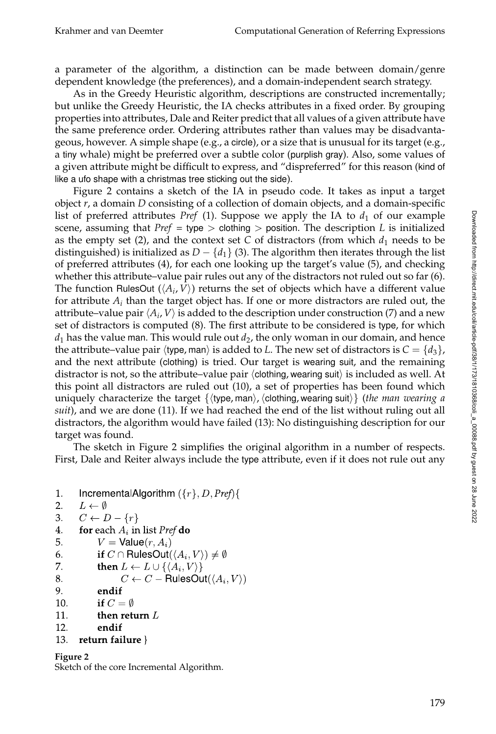a parameter of the algorithm, a distinction can be made between domain/genre dependent knowledge (the preferences), and a domain-independent search strategy.

As in the Greedy Heuristic algorithm, descriptions are constructed incrementally; but unlike the Greedy Heuristic, the IA checks attributes in a fixed order. By grouping properties into attributes, Dale and Reiter predict that all values of a given attribute have the same preference order. Ordering attributes rather than values may be disadvantageous, however. A simple shape (e.g., a circle), or a size that is unusual for its target (e.g., a tiny whale) might be preferred over a subtle color (purplish gray). Also, some values of a given attribute might be difficult to express, and "dispreferred" for this reason (kind of like a ufo shape with a christmas tree sticking out the side).

Figure 2 contains a sketch of the IA in pseudo code. It takes as input a target object $r$, a domain $D$ consisting of a collection of domain objects, and a domain-specific list of preferred attributes *Pref* (1). Suppose we apply the IA to $d_1$ of our example scene, assuming that *Pref* = type > clothing > position. The description $L$ is initialized as the empty set (2), and the context set $C$ of distractors (from which $d_1$ needs to be distinguished) is initialized as $D - \{d_1\}$ (3). The algorithm then iterates through the list of preferred attributes (4), for each one looking up the target's value (5), and checking whether this attribute–value pair rules out any of the distractors not ruled out so far (6). The function RulesOut ($\langle A_i, V \rangle$) returns the set of objects which have a different value for attribute $A_i$ than the target object has. If one or more distractors are ruled out, the attribute–value pair $\langle A_i, V \rangle$ is added to the description under construction (7) and a new set of distractors is computed (8). The first attribute to be considered is type, for which $d_1$ has the value man. This would rule out $d_2$, the only woman in our domain, and hence the attribute–value pair $\langle$type, man$\rangle$ is added to $L$. The new set of distractors is $C = \{d_3\}$, and the next attribute (clothing) is tried. Our target is wearing suit, and the remaining distractor is not, so the attribute–value pair $\langle$clothing, wearing suit$\rangle$ is included as well. At this point all distractors are ruled out (10), a set of properties has been found which uniquely characterize the target $\{\langle$type, man$\rangle, \langle$clothing, wearing suit$\rangle\}$ (*the man wearing a suit*), and we are done (11). If we had reached the end of the list without ruling out all distractors, the algorithm would have failed (13): No distinguishing description for our target was found.

The sketch in Figure 2 simplifies the original algorithm in a number of respects. First, Dale and Reiter always include the type attribute, even if it does not rule out any

```
1.   IncrementalAlgorithm ({r}, D, Pref){
2.   L ← ∅
3.   C ← D − {r}
4.   for each A_i in list Pref do
5.        V = Value(r, A_i)
6.        if C ∩ RulesOut(⟨A_i, V⟩) ≠ ∅
7.        then L ← L ∪ {⟨A_i, V⟩}
8.             C ← C − RulesOut(⟨A_i, V⟩)
9.        endif
10.       if C = ∅
11.       then return L
12.       endif
13.  return failure }
```

**Figure 2**
Sketch of the core Incremental Algorithm.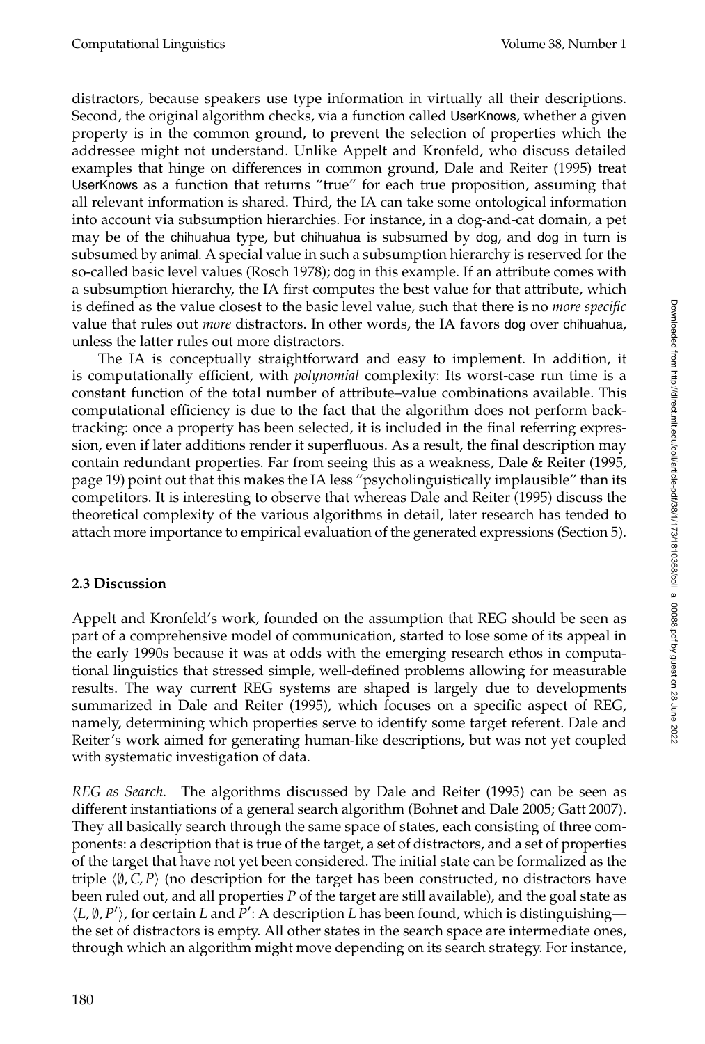distractors, because speakers use type information in virtually all their descriptions. Second, the original algorithm checks, via a function called UserKnows, whether a given property is in the common ground, to prevent the selection of properties which the addressee might not understand. Unlike Appelt and Kronfeld, who discuss detailed examples that hinge on differences in common ground, Dale and Reiter (1995) treat UserKnows as a function that returns "true" for each true proposition, assuming that all relevant information is shared. Third, the IA can take some ontological information into account via subsumption hierarchies. For instance, in a dog-and-cat domain, a pet may be of the chihuahua type, but chihuahua is subsumed by dog, and dog in turn is subsumed by animal. A special value in such a subsumption hierarchy is reserved for the so-called basic level values (Rosch 1978); dog in this example. If an attribute comes with a subsumption hierarchy, the IA first computes the best value for that attribute, which is defined as the value closest to the basic level value, such that there is no *more specific* value that rules out *more* distractors. In other words, the IA favors dog over chihuahua, unless the latter rules out more distractors.

The IA is conceptually straightforward and easy to implement. In addition, it is computationally efficient, with *polynomial* complexity: Its worst-case run time is a constant function of the total number of attribute–value combinations available. This computational efficiency is due to the fact that the algorithm does not perform backtracking: once a property has been selected, it is included in the final referring expression, even if later additions render it superfluous. As a result, the final description may contain redundant properties. Far from seeing this as a weakness, Dale & Reiter (1995, page 19) point out that this makes the IA less "psycholinguistically implausible" than its competitors. It is interesting to observe that whereas Dale and Reiter (1995) discuss the theoretical complexity of the various algorithms in detail, later research has tended to attach more importance to empirical evaluation of the generated expressions (Section 5).

### 2.3 Discussion

Appelt and Kronfeld's work, founded on the assumption that REG should be seen as part of a comprehensive model of communication, started to lose some of its appeal in the early 1990s because it was at odds with the emerging research ethos in computational linguistics that stressed simple, well-defined problems allowing for measurable results. The way current REG systems are shaped is largely due to developments summarized in Dale and Reiter (1995), which focuses on a specific aspect of REG, namely, determining which properties serve to identify some target referent. Dale and Reiter's work aimed for generating human-like descriptions, but was not yet coupled with systematic investigation of data.

*REG as Search.* The algorithms discussed by Dale and Reiter (1995) can be seen as different instantiations of a general search algorithm (Bohnet and Dale 2005; Gatt 2007). They all basically search through the same space of states, each consisting of three components: a description that is true of the target, a set of distractors, and a set of properties of the target that have not yet been considered. The initial state can be formalized as the triple $\langle \emptyset, C, P \rangle$ (no description for the target has been constructed, no distractors have been ruled out, and all properties $P$ of the target are still available), and the goal state as $\langle L, \emptyset, P' \rangle$, for certain $L$ and $P'$: A description $L$ has been found, which is distinguishing—the set of distractors is empty. All other states in the search space are intermediate ones, through which an algorithm might move depending on its search strategy. For instance,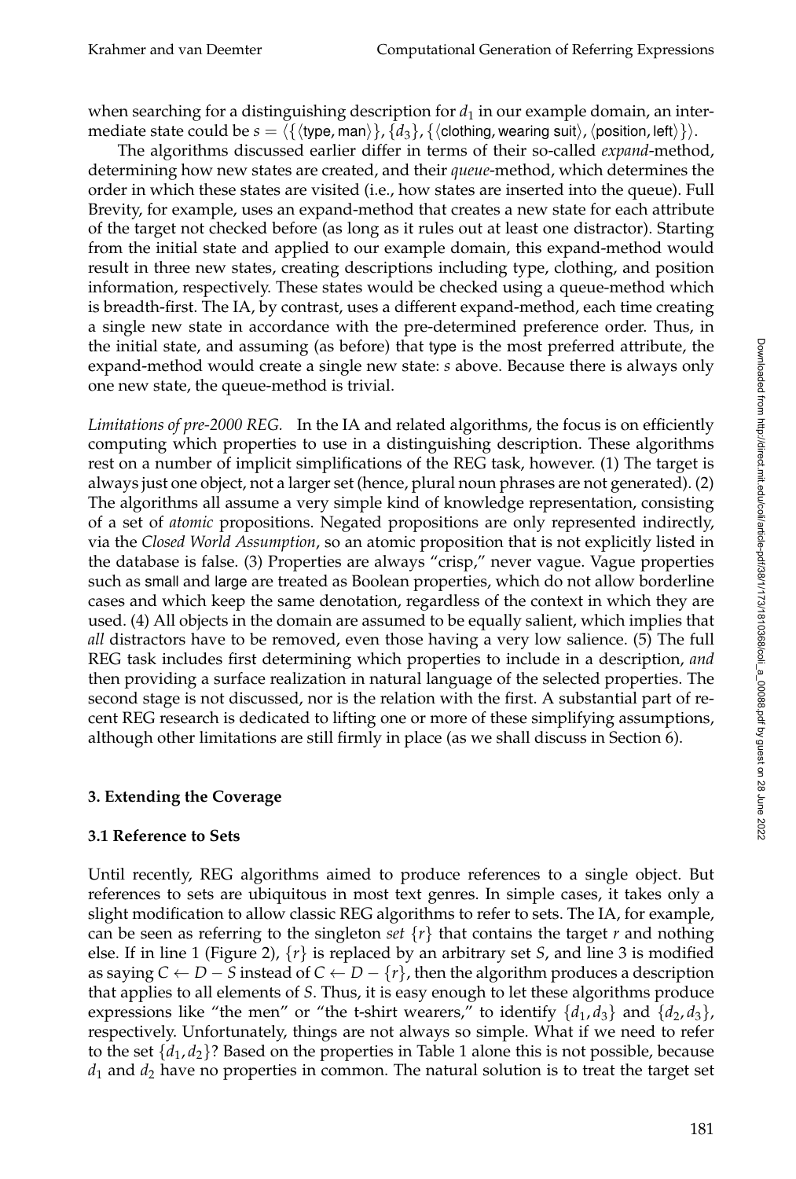when searching for a distinguishing description for $d_1$ in our example domain, an intermediate state could be $s = \langle \{\langle \text{type, man} \rangle\}, \{d_3\}, \{\langle \text{clothing, wearing suit} \rangle, \langle \text{position, left} \rangle\} \rangle$.

The algorithms discussed earlier differ in terms of their so-called *expand*-method, determining how new states are created, and their *queue*-method, which determines the order in which these states are visited (i.e., how states are inserted into the queue). Full Brevity, for example, uses an expand-method that creates a new state for each attribute of the target not checked before (as long as it rules out at least one distractor). Starting from the initial state and applied to our example domain, this expand-method would result in three new states, creating descriptions including type, clothing, and position information, respectively. These states would be checked using a queue-method which is breadth-first. The IA, by contrast, uses a different expand-method, each time creating a single new state in accordance with the pre-determined preference order. Thus, in the initial state, and assuming (as before) that type is the most preferred attribute, the expand-method would create a single new state: $s$ above. Because there is always only one new state, the queue-method is trivial.

*Limitations of pre-2000 REG.* In the IA and related algorithms, the focus is on efficiently computing which properties to use in a distinguishing description. These algorithms rest on a number of implicit simplifications of the REG task, however. (1) The target is always just one object, not a larger set (hence, plural noun phrases are not generated). (2) The algorithms all assume a very simple kind of knowledge representation, consisting of a set of *atomic* propositions. Negated propositions are only represented indirectly, via the *Closed World Assumption*, so an atomic proposition that is not explicitly listed in the database is false. (3) Properties are always "crisp," never vague. Vague properties such as small and large are treated as Boolean properties, which do not allow borderline cases and which keep the same denotation, regardless of the context in which they are used. (4) All objects in the domain are assumed to be equally salient, which implies that *all* distractors have to be removed, even those having a very low salience. (5) The full REG task includes first determining which properties to include in a description, *and* then providing a surface realization in natural language of the selected properties. The second stage is not discussed, nor is the relation with the first. A substantial part of recent REG research is dedicated to lifting one or more of these simplifying assumptions, although other limitations are still firmly in place (as we shall discuss in Section 6).

## 3. Extending the Coverage

### 3.1 Reference to Sets

Until recently, REG algorithms aimed to produce references to a single object. But references to sets are ubiquitous in most text genres. In simple cases, it takes only a slight modification to allow classic REG algorithms to refer to sets. The IA, for example, can be seen as referring to the singleton *set* $\{r\}$ that contains the target $r$ and nothing else. If in line 1 (Figure 2), $\{r\}$ is replaced by an arbitrary set $S$, and line 3 is modified as saying $C \leftarrow D - S$ instead of $C \leftarrow D - \{r\}$, then the algorithm produces a description that applies to all elements of $S$. Thus, it is easy enough to let these algorithms produce expressions like "the men" or "the t-shirt wearers," to identify $\{d_1, d_3\}$ and $\{d_2, d_3\}$, respectively. Unfortunately, things are not always so simple. What if we need to refer to the set $\{d_1, d_2\}$? Based on the properties in Table 1 alone this is not possible, because $d_1$ and $d_2$ have no properties in common. The natural solution is to treat the target set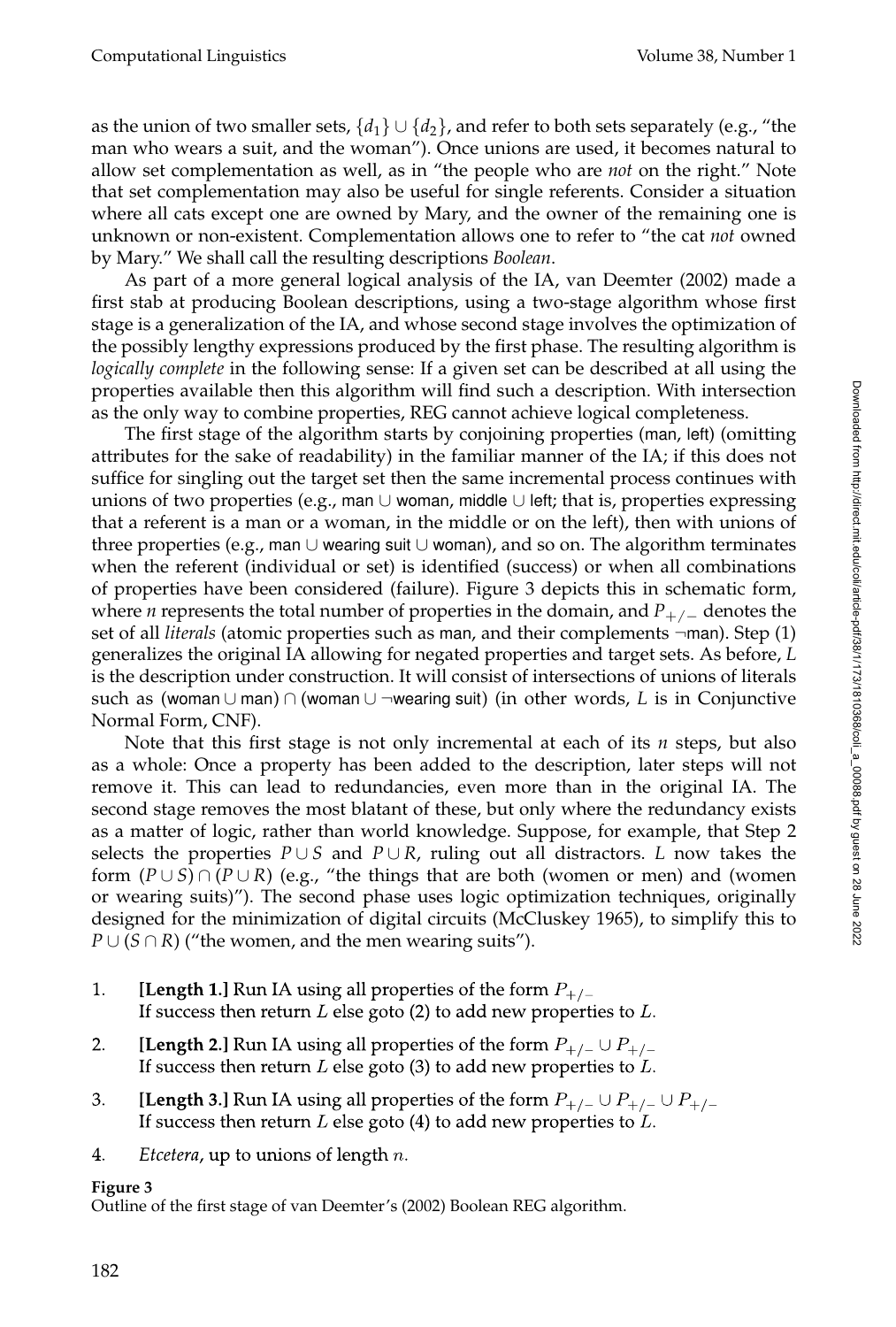as the union of two smaller sets, $\{d_1\} \cup \{d_2\}$, and refer to both sets separately (e.g., "the man who wears a suit, and the woman"). Once unions are used, it becomes natural to allow set complementation as well, as in "the people who are *not* on the right." Note that set complementation may also be useful for single referents. Consider a situation where all cats except one are owned by Mary, and the owner of the remaining one is unknown or non-existent. Complementation allows one to refer to "the cat *not* owned by Mary." We shall call the resulting descriptions *Boolean*.

As part of a more general logical analysis of the IA, van Deemter (2002) made a first stab at producing Boolean descriptions, using a two-stage algorithm whose first stage is a generalization of the IA, and whose second stage involves the optimization of the possibly lengthy expressions produced by the first phase. The resulting algorithm is *logically complete* in the following sense: If a given set can be described at all using the properties available then this algorithm will find such a description. With intersection as the only way to combine properties, REG cannot achieve logical completeness.

The first stage of the algorithm starts by conjoining properties (man, left) (omitting attributes for the sake of readability) in the familiar manner of the IA; if this does not suffice for singling out the target set then the same incremental process continues with unions of two properties (e.g., man $\cup$ woman, middle $\cup$ left; that is, properties expressing that a referent is a man or a woman, in the middle or on the left), then with unions of three properties (e.g., man $\cup$ wearing suit $\cup$ woman), and so on. The algorithm terminates when the referent (individual or set) is identified (success) or when all combinations of properties have been considered (failure). Figure 3 depicts this in schematic form, where $n$ represents the total number of properties in the domain, and $P_{+/-}$ denotes the set of all *literals* (atomic properties such as man, and their complements $\neg$man). Step (1) generalizes the original IA allowing for negated properties and target sets. As before, $L$ is the description under construction. It will consist of intersections of unions of literals such as (woman $\cup$ man) $\cap$ (woman $\cup$ $\neg$wearing suit) (in other words, $L$ is in Conjunctive Normal Form, CNF).

Note that this first stage is not only incremental at each of its $n$ steps, but also as a whole: Once a property has been added to the description, later steps will not remove it. This can lead to redundancies, even more than in the original IA. The second stage removes the most blatant of these, but only where the redundancy exists as a matter of logic, rather than world knowledge. Suppose, for example, that Step 2 selects the properties $P \cup S$ and $P \cup R$, ruling out all distractors. $L$ now takes the form $(P \cup S) \cap (P \cup R)$ (e.g., "the things that are both (women or men) and (women or wearing suits)"). The second phase uses logic optimization techniques, originally designed for the minimization of digital circuits (McCluskey 1965), to simplify this to $P \cup (S \cap R)$ ("the women, and the men wearing suits").

1. **[Length 1.]** Run IA using all properties of the form $P_{+/-}$
   If success then return $L$ else goto (2) to add new properties to $L$.
2. **[Length 2.]** Run IA using all properties of the form $P_{+/-} \cup P_{+/-}$
   If success then return $L$ else goto (3) to add new properties to $L$.
3. **[Length 3.]** Run IA using all properties of the form $P_{+/-} \cup P_{+/-} \cup P_{+/-}$
   If success then return $L$ else goto (4) to add new properties to $L$.
4. *Etcetera*, up to unions of length $n$.

**Figure 3**
Outline of the first stage of van Deemter's (2002) Boolean REG algorithm.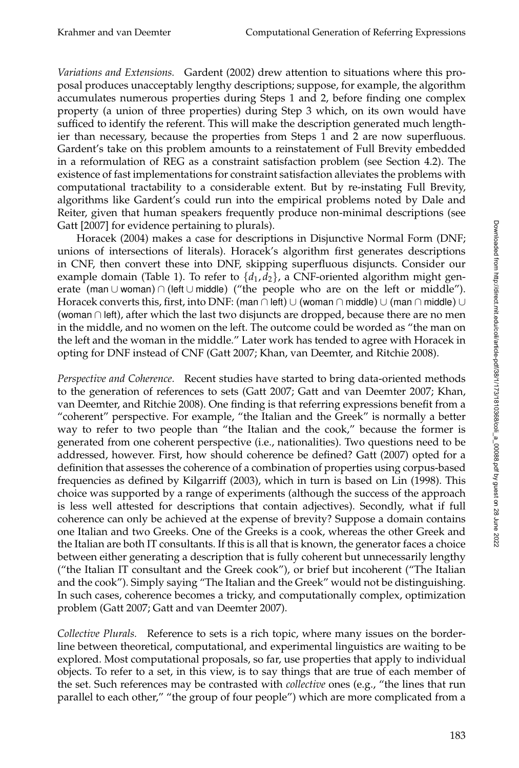*Variations and Extensions.* Gardent (2002) drew attention to situations where this proposal produces unacceptably lengthy descriptions; suppose, for example, the algorithm accumulates numerous properties during Steps 1 and 2, before finding one complex property (a union of three properties) during Step 3 which, on its own would have sufficed to identify the referent. This will make the description generated much lengthier than necessary, because the properties from Steps 1 and 2 are now superfluous. Gardent's take on this problem amounts to a reinstatement of Full Brevity embedded in a reformulation of REG as a constraint satisfaction problem (see Section 4.2). The existence of fast implementations for constraint satisfaction alleviates the problems with computational tractability to a considerable extent. But by re-instating Full Brevity, algorithms like Gardent's could run into the empirical problems noted by Dale and Reiter, given that human speakers frequently produce non-minimal descriptions (see Gatt [2007] for evidence pertaining to plurals).

Horacek (2004) makes a case for descriptions in Disjunctive Normal Form (DNF; unions of intersections of literals). Horacek's algorithm first generates descriptions in CNF, then convert these into DNF, skipping superfluous disjuncts. Consider our example domain (Table 1). To refer to $\{d_1, d_2\}$, a CNF-oriented algorithm might generate $(\mathsf{man} \cup \mathsf{woman}) \cap (\mathsf{left} \cup \mathsf{middle})$ ("the people who are on the left or middle"). Horacek converts this, first, into DNF: $(\mathsf{man} \cap \mathsf{left}) \cup (\mathsf{woman} \cap \mathsf{middle}) \cup (\mathsf{man} \cap \mathsf{middle}) \cup (\mathsf{woman} \cap \mathsf{left})$, after which the last two disjuncts are dropped, because there are no men in the middle, and no women on the left. The outcome could be worded as "the man on the left and the woman in the middle." Later work has tended to agree with Horacek in opting for DNF instead of CNF (Gatt 2007; Khan, van Deemter, and Ritchie 2008).

*Perspective and Coherence.* Recent studies have started to bring data-oriented methods to the generation of references to sets (Gatt 2007; Gatt and van Deemter 2007; Khan, van Deemter, and Ritchie 2008). One finding is that referring expressions benefit from a "coherent" perspective. For example, "the Italian and the Greek" is normally a better way to refer to two people than "the Italian and the cook," because the former is generated from one coherent perspective (i.e., nationalities). Two questions need to be addressed, however. First, how should coherence be defined? Gatt (2007) opted for a definition that assesses the coherence of a combination of properties using corpus-based frequencies as defined by Kilgarriff (2003), which in turn is based on Lin (1998). This choice was supported by a range of experiments (although the success of the approach is less well attested for descriptions that contain adjectives). Secondly, what if full coherence can only be achieved at the expense of brevity? Suppose a domain contains one Italian and two Greeks. One of the Greeks is a cook, whereas the other Greek and the Italian are both IT consultants. If this is all that is known, the generator faces a choice between either generating a description that is fully coherent but unnecessarily lengthy ("the Italian IT consultant and the Greek cook"), or brief but incoherent ("The Italian and the cook"). Simply saying "The Italian and the Greek" would not be distinguishing. In such cases, coherence becomes a tricky, and computationally complex, optimization problem (Gatt 2007; Gatt and van Deemter 2007).

*Collective Plurals.* Reference to sets is a rich topic, where many issues on the borderline between theoretical, computational, and experimental linguistics are waiting to be explored. Most computational proposals, so far, use properties that apply to individual objects. To refer to a set, in this view, is to say things that are true of each member of the set. Such references may be contrasted with *collective* ones (e.g., "the lines that run parallel to each other," "the group of four people") which are more complicated from a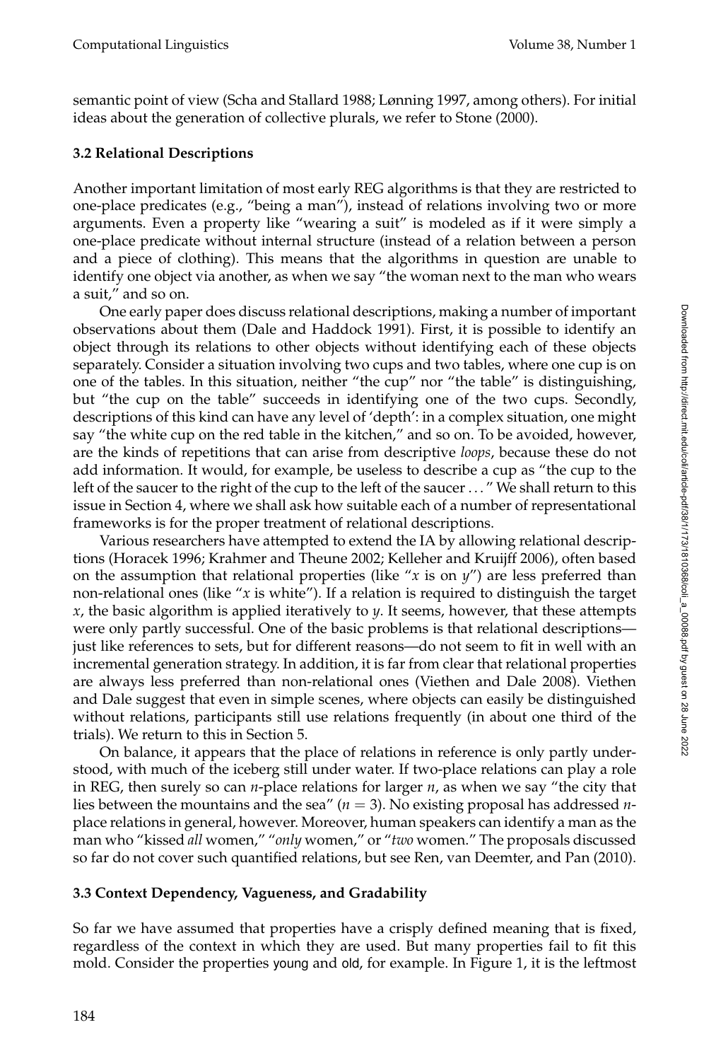semantic point of view (Scha and Stallard 1988; Lønning 1997, among others). For initial ideas about the generation of collective plurals, we refer to Stone (2000).

### 3.2 Relational Descriptions

Another important limitation of most early REG algorithms is that they are restricted to one-place predicates (e.g., "being a man"), instead of relations involving two or more arguments. Even a property like "wearing a suit" is modeled as if it were simply a one-place predicate without internal structure (instead of a relation between a person and a piece of clothing). This means that the algorithms in question are unable to identify one object via another, as when we say "the woman next to the man who wears a suit," and so on.

One early paper does discuss relational descriptions, making a number of important observations about them (Dale and Haddock 1991). First, it is possible to identify an object through its relations to other objects without identifying each of these objects separately. Consider a situation involving two cups and two tables, where one cup is on one of the tables. In this situation, neither "the cup" nor "the table" is distinguishing, but "the cup on the table" succeeds in identifying one of the two cups. Secondly, descriptions of this kind can have any level of 'depth': in a complex situation, one might say "the white cup on the red table in the kitchen," and so on. To be avoided, however, are the kinds of repetitions that can arise from descriptive *loops*, because these do not add information. It would, for example, be useless to describe a cup as "the cup to the left of the saucer to the right of the cup to the left of the saucer ..." We shall return to this issue in Section 4, where we shall ask how suitable each of a number of representational frameworks is for the proper treatment of relational descriptions.

Various researchers have attempted to extend the IA by allowing relational descriptions (Horacek 1996; Krahmer and Theune 2002; Kelleher and Kruijff 2006), often based on the assumption that relational properties (like "$x$ is on $y$") are less preferred than non-relational ones (like "$x$ is white"). If a relation is required to distinguish the target $x$, the basic algorithm is applied iteratively to $y$. It seems, however, that these attempts were only partly successful. One of the basic problems is that relational descriptions—just like references to sets, but for different reasons—do not seem to fit in well with an incremental generation strategy. In addition, it is far from clear that relational properties are always less preferred than non-relational ones (Viethen and Dale 2008). Viethen and Dale suggest that even in simple scenes, where objects can easily be distinguished without relations, participants still use relations frequently (in about one third of the trials). We return to this in Section 5.

On balance, it appears that the place of relations in reference is only partly understood, with much of the iceberg still under water. If two-place relations can play a role in REG, then surely so can $n$-place relations for larger $n$, as when we say "the city that lies between the mountains and the sea" ($n = 3$). No existing proposal has addressed $n$-place relations in general, however. Moreover, human speakers can identify a man as the man who "kissed *all* women," "*only* women," or "*two* women." The proposals discussed so far do not cover such quantified relations, but see Ren, van Deemter, and Pan (2010).

### 3.3 Context Dependency, Vagueness, and Gradability

So far we have assumed that properties have a crisply defined meaning that is fixed, regardless of the context in which they are used. But many properties fail to fit this mold. Consider the properties young and old, for example. In Figure 1, it is the leftmost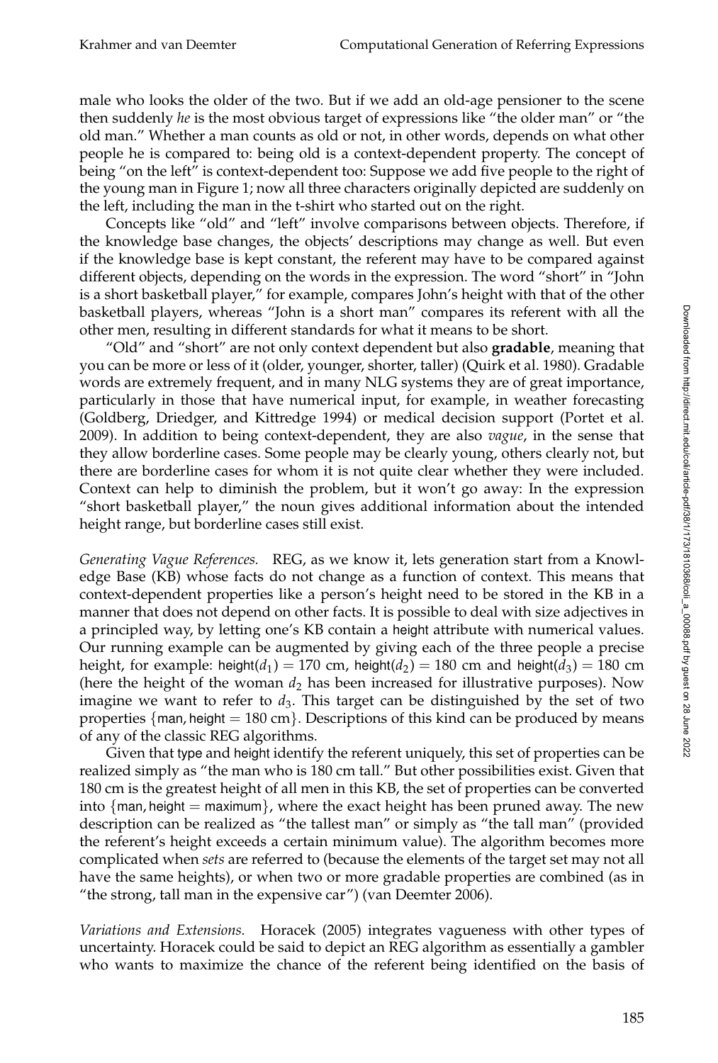male who looks the older of the two. But if we add an old-age pensioner to the scene then suddenly *he* is the most obvious target of expressions like "the older man" or "the old man." Whether a man counts as old or not, in other words, depends on what other people he is compared to: being old is a context-dependent property. The concept of being "on the left" is context-dependent too: Suppose we add five people to the right of the young man in Figure 1; now all three characters originally depicted are suddenly on the left, including the man in the t-shirt who started out on the right.

Concepts like "old" and "left" involve comparisons between objects. Therefore, if the knowledge base changes, the objects' descriptions may change as well. But even if the knowledge base is kept constant, the referent may have to be compared against different objects, depending on the words in the expression. The word "short" in "John is a short basketball player," for example, compares John's height with that of the other basketball players, whereas "John is a short man" compares its referent with all the other men, resulting in different standards for what it means to be short.

"Old" and "short" are not only context dependent but also **gradable**, meaning that you can be more or less of it (older, younger, shorter, taller) (Quirk et al. 1980). Gradable words are extremely frequent, and in many NLG systems they are of great importance, particularly in those that have numerical input, for example, in weather forecasting (Goldberg, Driedger, and Kittredge 1994) or medical decision support (Portet et al. 2009). In addition to being context-dependent, they are also *vague*, in the sense that they allow borderline cases. Some people may be clearly young, others clearly not, but there are borderline cases for whom it is not quite clear whether they were included. Context can help to diminish the problem, but it won't go away: In the expression "short basketball player," the noun gives additional information about the intended height range, but borderline cases still exist.

*Generating Vague References.* REG, as we know it, lets generation start from a Knowledge Base (KB) whose facts do not change as a function of context. This means that context-dependent properties like a person's height need to be stored in the KB in a manner that does not depend on other facts. It is possible to deal with size adjectives in a principled way, by letting one's KB contain a height attribute with numerical values. Our running example can be augmented by giving each of the three people a precise height, for example: $\text{height}(d_1) = 170$ cm, $\text{height}(d_2) = 180$ cm and $\text{height}(d_3) = 180$ cm (here the height of the woman $d_2$ has been increased for illustrative purposes). Now imagine we want to refer to $d_3$. This target can be distinguished by the set of two properties $\{\text{man}, \text{height} = 180 \text{ cm}\}$. Descriptions of this kind can be produced by means of any of the classic REG algorithms.

Given that type and height identify the referent uniquely, this set of properties can be realized simply as "the man who is 180 cm tall." But other possibilities exist. Given that 180 cm is the greatest height of all men in this KB, the set of properties can be converted into $\{\text{man}, \text{height} = \text{maximum}\}$, where the exact height has been pruned away. The new description can be realized as "the tallest man" or simply as "the tall man" (provided the referent's height exceeds a certain minimum value). The algorithm becomes more complicated when *sets* are referred to (because the elements of the target set may not all have the same heights), or when two or more gradable properties are combined (as in "the strong, tall man in the expensive car") (van Deemter 2006).

*Variations and Extensions.* Horacek (2005) integrates vagueness with other types of uncertainty. Horacek could be said to depict an REG algorithm as essentially a gambler who wants to maximize the chance of the referent being identified on the basis of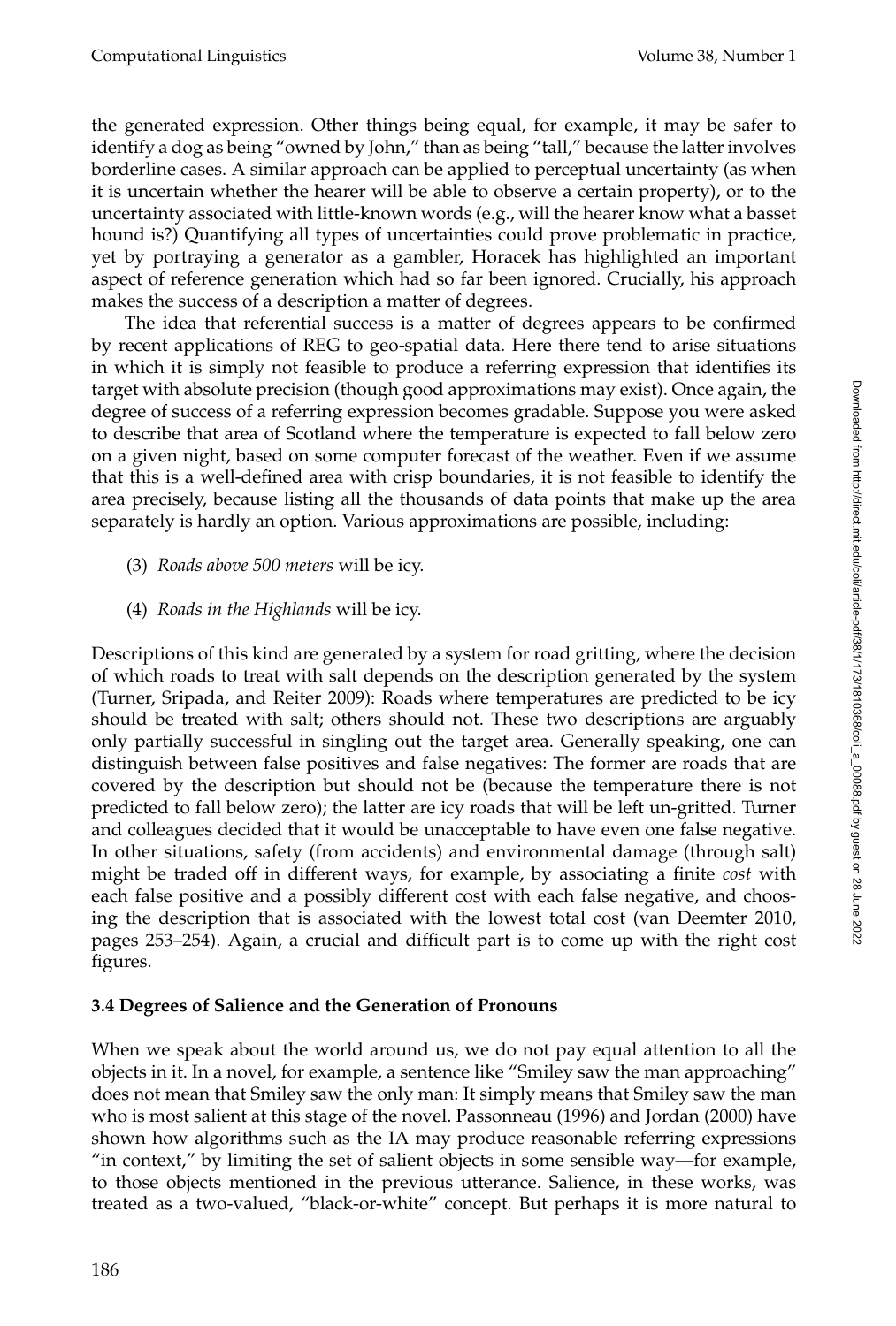the generated expression. Other things being equal, for example, it may be safer to identify a dog as being "owned by John," than as being "tall," because the latter involves borderline cases. A similar approach can be applied to perceptual uncertainty (as when it is uncertain whether the hearer will be able to observe a certain property), or to the uncertainty associated with little-known words (e.g., will the hearer know what a basset hound is?) Quantifying all types of uncertainties could prove problematic in practice, yet by portraying a generator as a gambler, Horacek has highlighted an important aspect of reference generation which had so far been ignored. Crucially, his approach makes the success of a description a matter of degrees.

The idea that referential success is a matter of degrees appears to be confirmed by recent applications of REG to geo-spatial data. Here there tend to arise situations in which it is simply not feasible to produce a referring expression that identifies its target with absolute precision (though good approximations may exist). Once again, the degree of success of a referring expression becomes gradable. Suppose you were asked to describe that area of Scotland where the temperature is expected to fall below zero on a given night, based on some computer forecast of the weather. Even if we assume that this is a well-defined area with crisp boundaries, it is not feasible to identify the area precisely, because listing all the thousands of data points that make up the area separately is hardly an option. Various approximations are possible, including:

(3) *Roads above 500 meters* will be icy.

(4) *Roads in the Highlands* will be icy.

Descriptions of this kind are generated by a system for road gritting, where the decision of which roads to treat with salt depends on the description generated by the system (Turner, Sripada, and Reiter 2009): Roads where temperatures are predicted to be icy should be treated with salt; others should not. These two descriptions are arguably only partially successful in singling out the target area. Generally speaking, one can distinguish between false positives and false negatives: The former are roads that are covered by the description but should not be (because the temperature there is not predicted to fall below zero); the latter are icy roads that will be left un-gritted. Turner and colleagues decided that it would be unacceptable to have even one false negative. In other situations, safety (from accidents) and environmental damage (through salt) might be traded off in different ways, for example, by associating a finite *cost* with each false positive and a possibly different cost with each false negative, and choosing the description that is associated with the lowest total cost (van Deemter 2010, pages 253–254). Again, a crucial and difficult part is to come up with the right cost figures.

### 3.4 Degrees of Salience and the Generation of Pronouns

When we speak about the world around us, we do not pay equal attention to all the objects in it. In a novel, for example, a sentence like "Smiley saw the man approaching" does not mean that Smiley saw the only man: It simply means that Smiley saw the man who is most salient at this stage of the novel. Passonneau (1996) and Jordan (2000) have shown how algorithms such as the IA may produce reasonable referring expressions "in context," by limiting the set of salient objects in some sensible way—for example, to those objects mentioned in the previous utterance. Salience, in these works, was treated as a two-valued, "black-or-white" concept. But perhaps it is more natural to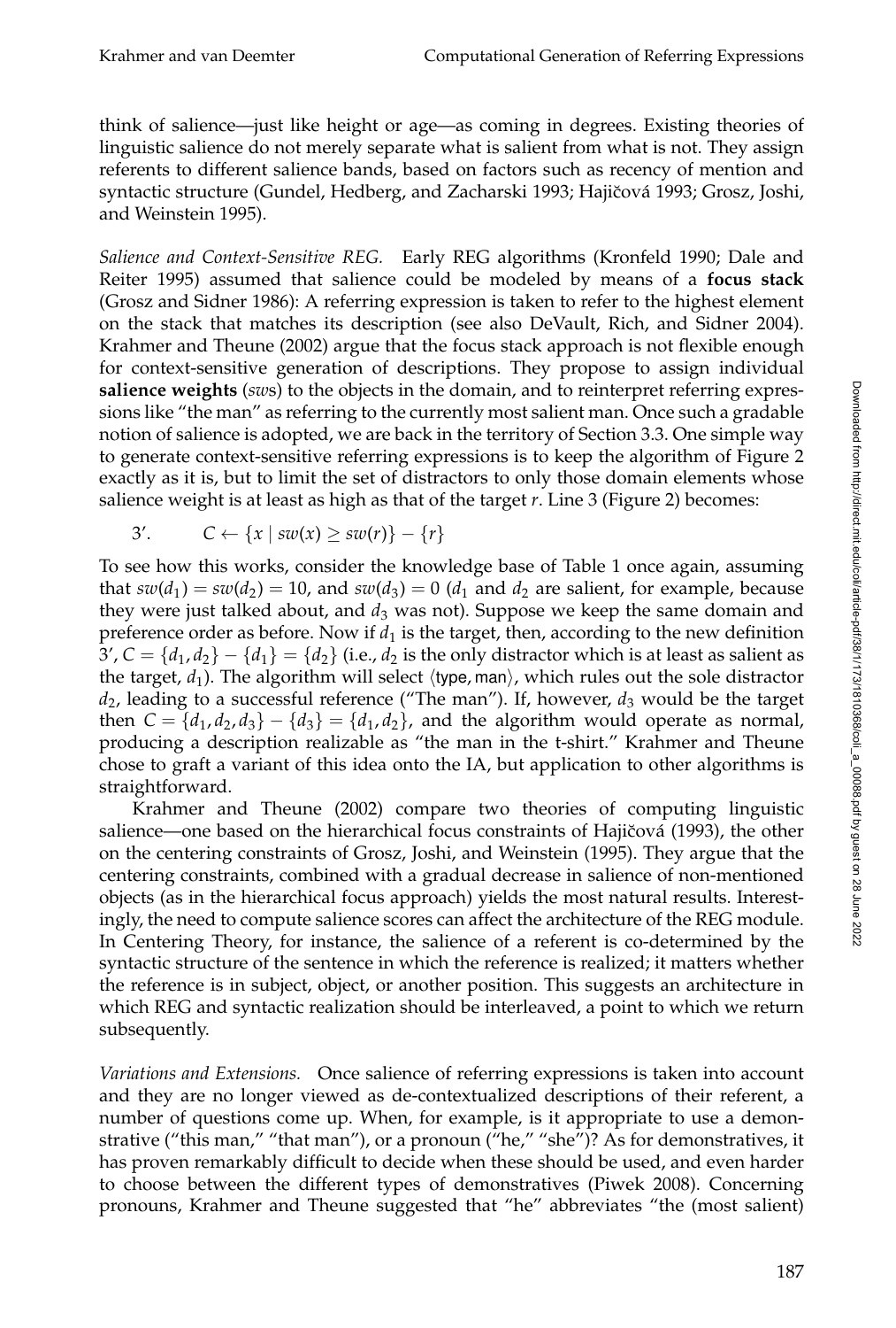think of salience—just like height or age—as coming in degrees. Existing theories of linguistic salience do not merely separate what is salient from what is not. They assign referents to different salience bands, based on factors such as recency of mention and syntactic structure (Gundel, Hedberg, and Zacharski 1993; Hajičová 1993; Grosz, Joshi, and Weinstein 1995).

*Salience and Context-Sensitive REG.* Early REG algorithms (Kronfeld 1990; Dale and Reiter 1995) assumed that salience could be modeled by means of a **focus stack** (Grosz and Sidner 1986): A referring expression is taken to refer to the highest element on the stack that matches its description (see also DeVault, Rich, and Sidner 2004). Krahmer and Theune (2002) argue that the focus stack approach is not flexible enough for context-sensitive generation of descriptions. They propose to assign individual **salience weights** (*sw*s) to the objects in the domain, and to reinterpret referring expressions like "the man" as referring to the currently most salient man. Once such a gradable notion of salience is adopted, we are back in the territory of Section 3.3. One simple way to generate context-sensitive referring expressions is to keep the algorithm of Figure 2 exactly as it is, but to limit the set of distractors to only those domain elements whose salience weight is at least as high as that of the target *r*. Line 3 (Figure 2) becomes:

3′. $C \leftarrow \{x \mid sw(x) \geq sw(r)\} - \{r\}$

To see how this works, consider the knowledge base of Table 1 once again, assuming that $sw(d_1) = sw(d_2) = 10$, and $sw(d_3) = 0$ ($d_1$ and $d_2$ are salient, for example, because they were just talked about, and $d_3$ was not). Suppose we keep the same domain and preference order as before. Now if $d_1$ is the target, then, according to the new definition 3′, $C = \{d_1, d_2\} - \{d_1\} = \{d_2\}$ (i.e., $d_2$ is the only distractor which is at least as salient as the target, $d_1$). The algorithm will select ⟨type, man⟩, which rules out the sole distractor $d_2$, leading to a successful reference ("The man"). If, however, $d_3$ would be the target then $C = \{d_1, d_2, d_3\} - \{d_3\} = \{d_1, d_2\}$, and the algorithm would operate as normal, producing a description realizable as "the man in the t-shirt." Krahmer and Theune chose to graft a variant of this idea onto the IA, but application to other algorithms is straightforward.

Krahmer and Theune (2002) compare two theories of computing linguistic salience—one based on the hierarchical focus constraints of Hajičová (1993), the other on the centering constraints of Grosz, Joshi, and Weinstein (1995). They argue that the centering constraints, combined with a gradual decrease in salience of non-mentioned objects (as in the hierarchical focus approach) yields the most natural results. Interestingly, the need to compute salience scores can affect the architecture of the REG module. In Centering Theory, for instance, the salience of a referent is co-determined by the syntactic structure of the sentence in which the reference is realized; it matters whether the reference is in subject, object, or another position. This suggests an architecture in which REG and syntactic realization should be interleaved, a point to which we return subsequently.

*Variations and Extensions.* Once salience of referring expressions is taken into account and they are no longer viewed as de-contextualized descriptions of their referent, a number of questions come up. When, for example, is it appropriate to use a demonstrative ("this man," "that man"), or a pronoun ("he," "she")? As for demonstratives, it has proven remarkably difficult to decide when these should be used, and even harder to choose between the different types of demonstratives (Piwek 2008). Concerning pronouns, Krahmer and Theune suggested that "he" abbreviates "the (most salient)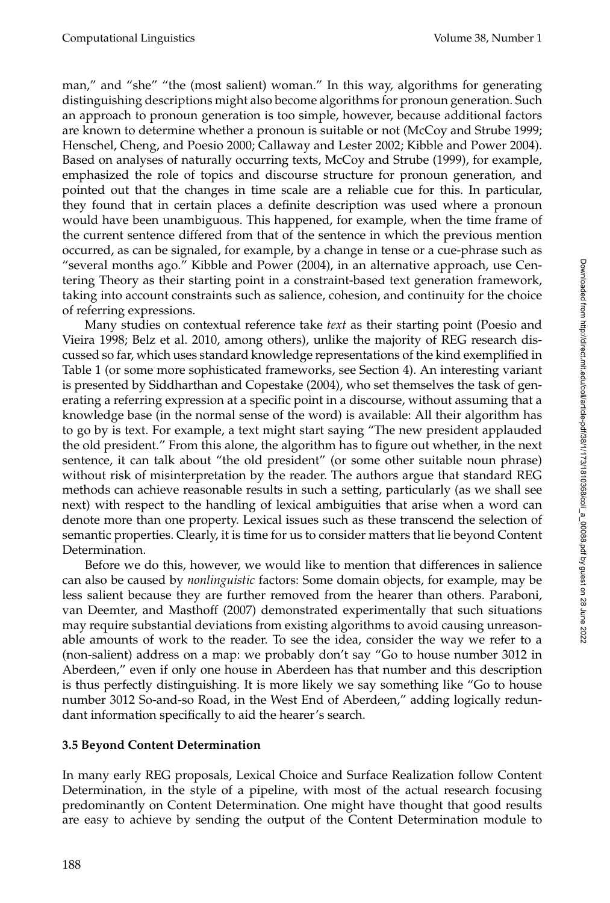man," and "she" "the (most salient) woman." In this way, algorithms for generating distinguishing descriptions might also become algorithms for pronoun generation. Such an approach to pronoun generation is too simple, however, because additional factors are known to determine whether a pronoun is suitable or not (McCoy and Strube 1999; Henschel, Cheng, and Poesio 2000; Callaway and Lester 2002; Kibble and Power 2004). Based on analyses of naturally occurring texts, McCoy and Strube (1999), for example, emphasized the role of topics and discourse structure for pronoun generation, and pointed out that the changes in time scale are a reliable cue for this. In particular, they found that in certain places a definite description was used where a pronoun would have been unambiguous. This happened, for example, when the time frame of the current sentence differed from that of the sentence in which the previous mention occurred, as can be signaled, for example, by a change in tense or a cue-phrase such as "several months ago." Kibble and Power (2004), in an alternative approach, use Centering Theory as their starting point in a constraint-based text generation framework, taking into account constraints such as salience, cohesion, and continuity for the choice of referring expressions.

Many studies on contextual reference take *text* as their starting point (Poesio and Vieira 1998; Belz et al. 2010, among others), unlike the majority of REG research discussed so far, which uses standard knowledge representations of the kind exemplified in Table 1 (or some more sophisticated frameworks, see Section 4). An interesting variant is presented by Siddharthan and Copestake (2004), who set themselves the task of generating a referring expression at a specific point in a discourse, without assuming that a knowledge base (in the normal sense of the word) is available: All their algorithm has to go by is text. For example, a text might start saying "The new president applauded the old president." From this alone, the algorithm has to figure out whether, in the next sentence, it can talk about "the old president" (or some other suitable noun phrase) without risk of misinterpretation by the reader. The authors argue that standard REG methods can achieve reasonable results in such a setting, particularly (as we shall see next) with respect to the handling of lexical ambiguities that arise when a word can denote more than one property. Lexical issues such as these transcend the selection of semantic properties. Clearly, it is time for us to consider matters that lie beyond Content Determination.

Before we do this, however, we would like to mention that differences in salience can also be caused by *nonlinguistic* factors: Some domain objects, for example, may be less salient because they are further removed from the hearer than others. Paraboni, van Deemter, and Masthoff (2007) demonstrated experimentally that such situations may require substantial deviations from existing algorithms to avoid causing unreasonable amounts of work to the reader. To see the idea, consider the way we refer to a (non-salient) address on a map: we probably don't say "Go to house number 3012 in Aberdeen," even if only one house in Aberdeen has that number and this description is thus perfectly distinguishing. It is more likely we say something like "Go to house number 3012 So-and-so Road, in the West End of Aberdeen," adding logically redundant information specifically to aid the hearer's search.

### 3.5 Beyond Content Determination

In many early REG proposals, Lexical Choice and Surface Realization follow Content Determination, in the style of a pipeline, with most of the actual research focusing predominantly on Content Determination. One might have thought that good results are easy to achieve by sending the output of the Content Determination module to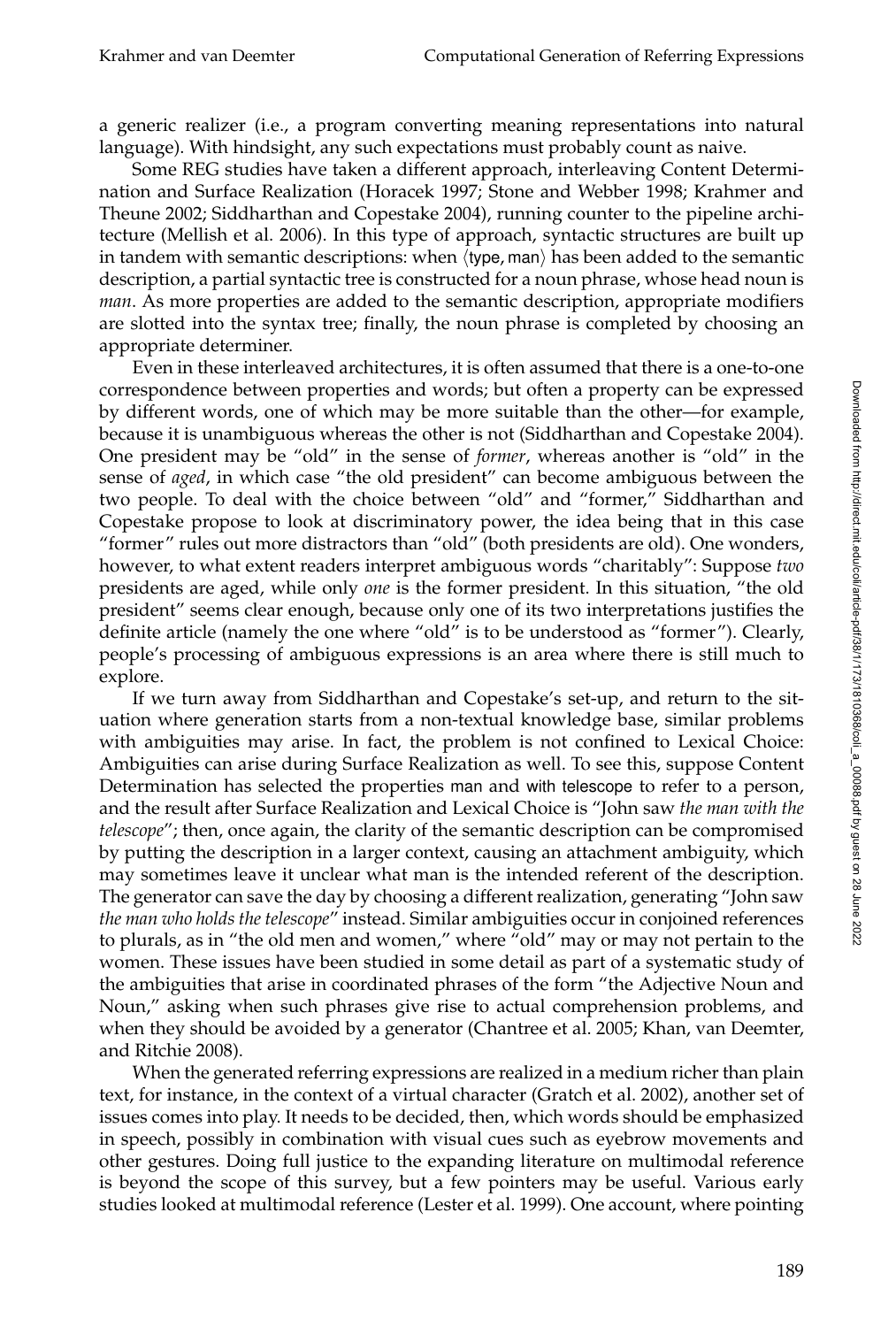a generic realizer (i.e., a program converting meaning representations into natural language). With hindsight, any such expectations must probably count as naive.

Some REG studies have taken a different approach, interleaving Content Determination and Surface Realization (Horacek 1997; Stone and Webber 1998; Krahmer and Theune 2002; Siddharthan and Copestake 2004), running counter to the pipeline architecture (Mellish et al. 2006). In this type of approach, syntactic structures are built up in tandem with semantic descriptions: when ⟨type, man⟩ has been added to the semantic description, a partial syntactic tree is constructed for a noun phrase, whose head noun is *man*. As more properties are added to the semantic description, appropriate modifiers are slotted into the syntax tree; finally, the noun phrase is completed by choosing an appropriate determiner.

Even in these interleaved architectures, it is often assumed that there is a one-to-one correspondence between properties and words; but often a property can be expressed by different words, one of which may be more suitable than the other—for example, because it is unambiguous whereas the other is not (Siddharthan and Copestake 2004). One president may be "old" in the sense of *former*, whereas another is "old" in the sense of *aged*, in which case "the old president" can become ambiguous between the two people. To deal with the choice between "old" and "former," Siddharthan and Copestake propose to look at discriminatory power, the idea being that in this case "former" rules out more distractors than "old" (both presidents are old). One wonders, however, to what extent readers interpret ambiguous words "charitably": Suppose *two* presidents are aged, while only *one* is the former president. In this situation, "the old president" seems clear enough, because only one of its two interpretations justifies the definite article (namely the one where "old" is to be understood as "former"). Clearly, people's processing of ambiguous expressions is an area where there is still much to explore.

If we turn away from Siddharthan and Copestake's set-up, and return to the situation where generation starts from a non-textual knowledge base, similar problems with ambiguities may arise. In fact, the problem is not confined to Lexical Choice: Ambiguities can arise during Surface Realization as well. To see this, suppose Content Determination has selected the properties man and with telescope to refer to a person, and the result after Surface Realization and Lexical Choice is "John saw *the man with the telescope*"; then, once again, the clarity of the semantic description can be compromised by putting the description in a larger context, causing an attachment ambiguity, which may sometimes leave it unclear what man is the intended referent of the description. The generator can save the day by choosing a different realization, generating "John saw *the man who holds the telescope*" instead. Similar ambiguities occur in conjoined references to plurals, as in "the old men and women," where "old" may or may not pertain to the women. These issues have been studied in some detail as part of a systematic study of the ambiguities that arise in coordinated phrases of the form "the Adjective Noun and Noun," asking when such phrases give rise to actual comprehension problems, and when they should be avoided by a generator (Chantree et al. 2005; Khan, van Deemter, and Ritchie 2008).

When the generated referring expressions are realized in a medium richer than plain text, for instance, in the context of a virtual character (Gratch et al. 2002), another set of issues comes into play. It needs to be decided, then, which words should be emphasized in speech, possibly in combination with visual cues such as eyebrow movements and other gestures. Doing full justice to the expanding literature on multimodal reference is beyond the scope of this survey, but a few pointers may be useful. Various early studies looked at multimodal reference (Lester et al. 1999). One account, where pointing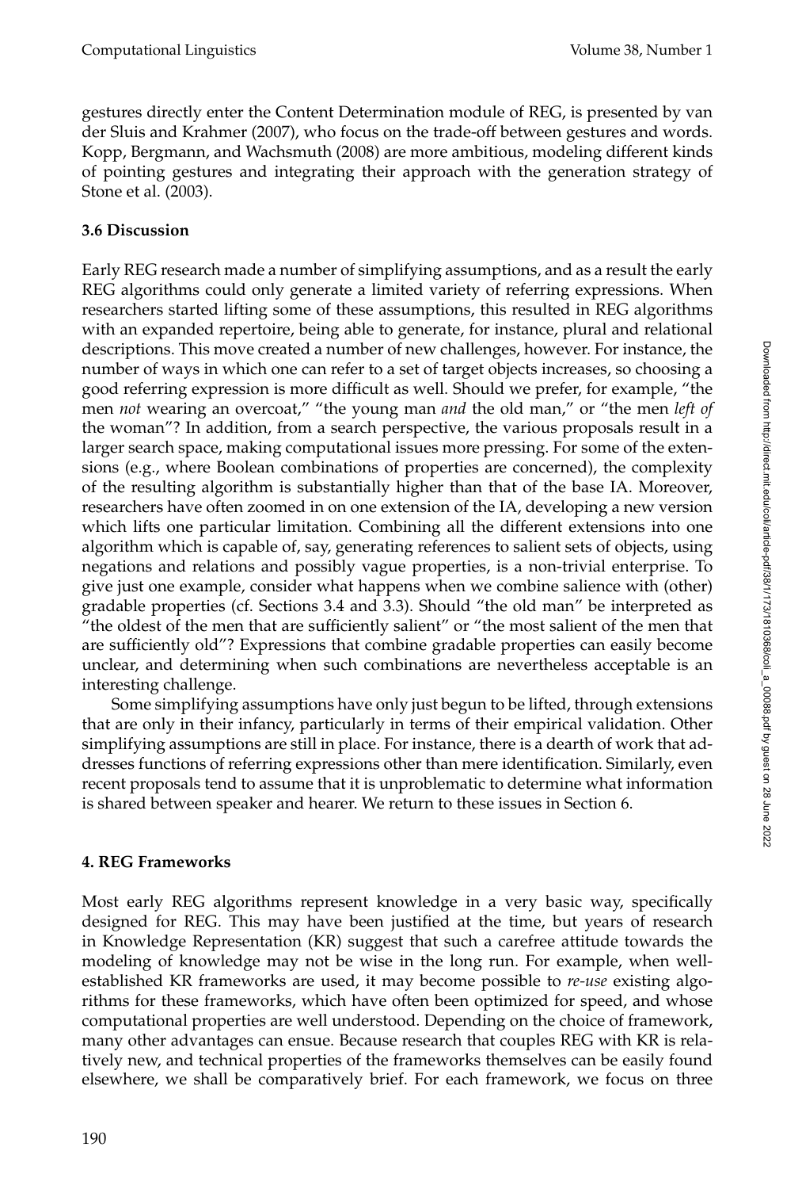gestures directly enter the Content Determination module of REG, is presented by van der Sluis and Krahmer (2007), who focus on the trade-off between gestures and words. Kopp, Bergmann, and Wachsmuth (2008) are more ambitious, modeling different kinds of pointing gestures and integrating their approach with the generation strategy of Stone et al. (2003).

### 3.6 Discussion

Early REG research made a number of simplifying assumptions, and as a result the early REG algorithms could only generate a limited variety of referring expressions. When researchers started lifting some of these assumptions, this resulted in REG algorithms with an expanded repertoire, being able to generate, for instance, plural and relational descriptions. This move created a number of new challenges, however. For instance, the number of ways in which one can refer to a set of target objects increases, so choosing a good referring expression is more difficult as well. Should we prefer, for example, "the men *not* wearing an overcoat," "the young man *and* the old man," or "the men *left of* the woman"? In addition, from a search perspective, the various proposals result in a larger search space, making computational issues more pressing. For some of the extensions (e.g., where Boolean combinations of properties are concerned), the complexity of the resulting algorithm is substantially higher than that of the base IA. Moreover, researchers have often zoomed in on one extension of the IA, developing a new version which lifts one particular limitation. Combining all the different extensions into one algorithm which is capable of, say, generating references to salient sets of objects, using negations and relations and possibly vague properties, is a non-trivial enterprise. To give just one example, consider what happens when we combine salience with (other) gradable properties (cf. Sections 3.4 and 3.3). Should "the old man" be interpreted as "the oldest of the men that are sufficiently salient" or "the most salient of the men that are sufficiently old"? Expressions that combine gradable properties can easily become unclear, and determining when such combinations are nevertheless acceptable is an interesting challenge.

Some simplifying assumptions have only just begun to be lifted, through extensions that are only in their infancy, particularly in terms of their empirical validation. Other simplifying assumptions are still in place. For instance, there is a dearth of work that addresses functions of referring expressions other than mere identification. Similarly, even recent proposals tend to assume that it is unproblematic to determine what information is shared between speaker and hearer. We return to these issues in Section 6.

## 4. REG Frameworks

Most early REG algorithms represent knowledge in a very basic way, specifically designed for REG. This may have been justified at the time, but years of research in Knowledge Representation (KR) suggest that such a carefree attitude towards the modeling of knowledge may not be wise in the long run. For example, when well-established KR frameworks are used, it may become possible to *re-use* existing algorithms for these frameworks, which have often been optimized for speed, and whose computational properties are well understood. Depending on the choice of framework, many other advantages can ensue. Because research that couples REG with KR is relatively new, and technical properties of the frameworks themselves can be easily found elsewhere, we shall be comparatively brief. For each framework, we focus on three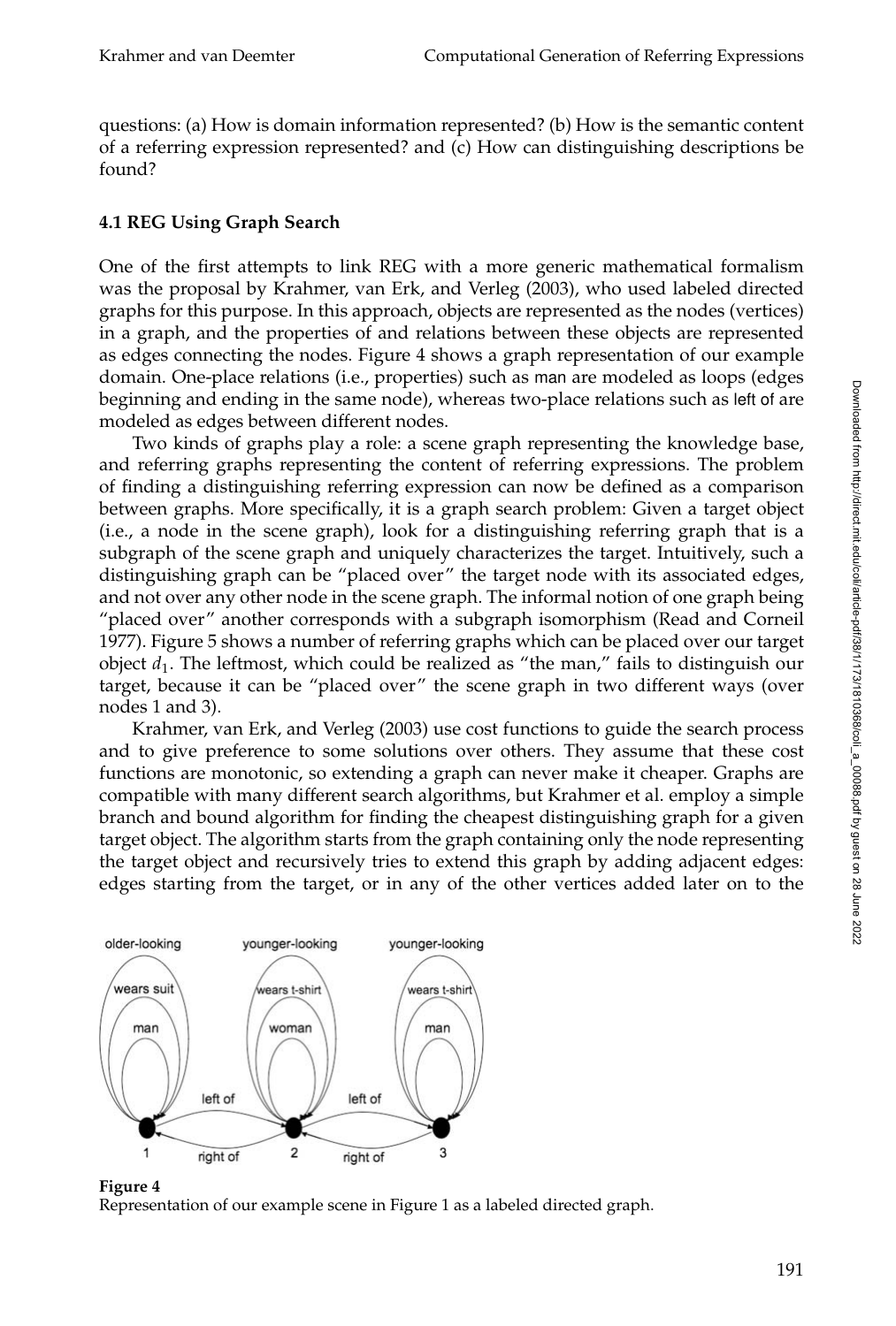questions: (a) How is domain information represented? (b) How is the semantic content of a referring expression represented? and (c) How can distinguishing descriptions be found?

### 4.1 REG Using Graph Search

One of the first attempts to link REG with a more generic mathematical formalism was the proposal by Krahmer, van Erk, and Verleg (2003), who used labeled directed graphs for this purpose. In this approach, objects are represented as the nodes (vertices) in a graph, and the properties of and relations between these objects are represented as edges connecting the nodes. Figure 4 shows a graph representation of our example domain. One-place relations (i.e., properties) such as man are modeled as loops (edges beginning and ending in the same node), whereas two-place relations such as left of are modeled as edges between different nodes.

Two kinds of graphs play a role: a scene graph representing the knowledge base, and referring graphs representing the content of referring expressions. The problem of finding a distinguishing referring expression can now be defined as a comparison between graphs. More specifically, it is a graph search problem: Given a target object (i.e., a node in the scene graph), look for a distinguishing referring graph that is a subgraph of the scene graph and uniquely characterizes the target. Intuitively, such a distinguishing graph can be "placed over" the target node with its associated edges, and not over any other node in the scene graph. The informal notion of one graph being "placed over" another corresponds with a subgraph isomorphism (Read and Corneil 1977). Figure 5 shows a number of referring graphs which can be placed over our target object $d_1$. The leftmost, which could be realized as "the man," fails to distinguish our target, because it can be "placed over" the scene graph in two different ways (over nodes 1 and 3).

Krahmer, van Erk, and Verleg (2003) use cost functions to guide the search process and to give preference to some solutions over others. They assume that these cost functions are monotonic, so extending a graph can never make it cheaper. Graphs are compatible with many different search algorithms, but Krahmer et al. employ a simple branch and bound algorithm for finding the cheapest distinguishing graph for a given target object. The algorithm starts from the graph containing only the node representing the target object and recursively tries to extend this graph by adding adjacent edges: edges starting from the target, or in any of the other vertices added later on to the

**Figure 4**
Representation of our example scene in Figure 1 as a labeled directed graph.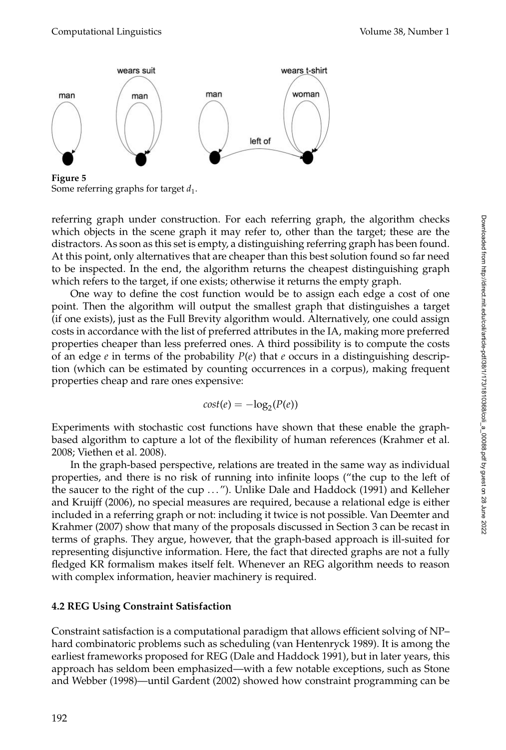**Figure 5**
Some referring graphs for target $d_1$.

referring graph under construction. For each referring graph, the algorithm checks which objects in the scene graph it may refer to, other than the target; these are the distractors. As soon as this set is empty, a distinguishing referring graph has been found. At this point, only alternatives that are cheaper than this best solution found so far need to be inspected. In the end, the algorithm returns the cheapest distinguishing graph which refers to the target, if one exists; otherwise it returns the empty graph.

One way to define the cost function would be to assign each edge a cost of one point. Then the algorithm will output the smallest graph that distinguishes a target (if one exists), just as the Full Brevity algorithm would. Alternatively, one could assign costs in accordance with the list of preferred attributes in the IA, making more preferred properties cheaper than less preferred ones. A third possibility is to compute the costs of an edge $e$ in terms of the probability $P(e)$ that $e$ occurs in a distinguishing description (which can be estimated by counting occurrences in a corpus), making frequent properties cheap and rare ones expensive:

$$cost(e) = -\log_2(P(e))$$

Experiments with stochastic cost functions have shown that these enable the graph-based algorithm to capture a lot of the flexibility of human references (Krahmer et al. 2008; Viethen et al. 2008).

In the graph-based perspective, relations are treated in the same way as individual properties, and there is no risk of running into infinite loops ("the cup to the left of the saucer to the right of the cup ..."). Unlike Dale and Haddock (1991) and Kelleher and Kruijff (2006), no special measures are required, because a relational edge is either included in a referring graph or not: including it twice is not possible. Van Deemter and Krahmer (2007) show that many of the proposals discussed in Section 3 can be recast in terms of graphs. They argue, however, that the graph-based approach is ill-suited for representing disjunctive information. Here, the fact that directed graphs are not a fully fledged KR formalism makes itself felt. Whenever an REG algorithm needs to reason with complex information, heavier machinery is required.

### 4.2 REG Using Constraint Satisfaction

Constraint satisfaction is a computational paradigm that allows efficient solving of NP–hard combinatoric problems such as scheduling (van Hentenryck 1989). It is among the earliest frameworks proposed for REG (Dale and Haddock 1991), but in later years, this approach has seldom been emphasized—with a few notable exceptions, such as Stone and Webber (1998)—until Gardent (2002) showed how constraint programming can be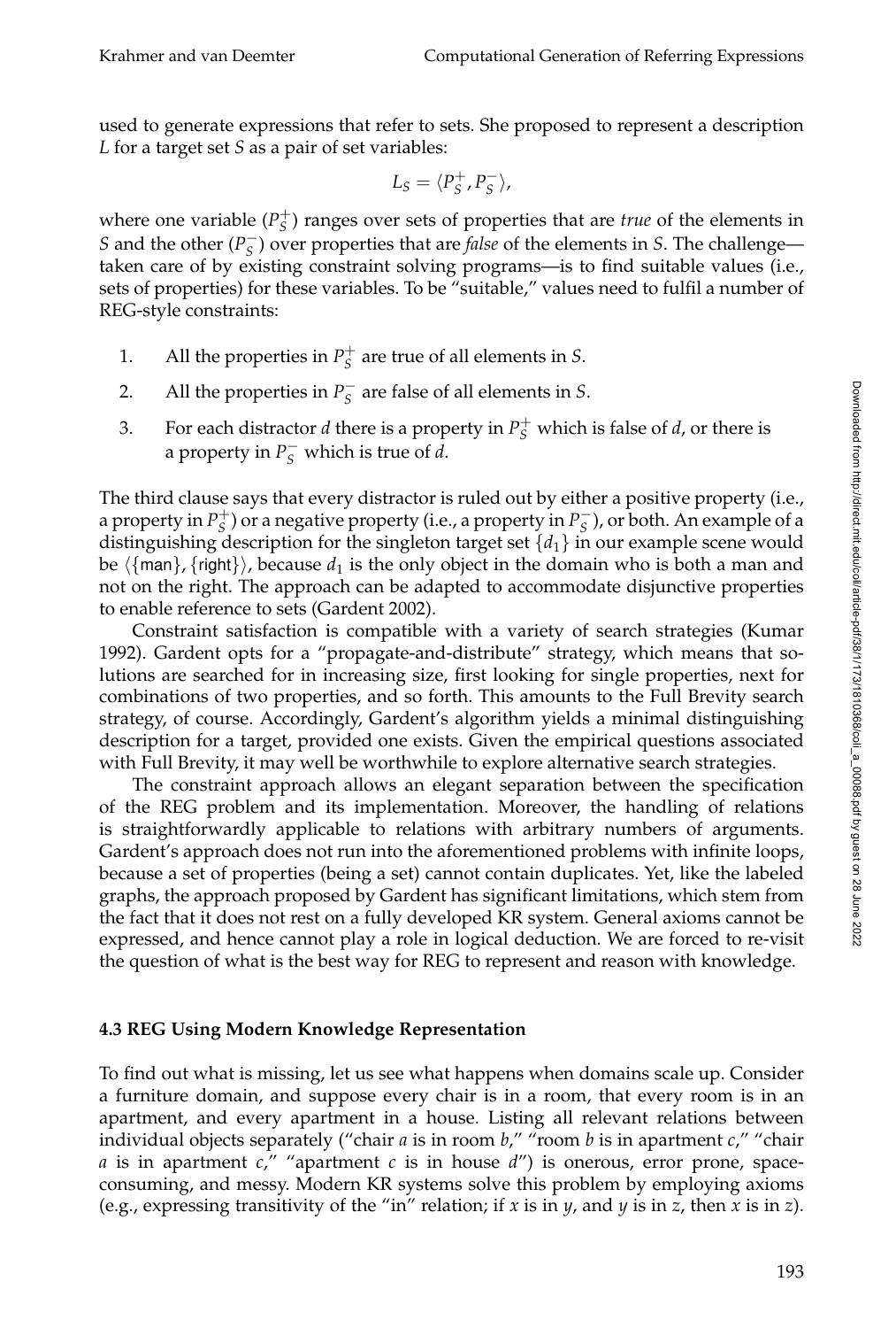used to generate expressions that refer to sets. She proposed to represent a description $L$ for a target set $S$ as a pair of set variables:

$$L_S = \langle P_S^+, P_S^- \rangle,$$

where one variable ($P_S^+$) ranges over sets of properties that are *true* of the elements in $S$ and the other ($P_S^-$) over properties that are *false* of the elements in $S$. The challenge—taken care of by existing constraint solving programs—is to find suitable values (i.e., sets of properties) for these variables. To be "suitable," values need to fulfil a number of REG-style constraints:

1. All the properties in $P_S^+$ are true of all elements in $S$.
2. All the properties in $P_S^-$ are false of all elements in $S$.
3. For each distractor $d$ there is a property in $P_S^+$ which is false of $d$, or there is a property in $P_S^-$ which is true of $d$.

The third clause says that every distractor is ruled out by either a positive property (i.e., a property in $P_S^+$) or a negative property (i.e., a property in $P_S^-$), or both. An example of a distinguishing description for the singleton target set $\{d_1\}$ in our example scene would be $\langle\{\text{man}\}, \{\text{right}\}\rangle$, because $d_1$ is the only object in the domain who is both a man and not on the right. The approach can be adapted to accommodate disjunctive properties to enable reference to sets (Gardent 2002).

Constraint satisfaction is compatible with a variety of search strategies (Kumar 1992). Gardent opts for a "propagate-and-distribute" strategy, which means that solutions are searched for in increasing size, first looking for single properties, next for combinations of two properties, and so forth. This amounts to the Full Brevity search strategy, of course. Accordingly, Gardent's algorithm yields a minimal distinguishing description for a target, provided one exists. Given the empirical questions associated with Full Brevity, it may well be worthwhile to explore alternative search strategies.

The constraint approach allows an elegant separation between the specification of the REG problem and its implementation. Moreover, the handling of relations is straightforwardly applicable to relations with arbitrary numbers of arguments. Gardent's approach does not run into the aforementioned problems with infinite loops, because a set of properties (being a set) cannot contain duplicates. Yet, like the labeled graphs, the approach proposed by Gardent has significant limitations, which stem from the fact that it does not rest on a fully developed KR system. General axioms cannot be expressed, and hence cannot play a role in logical deduction. We are forced to re-visit the question of what is the best way for REG to represent and reason with knowledge.

### 4.3 REG Using Modern Knowledge Representation

To find out what is missing, let us see what happens when domains scale up. Consider a furniture domain, and suppose every chair is in a room, that every room is in an apartment, and every apartment in a house. Listing all relevant relations between individual objects separately ("chair $a$ is in room $b$," "room $b$ is in apartment $c$," "chair $a$ is in apartment $c$," "apartment $c$ is in house $d$") is onerous, error prone, space-consuming, and messy. Modern KR systems solve this problem by employing axioms (e.g., expressing transitivity of the "in" relation; if $x$ is in $y$, and $y$ is in $z$, then $x$ is in $z$).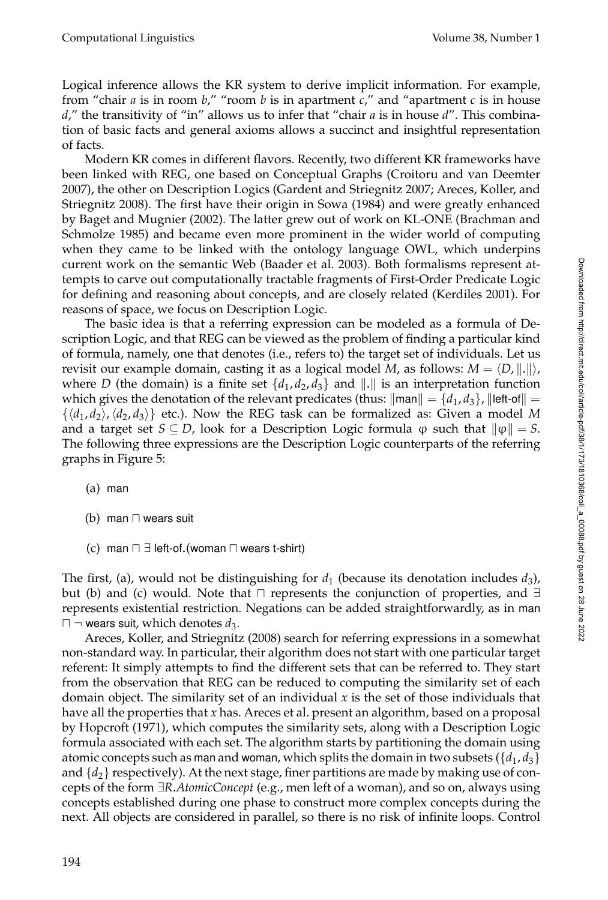Logical inference allows the KR system to derive implicit information. For example, from "chair *a* is in room *b*," "room *b* is in apartment *c*," and "apartment *c* is in house *d*," the transitivity of "in" allows us to infer that "chair *a* is in house *d*". This combination of basic facts and general axioms allows a succinct and insightful representation of facts.

Modern KR comes in different flavors. Recently, two different KR frameworks have been linked with REG, one based on Conceptual Graphs (Croitoru and van Deemter 2007), the other on Description Logics (Gardent and Striegnitz 2007; Areces, Koller, and Striegnitz 2008). The first have their origin in Sowa (1984) and were greatly enhanced by Baget and Mugnier (2002). The latter grew out of work on KL-ONE (Brachman and Schmolze 1985) and became even more prominent in the wider world of computing when they came to be linked with the ontology language OWL, which underpins current work on the semantic Web (Baader et al. 2003). Both formalisms represent attempts to carve out computationally tractable fragments of First-Order Predicate Logic for defining and reasoning about concepts, and are closely related (Kerdiles 2001). For reasons of space, we focus on Description Logic.

The basic idea is that a referring expression can be modeled as a formula of Description Logic, and that REG can be viewed as the problem of finding a particular kind of formula, namely, one that denotes (i.e., refers to) the target set of individuals. Let us revisit our example domain, casting it as a logical model $M$, as follows: $M = \langle D, \|.\| \rangle$, where $D$ (the domain) is a finite set $\{d_1, d_2, d_3\}$ and $\|.\|$ is an interpretation function which gives the denotation of the relevant predicates (thus: $\|\text{man}\| = \{d_1, d_3\}$, $\|\text{left-of}\| = \{\langle d_1, d_2\rangle, \langle d_2, d_3\rangle\}$ etc.). Now the REG task can be formalized as: Given a model $M$ and a target set $S \subseteq D$, look for a Description Logic formula $\varphi$ such that $\|\varphi\| = S$. The following three expressions are the Description Logic counterparts of the referring graphs in Figure 5:

(a) man

(b) man $\sqcap$ wears suit

(c) man $\sqcap$ $\exists$ left-of.(woman $\sqcap$ wears t-shirt)

The first, (a), would not be distinguishing for $d_1$ (because its denotation includes $d_3$), but (b) and (c) would. Note that $\sqcap$ represents the conjunction of properties, and $\exists$ represents existential restriction. Negations can be added straightforwardly, as in man $\sqcap$ $\neg$ wears suit, which denotes $d_3$.

Areces, Koller, and Striegnitz (2008) search for referring expressions in a somewhat non-standard way. In particular, their algorithm does not start with one particular target referent: It simply attempts to find the different sets that can be referred to. They start from the observation that REG can be reduced to computing the similarity set of each domain object. The similarity set of an individual $x$ is the set of those individuals that have all the properties that $x$ has. Areces et al. present an algorithm, based on a proposal by Hopcroft (1971), which computes the similarity sets, along with a Description Logic formula associated with each set. The algorithm starts by partitioning the domain using atomic concepts such as man and woman, which splits the domain in two subsets ($\{d_1, d_3\}$ and $\{d_2\}$ respectively). At the next stage, finer partitions are made by making use of concepts of the form $\exists R.AtomicConcept$ (e.g., men left of a woman), and so on, always using concepts established during one phase to construct more complex concepts during the next. All objects are considered in parallel, so there is no risk of infinite loops. Control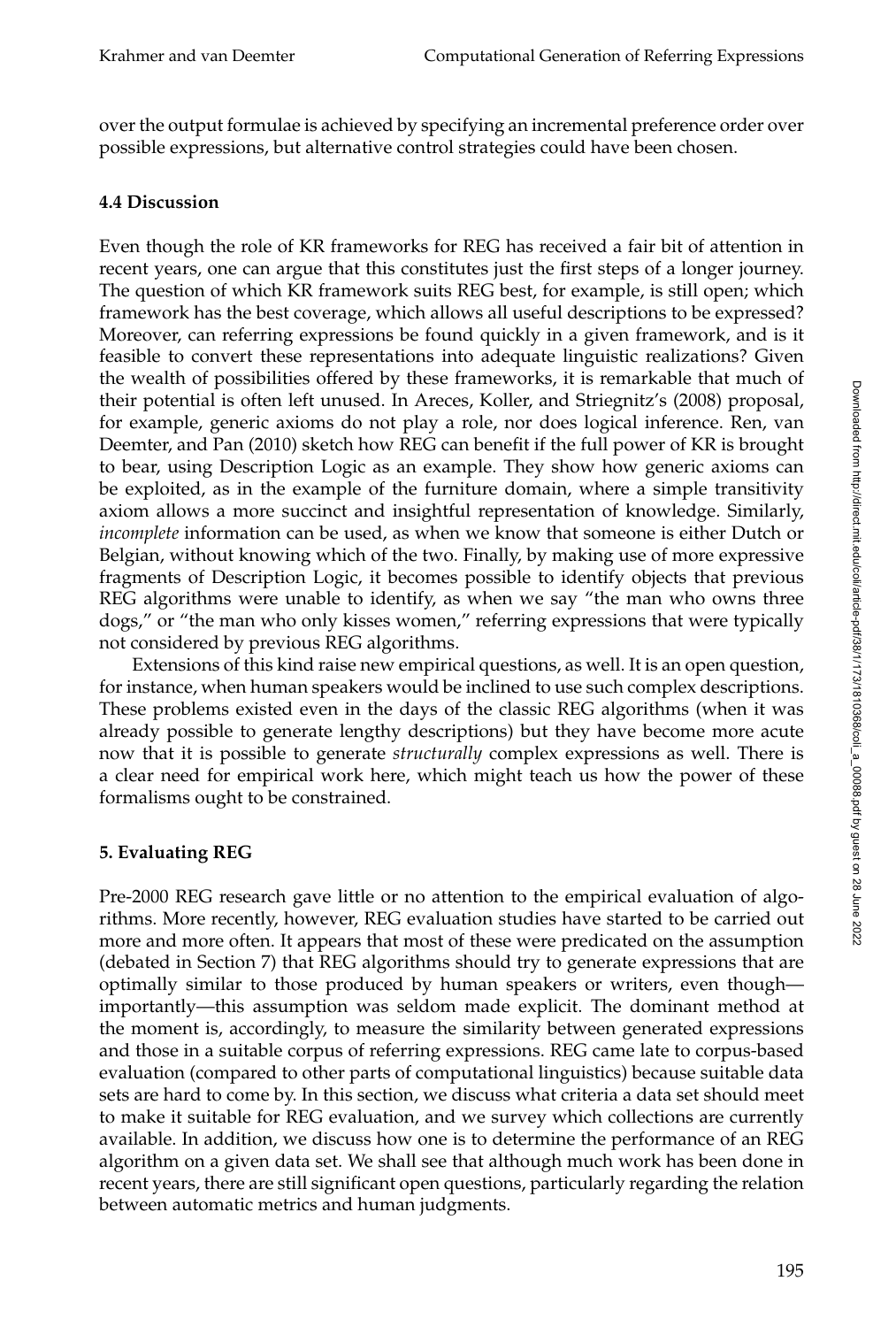over the output formulae is achieved by specifying an incremental preference order over possible expressions, but alternative control strategies could have been chosen.

### 4.4 Discussion

Even though the role of KR frameworks for REG has received a fair bit of attention in recent years, one can argue that this constitutes just the first steps of a longer journey. The question of which KR framework suits REG best, for example, is still open; which framework has the best coverage, which allows all useful descriptions to be expressed? Moreover, can referring expressions be found quickly in a given framework, and is it feasible to convert these representations into adequate linguistic realizations? Given the wealth of possibilities offered by these frameworks, it is remarkable that much of their potential is often left unused. In Areces, Koller, and Striegnitz's (2008) proposal, for example, generic axioms do not play a role, nor does logical inference. Ren, van Deemter, and Pan (2010) sketch how REG can benefit if the full power of KR is brought to bear, using Description Logic as an example. They show how generic axioms can be exploited, as in the example of the furniture domain, where a simple transitivity axiom allows a more succinct and insightful representation of knowledge. Similarly, *incomplete* information can be used, as when we know that someone is either Dutch or Belgian, without knowing which of the two. Finally, by making use of more expressive fragments of Description Logic, it becomes possible to identify objects that previous REG algorithms were unable to identify, as when we say "the man who owns three dogs," or "the man who only kisses women," referring expressions that were typically not considered by previous REG algorithms.

Extensions of this kind raise new empirical questions, as well. It is an open question, for instance, when human speakers would be inclined to use such complex descriptions. These problems existed even in the days of the classic REG algorithms (when it was already possible to generate lengthy descriptions) but they have become more acute now that it is possible to generate *structurally* complex expressions as well. There is a clear need for empirical work here, which might teach us how the power of these formalisms ought to be constrained.

## 5. Evaluating REG

Pre-2000 REG research gave little or no attention to the empirical evaluation of algorithms. More recently, however, REG evaluation studies have started to be carried out more and more often. It appears that most of these were predicated on the assumption (debated in Section 7) that REG algorithms should try to generate expressions that are optimally similar to those produced by human speakers or writers, even though—importantly—this assumption was seldom made explicit. The dominant method at the moment is, accordingly, to measure the similarity between generated expressions and those in a suitable corpus of referring expressions. REG came late to corpus-based evaluation (compared to other parts of computational linguistics) because suitable data sets are hard to come by. In this section, we discuss what criteria a data set should meet to make it suitable for REG evaluation, and we survey which collections are currently available. In addition, we discuss how one is to determine the performance of an REG algorithm on a given data set. We shall see that although much work has been done in recent years, there are still significant open questions, particularly regarding the relation between automatic metrics and human judgments.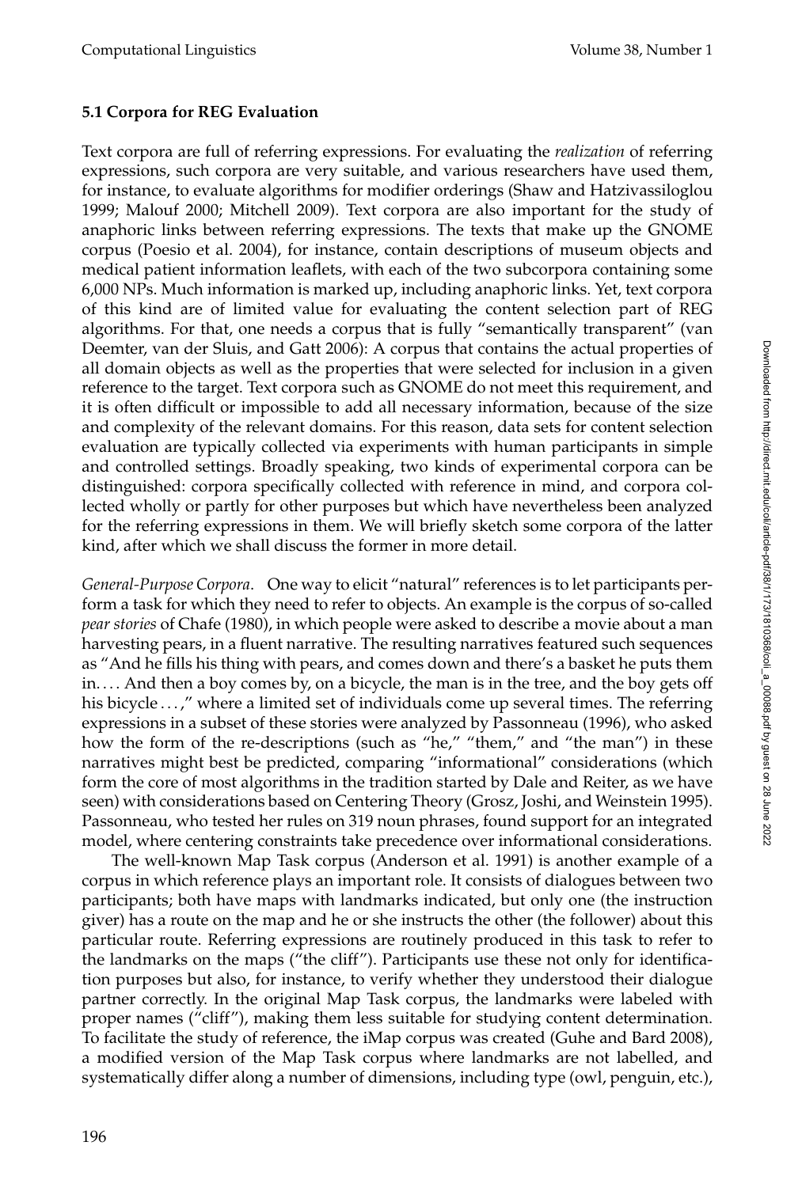### 5.1 Corpora for REG Evaluation

Text corpora are full of referring expressions. For evaluating the *realization* of referring expressions, such corpora are very suitable, and various researchers have used them, for instance, to evaluate algorithms for modifier orderings (Shaw and Hatzivassiloglou 1999; Malouf 2000; Mitchell 2009). Text corpora are also important for the study of anaphoric links between referring expressions. The texts that make up the GNOME corpus (Poesio et al. 2004), for instance, contain descriptions of museum objects and medical patient information leaflets, with each of the two subcorpora containing some 6,000 NPs. Much information is marked up, including anaphoric links. Yet, text corpora of this kind are of limited value for evaluating the content selection part of REG algorithms. For that, one needs a corpus that is fully "semantically transparent" (van Deemter, van der Sluis, and Gatt 2006): A corpus that contains the actual properties of all domain objects as well as the properties that were selected for inclusion in a given reference to the target. Text corpora such as GNOME do not meet this requirement, and it is often difficult or impossible to add all necessary information, because of the size and complexity of the relevant domains. For this reason, data sets for content selection evaluation are typically collected via experiments with human participants in simple and controlled settings. Broadly speaking, two kinds of experimental corpora can be distinguished: corpora specifically collected with reference in mind, and corpora collected wholly or partly for other purposes but which have nevertheless been analyzed for the referring expressions in them. We will briefly sketch some corpora of the latter kind, after which we shall discuss the former in more detail.

*General-Purpose Corpora.* One way to elicit "natural" references is to let participants perform a task for which they need to refer to objects. An example is the corpus of so-called *pear stories* of Chafe (1980), in which people were asked to describe a movie about a man harvesting pears, in a fluent narrative. The resulting narratives featured such sequences as "And he fills his thing with pears, and comes down and there's a basket he puts them in. . . . And then a boy comes by, on a bicycle, the man is in the tree, and the boy gets off his bicycle . . . ," where a limited set of individuals come up several times. The referring expressions in a subset of these stories were analyzed by Passonneau (1996), who asked how the form of the re-descriptions (such as "he," "them," and "the man") in these narratives might best be predicted, comparing "informational" considerations (which form the core of most algorithms in the tradition started by Dale and Reiter, as we have seen) with considerations based on Centering Theory (Grosz, Joshi, and Weinstein 1995). Passonneau, who tested her rules on 319 noun phrases, found support for an integrated model, where centering constraints take precedence over informational considerations.

The well-known Map Task corpus (Anderson et al. 1991) is another example of a corpus in which reference plays an important role. It consists of dialogues between two participants; both have maps with landmarks indicated, but only one (the instruction giver) has a route on the map and he or she instructs the other (the follower) about this particular route. Referring expressions are routinely produced in this task to refer to the landmarks on the maps ("the cliff"). Participants use these not only for identification purposes but also, for instance, to verify whether they understood their dialogue partner correctly. In the original Map Task corpus, the landmarks were labeled with proper names ("cliff"), making them less suitable for studying content determination. To facilitate the study of reference, the iMap corpus was created (Guhe and Bard 2008), a modified version of the Map Task corpus where landmarks are not labelled, and systematically differ along a number of dimensions, including type (owl, penguin, etc.),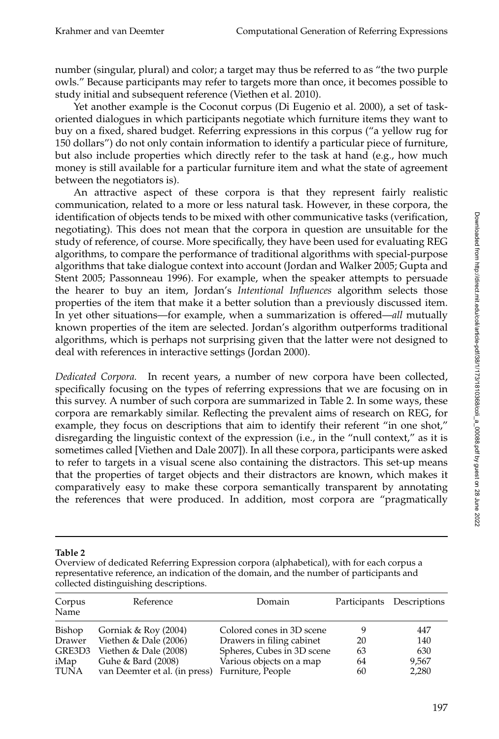number (singular, plural) and color; a target may thus be referred to as "the two purple owls." Because participants may refer to targets more than once, it becomes possible to study initial and subsequent reference (Viethen et al. 2010).

Yet another example is the Coconut corpus (Di Eugenio et al. 2000), a set of task-oriented dialogues in which participants negotiate which furniture items they want to buy on a fixed, shared budget. Referring expressions in this corpus ("a yellow rug for 150 dollars") do not only contain information to identify a particular piece of furniture, but also include properties which directly refer to the task at hand (e.g., how much money is still available for a particular furniture item and what the state of agreement between the negotiators is).

An attractive aspect of these corpora is that they represent fairly realistic communication, related to a more or less natural task. However, in these corpora, the identification of objects tends to be mixed with other communicative tasks (verification, negotiating). This does not mean that the corpora in question are unsuitable for the study of reference, of course. More specifically, they have been used for evaluating REG algorithms, to compare the performance of traditional algorithms with special-purpose algorithms that take dialogue context into account (Jordan and Walker 2005; Gupta and Stent 2005; Passonneau 1996). For example, when the speaker attempts to persuade the hearer to buy an item, Jordan's *Intentional Influences* algorithm selects those properties of the item that make it a better solution than a previously discussed item. In yet other situations—for example, when a summarization is offered—*all* mutually known properties of the item are selected. Jordan's algorithm outperforms traditional algorithms, which is perhaps not surprising given that the latter were not designed to deal with references in interactive settings (Jordan 2000).

*Dedicated Corpora.* In recent years, a number of new corpora have been collected, specifically focusing on the types of referring expressions that we are focusing on in this survey. A number of such corpora are summarized in Table 2. In some ways, these corpora are remarkably similar. Reflecting the prevalent aims of research on REG, for example, they focus on descriptions that aim to identify their referent "in one shot," disregarding the linguistic context of the expression (i.e., in the "null context," as it is sometimes called [Viethen and Dale 2007]). In all these corpora, participants were asked to refer to targets in a visual scene also containing the distractors. This set-up means that the properties of target objects and their distractors are known, which makes it comparatively easy to make these corpora semantically transparent by annotating the references that were produced. In addition, most corpora are "pragmatically

**Table 2**
Overview of dedicated Referring Expression corpora (alphabetical), with for each corpus a representative reference, an indication of the domain, and the number of participants and collected distinguishing descriptions.

| Corpus Name | Reference | Domain | Participants | Descriptions |
|---|---|---|---|---|
| Bishop | Gorniak & Roy (2004) | Colored cones in 3D scene | 9 | 447 |
| Drawer | Viethen & Dale (2006) | Drawers in filing cabinet | 20 | 140 |
| GRE3D3 | Viethen & Dale (2008) | Spheres, Cubes in 3D scene | 63 | 630 |
| iMap | Guhe & Bard (2008) | Various objects on a map | 64 | 9,567 |
| TUNA | van Deemter et al. (in press) | Furniture, People | 60 | 2,280 |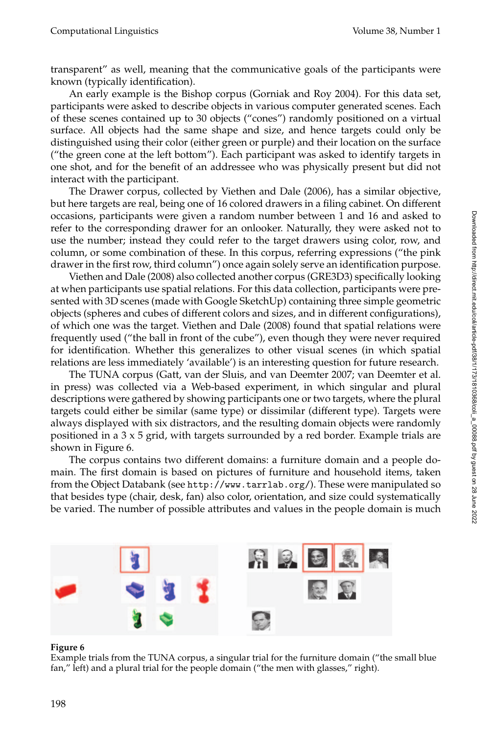transparent" as well, meaning that the communicative goals of the participants were known (typically identification).

An early example is the Bishop corpus (Gorniak and Roy 2004). For this data set, participants were asked to describe objects in various computer generated scenes. Each of these scenes contained up to 30 objects ("cones") randomly positioned on a virtual surface. All objects had the same shape and size, and hence targets could only be distinguished using their color (either green or purple) and their location on the surface ("the green cone at the left bottom"). Each participant was asked to identify targets in one shot, and for the benefit of an addressee who was physically present but did not interact with the participant.

The Drawer corpus, collected by Viethen and Dale (2006), has a similar objective, but here targets are real, being one of 16 colored drawers in a filing cabinet. On different occasions, participants were given a random number between 1 and 16 and asked to refer to the corresponding drawer for an onlooker. Naturally, they were asked not to use the number; instead they could refer to the target drawers using color, row, and column, or some combination of these. In this corpus, referring expressions ("the pink drawer in the first row, third column") once again solely serve an identification purpose.

Viethen and Dale (2008) also collected another corpus (GRE3D3) specifically looking at when participants use spatial relations. For this data collection, participants were presented with 3D scenes (made with Google SketchUp) containing three simple geometric objects (spheres and cubes of different colors and sizes, and in different configurations), of which one was the target. Viethen and Dale (2008) found that spatial relations were frequently used ("the ball in front of the cube"), even though they were never required for identification. Whether this generalizes to other visual scenes (in which spatial relations are less immediately 'available') is an interesting question for future research.

The TUNA corpus (Gatt, van der Sluis, and van Deemter 2007; van Deemter et al. in press) was collected via a Web-based experiment, in which singular and plural descriptions were gathered by showing participants one or two targets, where the plural targets could either be similar (same type) or dissimilar (different type). Targets were always displayed with six distractors, and the resulting domain objects were randomly positioned in a 3 x 5 grid, with targets surrounded by a red border. Example trials are shown in Figure 6.

The corpus contains two different domains: a furniture domain and a people domain. The first domain is based on pictures of furniture and household items, taken from the Object Databank (see http://www.tarrlab.org/). These were manipulated so that besides type (chair, desk, fan) also color, orientation, and size could systematically be varied. The number of possible attributes and values in the people domain is much

**Figure 6**
Example trials from the TUNA corpus, a singular trial for the furniture domain ("the small blue fan," left) and a plural trial for the people domain ("the men with glasses," right).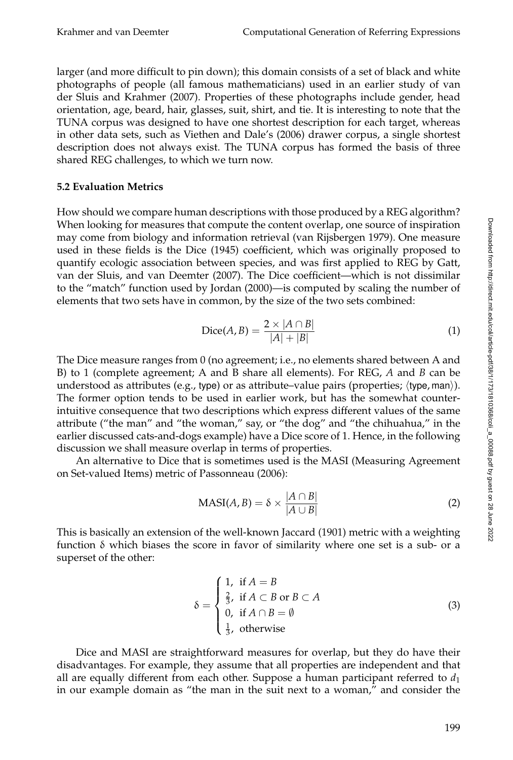larger (and more difficult to pin down); this domain consists of a set of black and white photographs of people (all famous mathematicians) used in an earlier study of van der Sluis and Krahmer (2007). Properties of these photographs include gender, head orientation, age, beard, hair, glasses, suit, shirt, and tie. It is interesting to note that the TUNA corpus was designed to have one shortest description for each target, whereas in other data sets, such as Viethen and Dale's (2006) drawer corpus, a single shortest description does not always exist. The TUNA corpus has formed the basis of three shared REG challenges, to which we turn now.

### 5.2 Evaluation Metrics

How should we compare human descriptions with those produced by a REG algorithm? When looking for measures that compute the content overlap, one source of inspiration may come from biology and information retrieval (van Rijsbergen 1979). One measure used in these fields is the Dice (1945) coefficient, which was originally proposed to quantify ecologic association between species, and was first applied to REG by Gatt, van der Sluis, and van Deemter (2007). The Dice coefficient—which is not dissimilar to the "match" function used by Jordan (2000)—is computed by scaling the number of elements that two sets have in common, by the size of the two sets combined:

$$\text{Dice}(A, B) = \frac{2 \times |A \cap B|}{|A| + |B|} \tag{1}$$

The Dice measure ranges from 0 (no agreement; i.e., no elements shared between A and B) to 1 (complete agreement; A and B share all elements). For REG, $A$ and $B$ can be understood as attributes (e.g., type) or as attribute–value pairs (properties; $\langle$type, man$\rangle$). The former option tends to be used in earlier work, but has the somewhat counterintuitive consequence that two descriptions which express different values of the same attribute ("the man" and "the woman," say, or "the dog" and "the chihuahua," in the earlier discussed cats-and-dogs example) have a Dice score of 1. Hence, in the following discussion we shall measure overlap in terms of properties.

An alternative to Dice that is sometimes used is the MASI (Measuring Agreement on Set-valued Items) metric of Passonneau (2006):

$$\text{MASI}(A, B) = \delta \times \frac{|A \cap B|}{|A \cup B|} \tag{2}$$

This is basically an extension of the well-known Jaccard (1901) metric with a weighting function $\delta$ which biases the score in favor of similarity where one set is a sub- or a superset of the other:

$$\delta = \begin{cases} 1, & \text{if } A = B \\ \frac{2}{3}, & \text{if } A \subset B \text{ or } B \subset A \\ 0, & \text{if } A \cap B = \emptyset \\ \frac{1}{3}, & \text{otherwise} \end{cases} \tag{3}$$

Dice and MASI are straightforward measures for overlap, but they do have their disadvantages. For example, they assume that all properties are independent and that all are equally different from each other. Suppose a human participant referred to $d_1$ in our example domain as "the man in the suit next to a woman," and consider the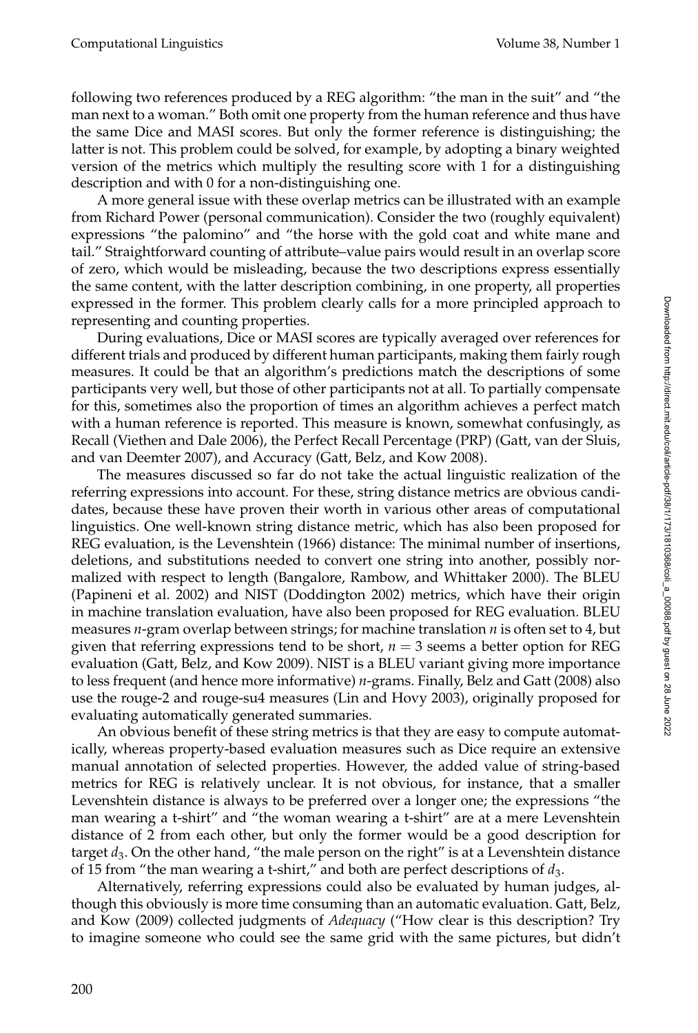following two references produced by a REG algorithm: "the man in the suit" and "the man next to a woman." Both omit one property from the human reference and thus have the same Dice and MASI scores. But only the former reference is distinguishing; the latter is not. This problem could be solved, for example, by adopting a binary weighted version of the metrics which multiply the resulting score with 1 for a distinguishing description and with 0 for a non-distinguishing one.

A more general issue with these overlap metrics can be illustrated with an example from Richard Power (personal communication). Consider the two (roughly equivalent) expressions "the palomino" and "the horse with the gold coat and white mane and tail." Straightforward counting of attribute–value pairs would result in an overlap score of zero, which would be misleading, because the two descriptions express essentially the same content, with the latter description combining, in one property, all properties expressed in the former. This problem clearly calls for a more principled approach to representing and counting properties.

During evaluations, Dice or MASI scores are typically averaged over references for different trials and produced by different human participants, making them fairly rough measures. It could be that an algorithm's predictions match the descriptions of some participants very well, but those of other participants not at all. To partially compensate for this, sometimes also the proportion of times an algorithm achieves a perfect match with a human reference is reported. This measure is known, somewhat confusingly, as Recall (Viethen and Dale 2006), the Perfect Recall Percentage (PRP) (Gatt, van der Sluis, and van Deemter 2007), and Accuracy (Gatt, Belz, and Kow 2008).

The measures discussed so far do not take the actual linguistic realization of the referring expressions into account. For these, string distance metrics are obvious candidates, because these have proven their worth in various other areas of computational linguistics. One well-known string distance metric, which has also been proposed for REG evaluation, is the Levenshtein (1966) distance: The minimal number of insertions, deletions, and substitutions needed to convert one string into another, possibly normalized with respect to length (Bangalore, Rambow, and Whittaker 2000). The BLEU (Papineni et al. 2002) and NIST (Doddington 2002) metrics, which have their origin in machine translation evaluation, have also been proposed for REG evaluation. BLEU measures $n$-gram overlap between strings; for machine translation $n$ is often set to 4, but given that referring expressions tend to be short, $n = 3$ seems a better option for REG evaluation (Gatt, Belz, and Kow 2009). NIST is a BLEU variant giving more importance to less frequent (and hence more informative) $n$-grams. Finally, Belz and Gatt (2008) also use the rouge-2 and rouge-su4 measures (Lin and Hovy 2003), originally proposed for evaluating automatically generated summaries.

An obvious benefit of these string metrics is that they are easy to compute automatically, whereas property-based evaluation measures such as Dice require an extensive manual annotation of selected properties. However, the added value of string-based metrics for REG is relatively unclear. It is not obvious, for instance, that a smaller Levenshtein distance is always to be preferred over a longer one; the expressions "the man wearing a t-shirt" and "the woman wearing a t-shirt" are at a mere Levenshtein distance of 2 from each other, but only the former would be a good description for target $d_3$. On the other hand, "the male person on the right" is at a Levenshtein distance of 15 from "the man wearing a t-shirt," and both are perfect descriptions of $d_3$.

Alternatively, referring expressions could also be evaluated by human judges, although this obviously is more time consuming than an automatic evaluation. Gatt, Belz, and Kow (2009) collected judgments of *Adequacy* ("How clear is this description? Try to imagine someone who could see the same grid with the same pictures, but didn't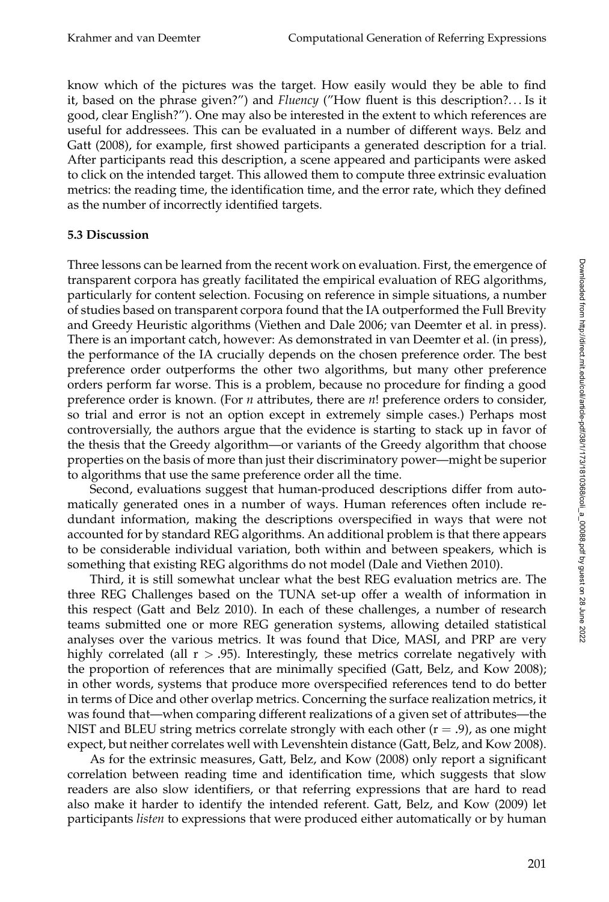know which of the pictures was the target. How easily would they be able to find it, based on the phrase given?") and *Fluency* ("How fluent is this description?... Is it good, clear English?"). One may also be interested in the extent to which references are useful for addressees. This can be evaluated in a number of different ways. Belz and Gatt (2008), for example, first showed participants a generated description for a trial. After participants read this description, a scene appeared and participants were asked to click on the intended target. This allowed them to compute three extrinsic evaluation metrics: the reading time, the identification time, and the error rate, which they defined as the number of incorrectly identified targets.

### 5.3 Discussion

Three lessons can be learned from the recent work on evaluation. First, the emergence of transparent corpora has greatly facilitated the empirical evaluation of REG algorithms, particularly for content selection. Focusing on reference in simple situations, a number of studies based on transparent corpora found that the IA outperformed the Full Brevity and Greedy Heuristic algorithms (Viethen and Dale 2006; van Deemter et al. in press). There is an important catch, however: As demonstrated in van Deemter et al. (in press), the performance of the IA crucially depends on the chosen preference order. The best preference order outperforms the other two algorithms, but many other preference orders perform far worse. This is a problem, because no procedure for finding a good preference order is known. (For *n* attributes, there are *n*! preference orders to consider, so trial and error is not an option except in extremely simple cases.) Perhaps most controversially, the authors argue that the evidence is starting to stack up in favor of the thesis that the Greedy algorithm—or variants of the Greedy algorithm that choose properties on the basis of more than just their discriminatory power—might be superior to algorithms that use the same preference order all the time.

Second, evaluations suggest that human-produced descriptions differ from automatically generated ones in a number of ways. Human references often include redundant information, making the descriptions overspecified in ways that were not accounted for by standard REG algorithms. An additional problem is that there appears to be considerable individual variation, both within and between speakers, which is something that existing REG algorithms do not model (Dale and Viethen 2010).

Third, it is still somewhat unclear what the best REG evaluation metrics are. The three REG Challenges based on the TUNA set-up offer a wealth of information in this respect (Gatt and Belz 2010). In each of these challenges, a number of research teams submitted one or more REG generation systems, allowing detailed statistical analyses over the various metrics. It was found that Dice, MASI, and PRP are very highly correlated (all $r > .95$). Interestingly, these metrics correlate negatively with the proportion of references that are minimally specified (Gatt, Belz, and Kow 2008); in other words, systems that produce more overspecified references tend to do better in terms of Dice and other overlap metrics. Concerning the surface realization metrics, it was found that—when comparing different realizations of a given set of attributes—the NIST and BLEU string metrics correlate strongly with each other ($r = .9$), as one might expect, but neither correlates well with Levenshtein distance (Gatt, Belz, and Kow 2008).

As for the extrinsic measures, Gatt, Belz, and Kow (2008) only report a significant correlation between reading time and identification time, which suggests that slow readers are also slow identifiers, or that referring expressions that are hard to read also make it harder to identify the intended referent. Gatt, Belz, and Kow (2009) let participants *listen* to expressions that were produced either automatically or by human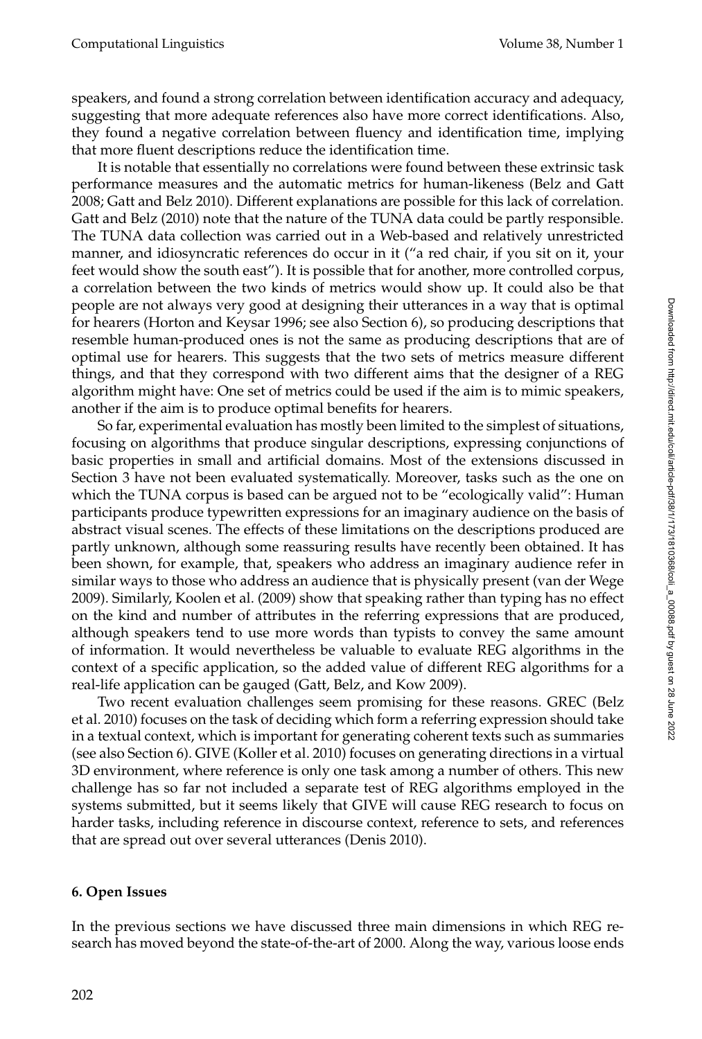speakers, and found a strong correlation between identification accuracy and adequacy, suggesting that more adequate references also have more correct identifications. Also, they found a negative correlation between fluency and identification time, implying that more fluent descriptions reduce the identification time.

It is notable that essentially no correlations were found between these extrinsic task performance measures and the automatic metrics for human-likeness (Belz and Gatt 2008; Gatt and Belz 2010). Different explanations are possible for this lack of correlation. Gatt and Belz (2010) note that the nature of the TUNA data could be partly responsible. The TUNA data collection was carried out in a Web-based and relatively unrestricted manner, and idiosyncratic references do occur in it ("a red chair, if you sit on it, your feet would show the south east"). It is possible that for another, more controlled corpus, a correlation between the two kinds of metrics would show up. It could also be that people are not always very good at designing their utterances in a way that is optimal for hearers (Horton and Keysar 1996; see also Section 6), so producing descriptions that resemble human-produced ones is not the same as producing descriptions that are of optimal use for hearers. This suggests that the two sets of metrics measure different things, and that they correspond with two different aims that the designer of a REG algorithm might have: One set of metrics could be used if the aim is to mimic speakers, another if the aim is to produce optimal benefits for hearers.

So far, experimental evaluation has mostly been limited to the simplest of situations, focusing on algorithms that produce singular descriptions, expressing conjunctions of basic properties in small and artificial domains. Most of the extensions discussed in Section 3 have not been evaluated systematically. Moreover, tasks such as the one on which the TUNA corpus is based can be argued not to be "ecologically valid": Human participants produce typewritten expressions for an imaginary audience on the basis of abstract visual scenes. The effects of these limitations on the descriptions produced are partly unknown, although some reassuring results have recently been obtained. It has been shown, for example, that, speakers who address an imaginary audience refer in similar ways to those who address an audience that is physically present (van der Wege 2009). Similarly, Koolen et al. (2009) show that speaking rather than typing has no effect on the kind and number of attributes in the referring expressions that are produced, although speakers tend to use more words than typists to convey the same amount of information. It would nevertheless be valuable to evaluate REG algorithms in the context of a specific application, so the added value of different REG algorithms for a real-life application can be gauged (Gatt, Belz, and Kow 2009).

Two recent evaluation challenges seem promising for these reasons. GREC (Belz et al. 2010) focuses on the task of deciding which form a referring expression should take in a textual context, which is important for generating coherent texts such as summaries (see also Section 6). GIVE (Koller et al. 2010) focuses on generating directions in a virtual 3D environment, where reference is only one task among a number of others. This new challenge has so far not included a separate test of REG algorithms employed in the systems submitted, but it seems likely that GIVE will cause REG research to focus on harder tasks, including reference in discourse context, reference to sets, and references that are spread out over several utterances (Denis 2010).

## 6. Open Issues

In the previous sections we have discussed three main dimensions in which REG research has moved beyond the state-of-the-art of 2000. Along the way, various loose ends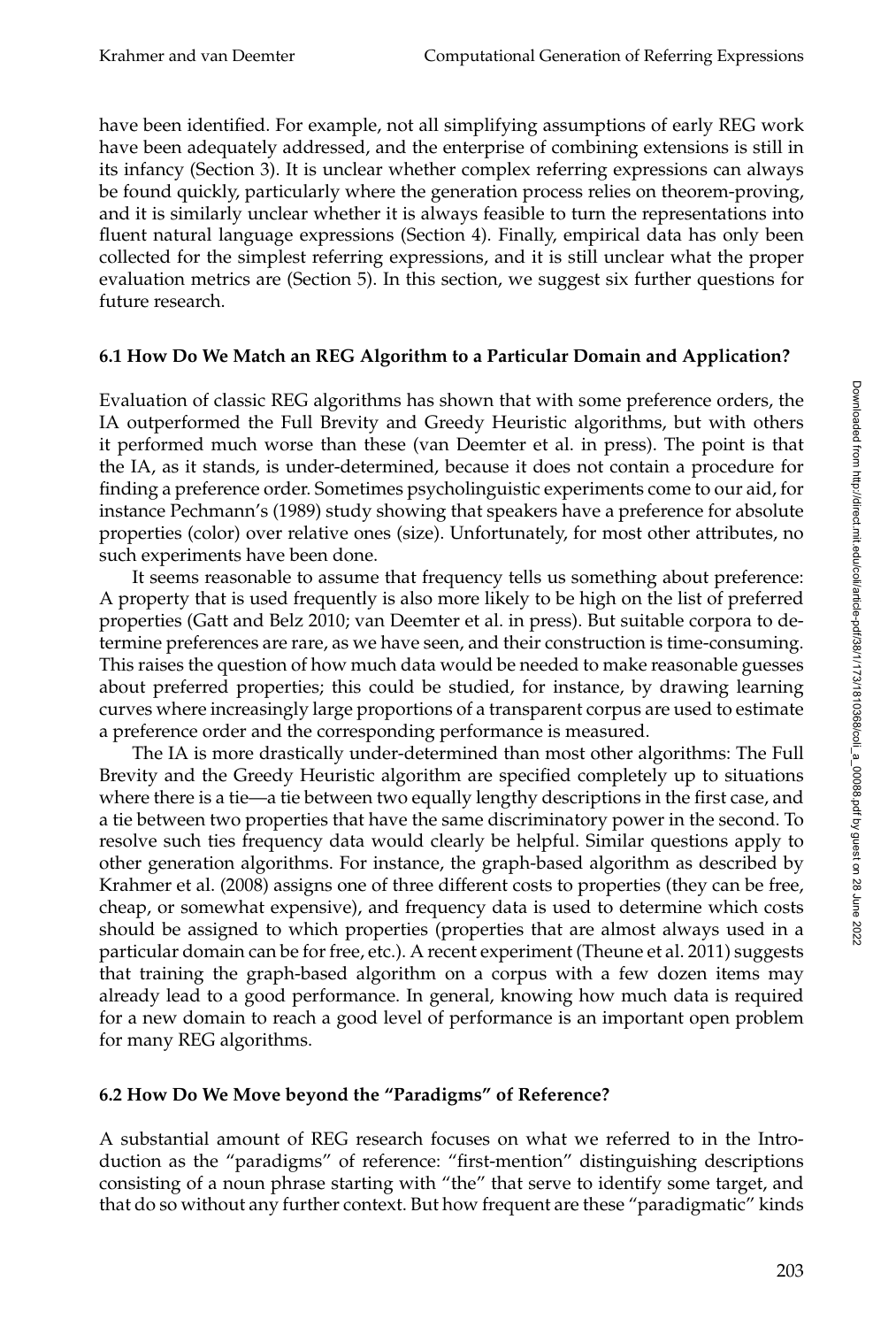have been identified. For example, not all simplifying assumptions of early REG work have been adequately addressed, and the enterprise of combining extensions is still in its infancy (Section 3). It is unclear whether complex referring expressions can always be found quickly, particularly where the generation process relies on theorem-proving, and it is similarly unclear whether it is always feasible to turn the representations into fluent natural language expressions (Section 4). Finally, empirical data has only been collected for the simplest referring expressions, and it is still unclear what the proper evaluation metrics are (Section 5). In this section, we suggest six further questions for future research.

### 6.1 How Do We Match an REG Algorithm to a Particular Domain and Application?

Evaluation of classic REG algorithms has shown that with some preference orders, the IA outperformed the Full Brevity and Greedy Heuristic algorithms, but with others it performed much worse than these (van Deemter et al. in press). The point is that the IA, as it stands, is under-determined, because it does not contain a procedure for finding a preference order. Sometimes psycholinguistic experiments come to our aid, for instance Pechmann's (1989) study showing that speakers have a preference for absolute properties (color) over relative ones (size). Unfortunately, for most other attributes, no such experiments have been done.

It seems reasonable to assume that frequency tells us something about preference: A property that is used frequently is also more likely to be high on the list of preferred properties (Gatt and Belz 2010; van Deemter et al. in press). But suitable corpora to determine preferences are rare, as we have seen, and their construction is time-consuming. This raises the question of how much data would be needed to make reasonable guesses about preferred properties; this could be studied, for instance, by drawing learning curves where increasingly large proportions of a transparent corpus are used to estimate a preference order and the corresponding performance is measured.

The IA is more drastically under-determined than most other algorithms: The Full Brevity and the Greedy Heuristic algorithm are specified completely up to situations where there is a tie—a tie between two equally lengthy descriptions in the first case, and a tie between two properties that have the same discriminatory power in the second. To resolve such ties frequency data would clearly be helpful. Similar questions apply to other generation algorithms. For instance, the graph-based algorithm as described by Krahmer et al. (2008) assigns one of three different costs to properties (they can be free, cheap, or somewhat expensive), and frequency data is used to determine which costs should be assigned to which properties (properties that are almost always used in a particular domain can be for free, etc.). A recent experiment (Theune et al. 2011) suggests that training the graph-based algorithm on a corpus with a few dozen items may already lead to a good performance. In general, knowing how much data is required for a new domain to reach a good level of performance is an important open problem for many REG algorithms.

### 6.2 How Do We Move beyond the "Paradigms" of Reference?

A substantial amount of REG research focuses on what we referred to in the Introduction as the "paradigms" of reference: "first-mention" distinguishing descriptions consisting of a noun phrase starting with "the" that serve to identify some target, and that do so without any further context. But how frequent are these "paradigmatic" kinds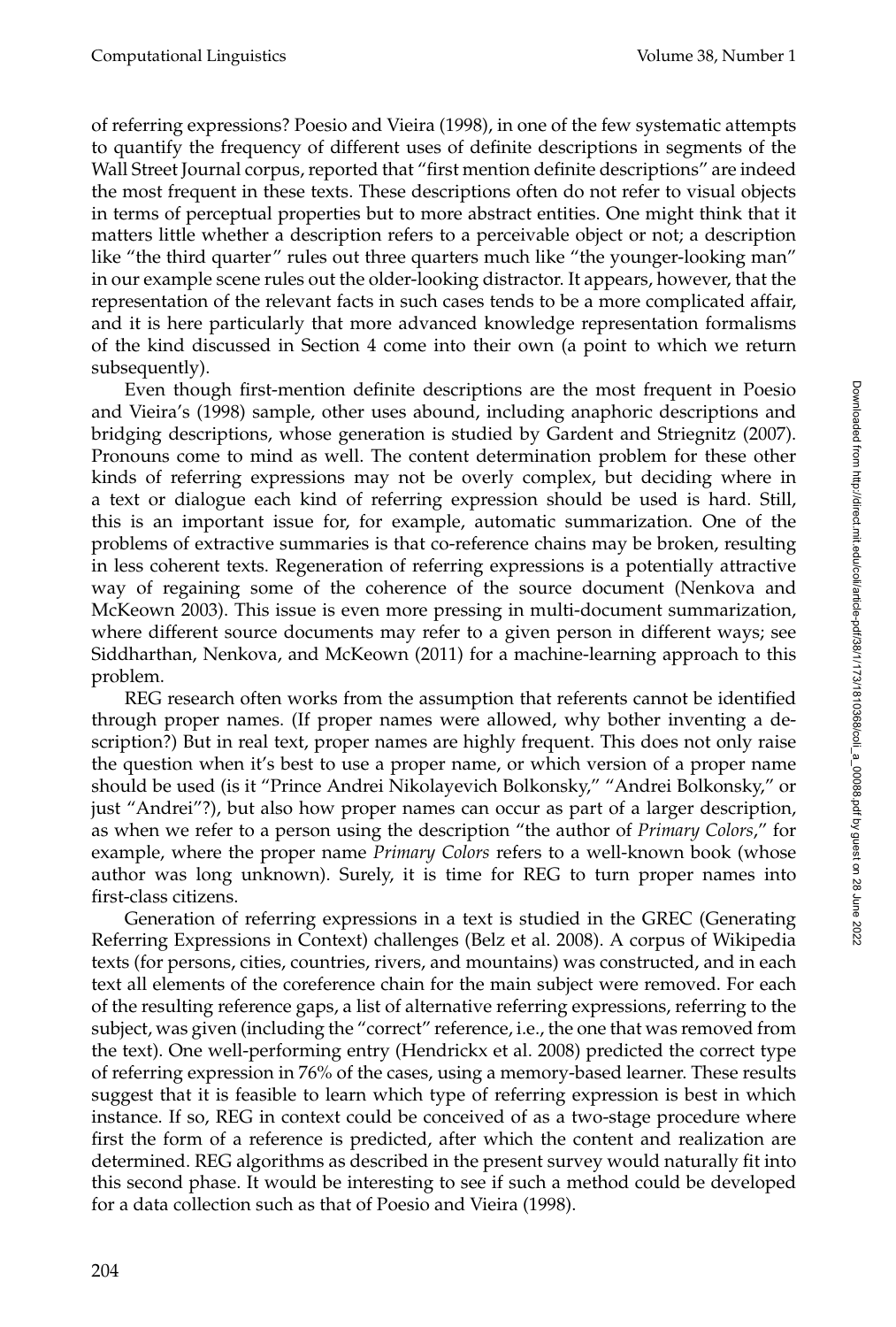of referring expressions? Poesio and Vieira (1998), in one of the few systematic attempts to quantify the frequency of different uses of definite descriptions in segments of the Wall Street Journal corpus, reported that "first mention definite descriptions" are indeed the most frequent in these texts. These descriptions often do not refer to visual objects in terms of perceptual properties but to more abstract entities. One might think that it matters little whether a description refers to a perceivable object or not; a description like "the third quarter" rules out three quarters much like "the younger-looking man" in our example scene rules out the older-looking distractor. It appears, however, that the representation of the relevant facts in such cases tends to be a more complicated affair, and it is here particularly that more advanced knowledge representation formalisms of the kind discussed in Section 4 come into their own (a point to which we return subsequently).

Even though first-mention definite descriptions are the most frequent in Poesio and Vieira's (1998) sample, other uses abound, including anaphoric descriptions and bridging descriptions, whose generation is studied by Gardent and Striegnitz (2007). Pronouns come to mind as well. The content determination problem for these other kinds of referring expressions may not be overly complex, but deciding where in a text or dialogue each kind of referring expression should be used is hard. Still, this is an important issue for, for example, automatic summarization. One of the problems of extractive summaries is that co-reference chains may be broken, resulting in less coherent texts. Regeneration of referring expressions is a potentially attractive way of regaining some of the coherence of the source document (Nenkova and McKeown 2003). This issue is even more pressing in multi-document summarization, where different source documents may refer to a given person in different ways; see Siddharthan, Nenkova, and McKeown (2011) for a machine-learning approach to this problem.

REG research often works from the assumption that referents cannot be identified through proper names. (If proper names were allowed, why bother inventing a description?) But in real text, proper names are highly frequent. This does not only raise the question when it's best to use a proper name, or which version of a proper name should be used (is it "Prince Andrei Nikolayevich Bolkonsky," "Andrei Bolkonsky," or just "Andrei"?), but also how proper names can occur as part of a larger description, as when we refer to a person using the description "the author of *Primary Colors*," for example, where the proper name *Primary Colors* refers to a well-known book (whose author was long unknown). Surely, it is time for REG to turn proper names into first-class citizens.

Generation of referring expressions in a text is studied in the GREC (Generating Referring Expressions in Context) challenges (Belz et al. 2008). A corpus of Wikipedia texts (for persons, cities, countries, rivers, and mountains) was constructed, and in each text all elements of the coreference chain for the main subject were removed. For each of the resulting reference gaps, a list of alternative referring expressions, referring to the subject, was given (including the "correct" reference, i.e., the one that was removed from the text). One well-performing entry (Hendrickx et al. 2008) predicted the correct type of referring expression in 76% of the cases, using a memory-based learner. These results suggest that it is feasible to learn which type of referring expression is best in which instance. If so, REG in context could be conceived of as a two-stage procedure where first the form of a reference is predicted, after which the content and realization are determined. REG algorithms as described in the present survey would naturally fit into this second phase. It would be interesting to see if such a method could be developed for a data collection such as that of Poesio and Vieira (1998).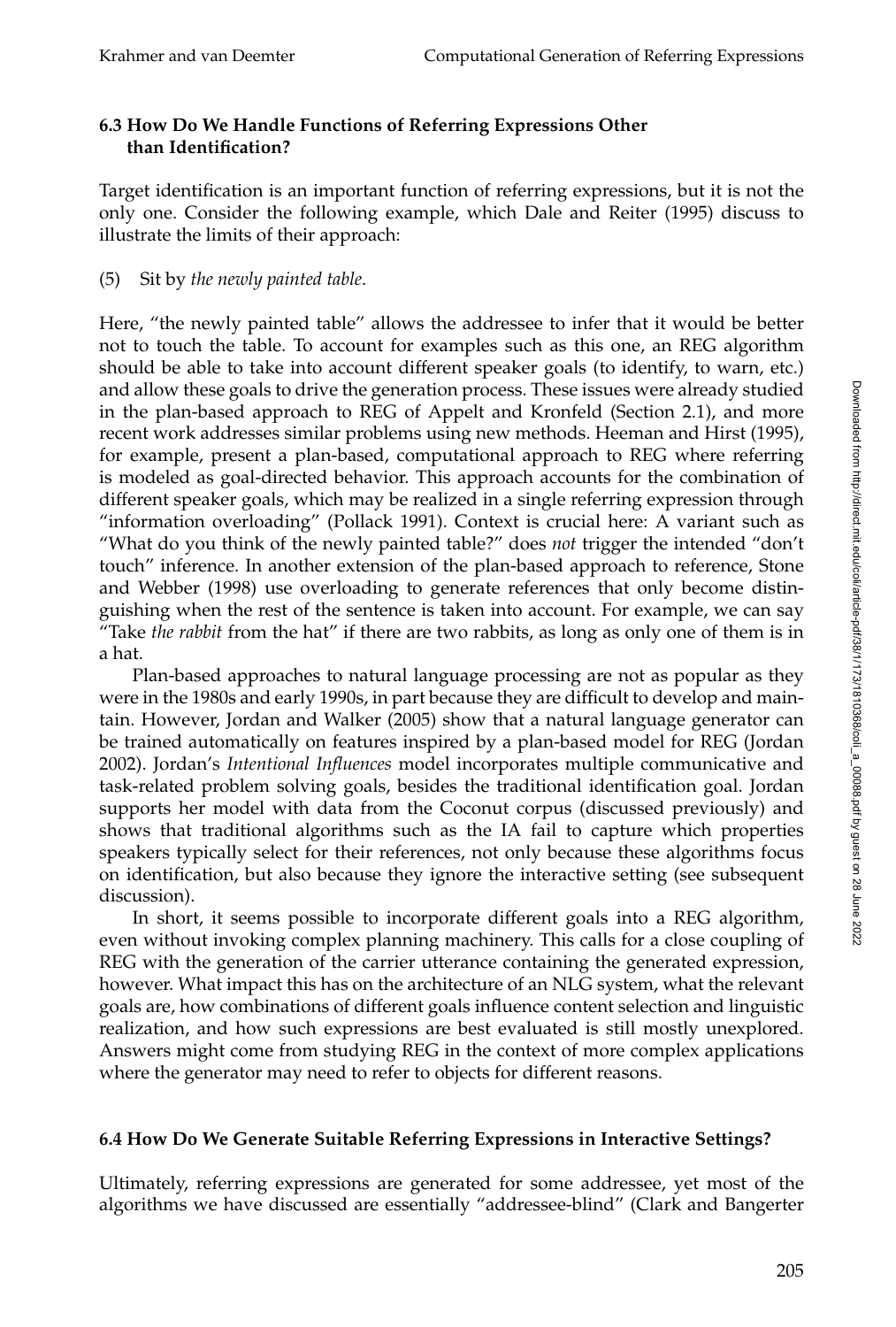### 6.3 How Do We Handle Functions of Referring Expressions Other than Identification?

Target identification is an important function of referring expressions, but it is not the only one. Consider the following example, which Dale and Reiter (1995) discuss to illustrate the limits of their approach:

(5) Sit by *the newly painted table*.

Here, "the newly painted table" allows the addressee to infer that it would be better not to touch the table. To account for examples such as this one, an REG algorithm should be able to take into account different speaker goals (to identify, to warn, etc.) and allow these goals to drive the generation process. These issues were already studied in the plan-based approach to REG of Appelt and Kronfeld (Section 2.1), and more recent work addresses similar problems using new methods. Heeman and Hirst (1995), for example, present a plan-based, computational approach to REG where referring is modeled as goal-directed behavior. This approach accounts for the combination of different speaker goals, which may be realized in a single referring expression through "information overloading" (Pollack 1991). Context is crucial here: A variant such as "What do you think of the newly painted table?" does *not* trigger the intended "don't touch" inference. In another extension of the plan-based approach to reference, Stone and Webber (1998) use overloading to generate references that only become distinguishing when the rest of the sentence is taken into account. For example, we can say "Take *the rabbit* from the hat" if there are two rabbits, as long as only one of them is in a hat.

Plan-based approaches to natural language processing are not as popular as they were in the 1980s and early 1990s, in part because they are difficult to develop and maintain. However, Jordan and Walker (2005) show that a natural language generator can be trained automatically on features inspired by a plan-based model for REG (Jordan 2002). Jordan's *Intentional Influences* model incorporates multiple communicative and task-related problem solving goals, besides the traditional identification goal. Jordan supports her model with data from the Coconut corpus (discussed previously) and shows that traditional algorithms such as the IA fail to capture which properties speakers typically select for their references, not only because these algorithms focus on identification, but also because they ignore the interactive setting (see subsequent discussion).

In short, it seems possible to incorporate different goals into a REG algorithm, even without invoking complex planning machinery. This calls for a close coupling of REG with the generation of the carrier utterance containing the generated expression, however. What impact this has on the architecture of an NLG system, what the relevant goals are, how combinations of different goals influence content selection and linguistic realization, and how such expressions are best evaluated is still mostly unexplored. Answers might come from studying REG in the context of more complex applications where the generator may need to refer to objects for different reasons.

### 6.4 How Do We Generate Suitable Referring Expressions in Interactive Settings?

Ultimately, referring expressions are generated for some addressee, yet most of the algorithms we have discussed are essentially "addressee-blind" (Clark and Bangerter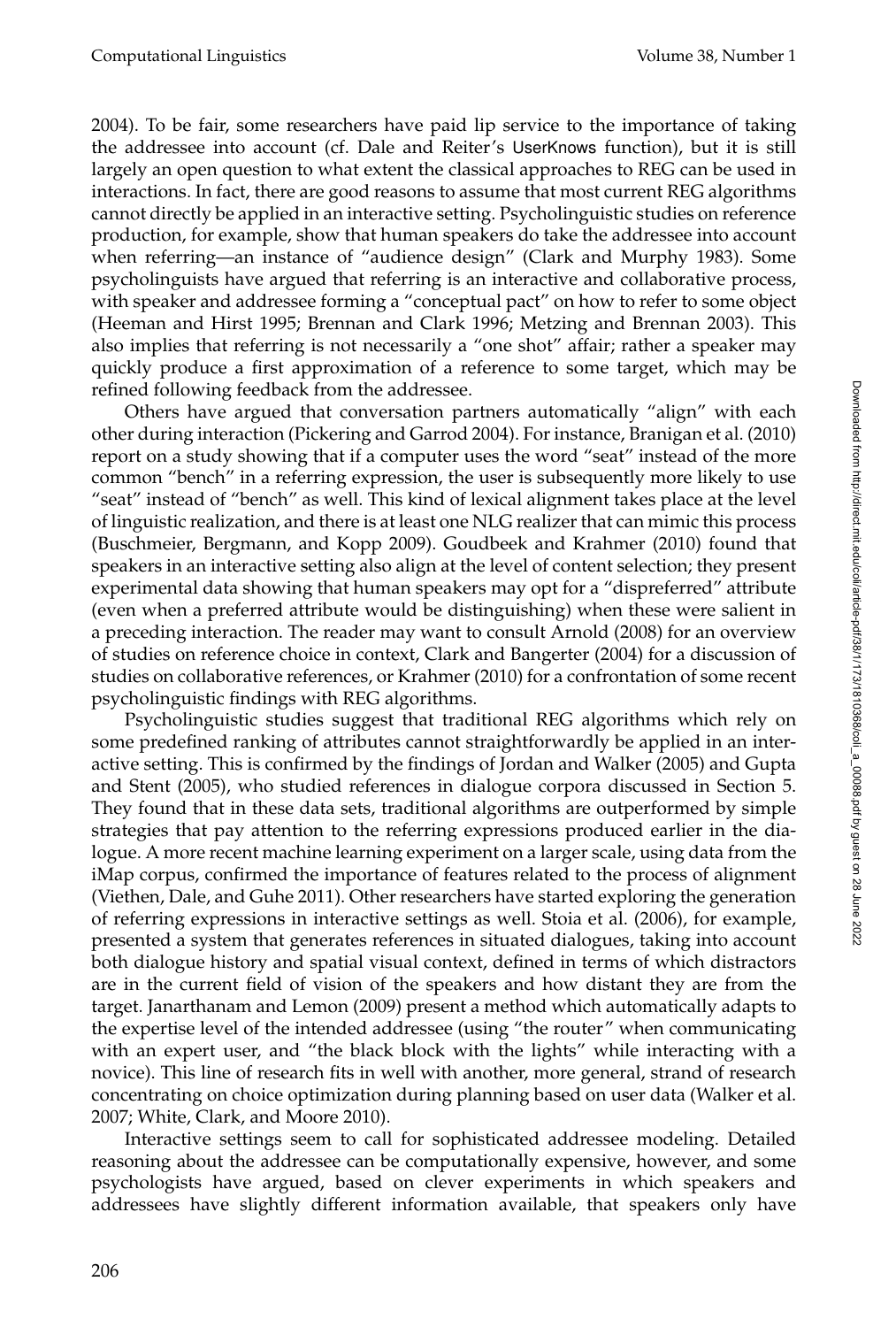2004). To be fair, some researchers have paid lip service to the importance of taking the addressee into account (cf. Dale and Reiter's UserKnows function), but it is still largely an open question to what extent the classical approaches to REG can be used in interactions. In fact, there are good reasons to assume that most current REG algorithms cannot directly be applied in an interactive setting. Psycholinguistic studies on reference production, for example, show that human speakers do take the addressee into account when referring—an instance of "audience design" (Clark and Murphy 1983). Some psycholinguists have argued that referring is an interactive and collaborative process, with speaker and addressee forming a "conceptual pact" on how to refer to some object (Heeman and Hirst 1995; Brennan and Clark 1996; Metzing and Brennan 2003). This also implies that referring is not necessarily a "one shot" affair; rather a speaker may quickly produce a first approximation of a reference to some target, which may be refined following feedback from the addressee.

Others have argued that conversation partners automatically "align" with each other during interaction (Pickering and Garrod 2004). For instance, Branigan et al. (2010) report on a study showing that if a computer uses the word "seat" instead of the more common "bench" in a referring expression, the user is subsequently more likely to use "seat" instead of "bench" as well. This kind of lexical alignment takes place at the level of linguistic realization, and there is at least one NLG realizer that can mimic this process (Buschmeier, Bergmann, and Kopp 2009). Goudbeek and Krahmer (2010) found that speakers in an interactive setting also align at the level of content selection; they present experimental data showing that human speakers may opt for a "dispreferred" attribute (even when a preferred attribute would be distinguishing) when these were salient in a preceding interaction. The reader may want to consult Arnold (2008) for an overview of studies on reference choice in context, Clark and Bangerter (2004) for a discussion of studies on collaborative references, or Krahmer (2010) for a confrontation of some recent psycholinguistic findings with REG algorithms.

Psycholinguistic studies suggest that traditional REG algorithms which rely on some predefined ranking of attributes cannot straightforwardly be applied in an interactive setting. This is confirmed by the findings of Jordan and Walker (2005) and Gupta and Stent (2005), who studied references in dialogue corpora discussed in Section 5. They found that in these data sets, traditional algorithms are outperformed by simple strategies that pay attention to the referring expressions produced earlier in the dialogue. A more recent machine learning experiment on a larger scale, using data from the iMap corpus, confirmed the importance of features related to the process of alignment (Viethen, Dale, and Guhe 2011). Other researchers have started exploring the generation of referring expressions in interactive settings as well. Stoia et al. (2006), for example, presented a system that generates references in situated dialogues, taking into account both dialogue history and spatial visual context, defined in terms of which distractors are in the current field of vision of the speakers and how distant they are from the target. Janarthanam and Lemon (2009) present a method which automatically adapts to the expertise level of the intended addressee (using "the router" when communicating with an expert user, and "the black block with the lights" while interacting with a novice). This line of research fits in well with another, more general, strand of research concentrating on choice optimization during planning based on user data (Walker et al. 2007; White, Clark, and Moore 2010).

Interactive settings seem to call for sophisticated addressee modeling. Detailed reasoning about the addressee can be computationally expensive, however, and some psychologists have argued, based on clever experiments in which speakers and addressees have slightly different information available, that speakers only have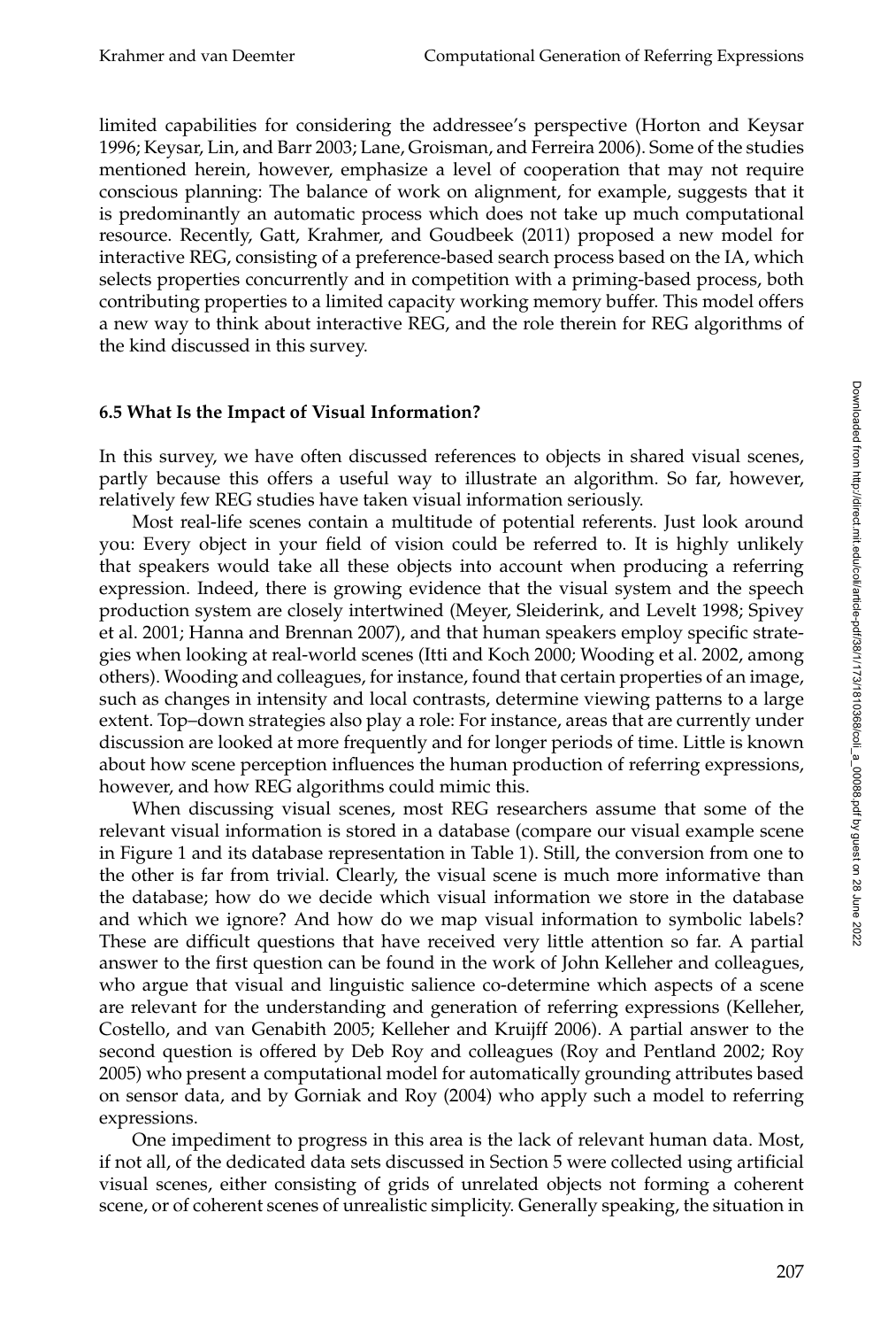limited capabilities for considering the addressee's perspective (Horton and Keysar 1996; Keysar, Lin, and Barr 2003; Lane, Groisman, and Ferreira 2006). Some of the studies mentioned herein, however, emphasize a level of cooperation that may not require conscious planning: The balance of work on alignment, for example, suggests that it is predominantly an automatic process which does not take up much computational resource. Recently, Gatt, Krahmer, and Goudbeek (2011) proposed a new model for interactive REG, consisting of a preference-based search process based on the IA, which selects properties concurrently and in competition with a priming-based process, both contributing properties to a limited capacity working memory buffer. This model offers a new way to think about interactive REG, and the role therein for REG algorithms of the kind discussed in this survey.

### 6.5 What Is the Impact of Visual Information?

In this survey, we have often discussed references to objects in shared visual scenes, partly because this offers a useful way to illustrate an algorithm. So far, however, relatively few REG studies have taken visual information seriously.

Most real-life scenes contain a multitude of potential referents. Just look around you: Every object in your field of vision could be referred to. It is highly unlikely that speakers would take all these objects into account when producing a referring expression. Indeed, there is growing evidence that the visual system and the speech production system are closely intertwined (Meyer, Sleiderink, and Levelt 1998; Spivey et al. 2001; Hanna and Brennan 2007), and that human speakers employ specific strategies when looking at real-world scenes (Itti and Koch 2000; Wooding et al. 2002, among others). Wooding and colleagues, for instance, found that certain properties of an image, such as changes in intensity and local contrasts, determine viewing patterns to a large extent. Top–down strategies also play a role: For instance, areas that are currently under discussion are looked at more frequently and for longer periods of time. Little is known about how scene perception influences the human production of referring expressions, however, and how REG algorithms could mimic this.

When discussing visual scenes, most REG researchers assume that some of the relevant visual information is stored in a database (compare our visual example scene in Figure 1 and its database representation in Table 1). Still, the conversion from one to the other is far from trivial. Clearly, the visual scene is much more informative than the database; how do we decide which visual information we store in the database and which we ignore? And how do we map visual information to symbolic labels? These are difficult questions that have received very little attention so far. A partial answer to the first question can be found in the work of John Kelleher and colleagues, who argue that visual and linguistic salience co-determine which aspects of a scene are relevant for the understanding and generation of referring expressions (Kelleher, Costello, and van Genabith 2005; Kelleher and Kruijff 2006). A partial answer to the second question is offered by Deb Roy and colleagues (Roy and Pentland 2002; Roy 2005) who present a computational model for automatically grounding attributes based on sensor data, and by Gorniak and Roy (2004) who apply such a model to referring expressions.

One impediment to progress in this area is the lack of relevant human data. Most, if not all, of the dedicated data sets discussed in Section 5 were collected using artificial visual scenes, either consisting of grids of unrelated objects not forming a coherent scene, or of coherent scenes of unrealistic simplicity. Generally speaking, the situation in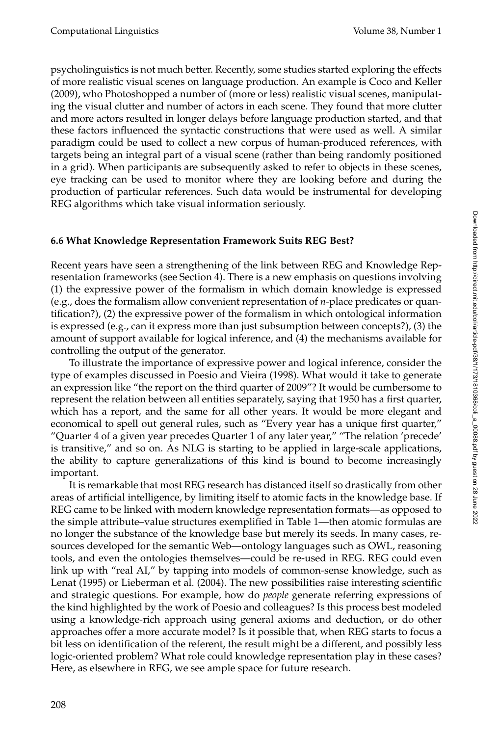psycholinguistics is not much better. Recently, some studies started exploring the effects of more realistic visual scenes on language production. An example is Coco and Keller (2009), who Photoshopped a number of (more or less) realistic visual scenes, manipulating the visual clutter and number of actors in each scene. They found that more clutter and more actors resulted in longer delays before language production started, and that these factors influenced the syntactic constructions that were used as well. A similar paradigm could be used to collect a new corpus of human-produced references, with targets being an integral part of a visual scene (rather than being randomly positioned in a grid). When participants are subsequently asked to refer to objects in these scenes, eye tracking can be used to monitor where they are looking before and during the production of particular references. Such data would be instrumental for developing REG algorithms which take visual information seriously.

### 6.6 What Knowledge Representation Framework Suits REG Best?

Recent years have seen a strengthening of the link between REG and Knowledge Representation frameworks (see Section 4). There is a new emphasis on questions involving (1) the expressive power of the formalism in which domain knowledge is expressed (e.g., does the formalism allow convenient representation of *n*-place predicates or quantification?), (2) the expressive power of the formalism in which ontological information is expressed (e.g., can it express more than just subsumption between concepts?), (3) the amount of support available for logical inference, and (4) the mechanisms available for controlling the output of the generator.

To illustrate the importance of expressive power and logical inference, consider the type of examples discussed in Poesio and Vieira (1998). What would it take to generate an expression like "the report on the third quarter of 2009"? It would be cumbersome to represent the relation between all entities separately, saying that 1950 has a first quarter, which has a report, and the same for all other years. It would be more elegant and economical to spell out general rules, such as "Every year has a unique first quarter," "Quarter 4 of a given year precedes Quarter 1 of any later year," "The relation 'precede' is transitive," and so on. As NLG is starting to be applied in large-scale applications, the ability to capture generalizations of this kind is bound to become increasingly important.

It is remarkable that most REG research has distanced itself so drastically from other areas of artificial intelligence, by limiting itself to atomic facts in the knowledge base. If REG came to be linked with modern knowledge representation formats—as opposed to the simple attribute–value structures exemplified in Table 1—then atomic formulas are no longer the substance of the knowledge base but merely its seeds. In many cases, resources developed for the semantic Web—ontology languages such as OWL, reasoning tools, and even the ontologies themselves—could be re-used in REG. REG could even link up with "real AI," by tapping into models of common-sense knowledge, such as Lenat (1995) or Lieberman et al. (2004). The new possibilities raise interesting scientific and strategic questions. For example, how do *people* generate referring expressions of the kind highlighted by the work of Poesio and colleagues? Is this process best modeled using a knowledge-rich approach using general axioms and deduction, or do other approaches offer a more accurate model? Is it possible that, when REG starts to focus a bit less on identification of the referent, the result might be a different, and possibly less logic-oriented problem? What role could knowledge representation play in these cases? Here, as elsewhere in REG, we see ample space for future research.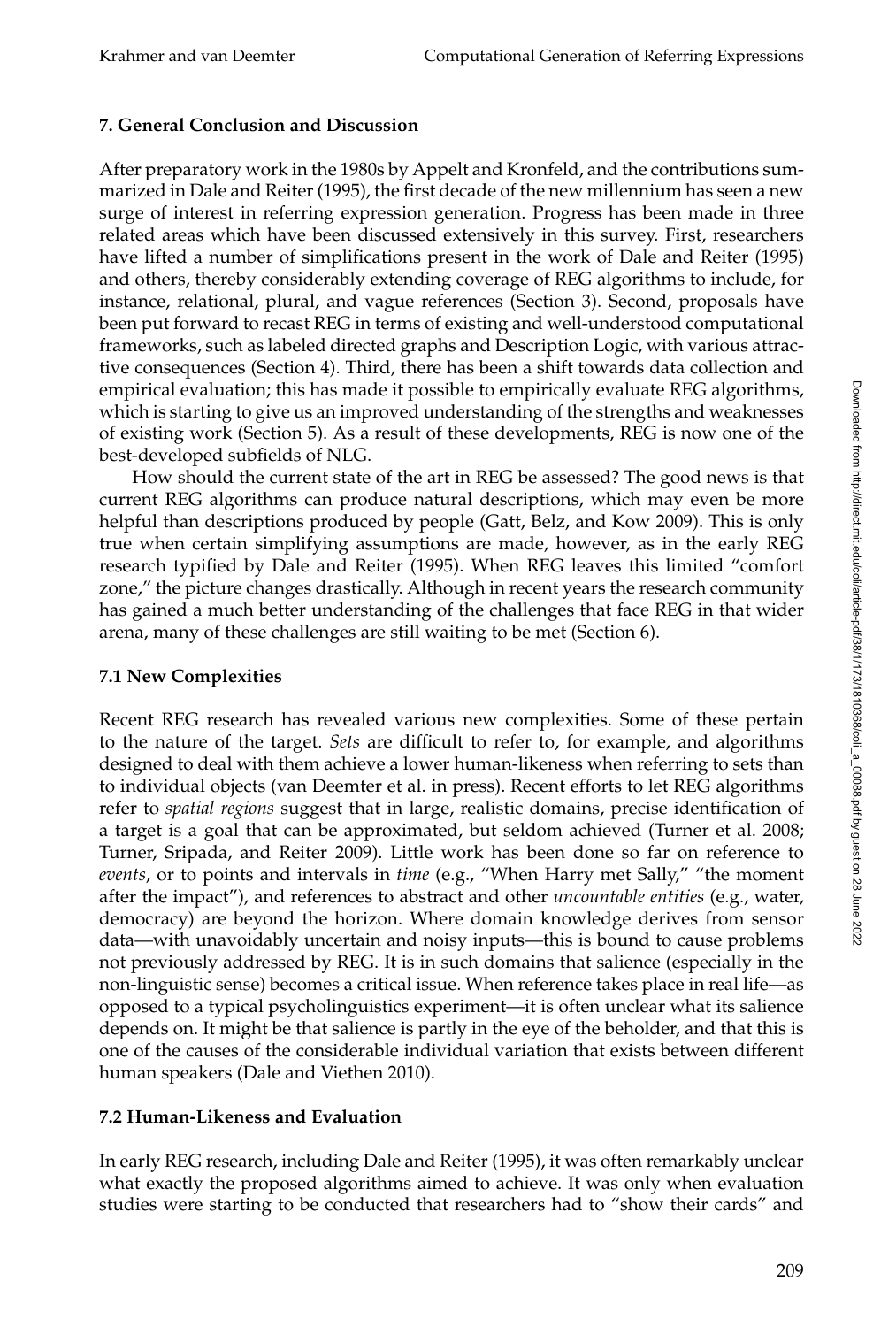## 7. General Conclusion and Discussion

After preparatory work in the 1980s by Appelt and Kronfeld, and the contributions summarized in Dale and Reiter (1995), the first decade of the new millennium has seen a new surge of interest in referring expression generation. Progress has been made in three related areas which have been discussed extensively in this survey. First, researchers have lifted a number of simplifications present in the work of Dale and Reiter (1995) and others, thereby considerably extending coverage of REG algorithms to include, for instance, relational, plural, and vague references (Section 3). Second, proposals have been put forward to recast REG in terms of existing and well-understood computational frameworks, such as labeled directed graphs and Description Logic, with various attractive consequences (Section 4). Third, there has been a shift towards data collection and empirical evaluation; this has made it possible to empirically evaluate REG algorithms, which is starting to give us an improved understanding of the strengths and weaknesses of existing work (Section 5). As a result of these developments, REG is now one of the best-developed subfields of NLG.

How should the current state of the art in REG be assessed? The good news is that current REG algorithms can produce natural descriptions, which may even be more helpful than descriptions produced by people (Gatt, Belz, and Kow 2009). This is only true when certain simplifying assumptions are made, however, as in the early REG research typified by Dale and Reiter (1995). When REG leaves this limited "comfort zone," the picture changes drastically. Although in recent years the research community has gained a much better understanding of the challenges that face REG in that wider arena, many of these challenges are still waiting to be met (Section 6).

### 7.1 New Complexities

Recent REG research has revealed various new complexities. Some of these pertain to the nature of the target. *Sets* are difficult to refer to, for example, and algorithms designed to deal with them achieve a lower human-likeness when referring to sets than to individual objects (van Deemter et al. in press). Recent efforts to let REG algorithms refer to *spatial regions* suggest that in large, realistic domains, precise identification of a target is a goal that can be approximated, but seldom achieved (Turner et al. 2008; Turner, Sripada, and Reiter 2009). Little work has been done so far on reference to *events*, or to points and intervals in *time* (e.g., "When Harry met Sally," "the moment after the impact"), and references to abstract and other *uncountable entities* (e.g., water, democracy) are beyond the horizon. Where domain knowledge derives from sensor data—with unavoidably uncertain and noisy inputs—this is bound to cause problems not previously addressed by REG. It is in such domains that salience (especially in the non-linguistic sense) becomes a critical issue. When reference takes place in real life—as opposed to a typical psycholinguistics experiment—it is often unclear what its salience depends on. It might be that salience is partly in the eye of the beholder, and that this is one of the causes of the considerable individual variation that exists between different human speakers (Dale and Viethen 2010).

### 7.2 Human-Likeness and Evaluation

In early REG research, including Dale and Reiter (1995), it was often remarkably unclear what exactly the proposed algorithms aimed to achieve. It was only when evaluation studies were starting to be conducted that researchers had to "show their cards" and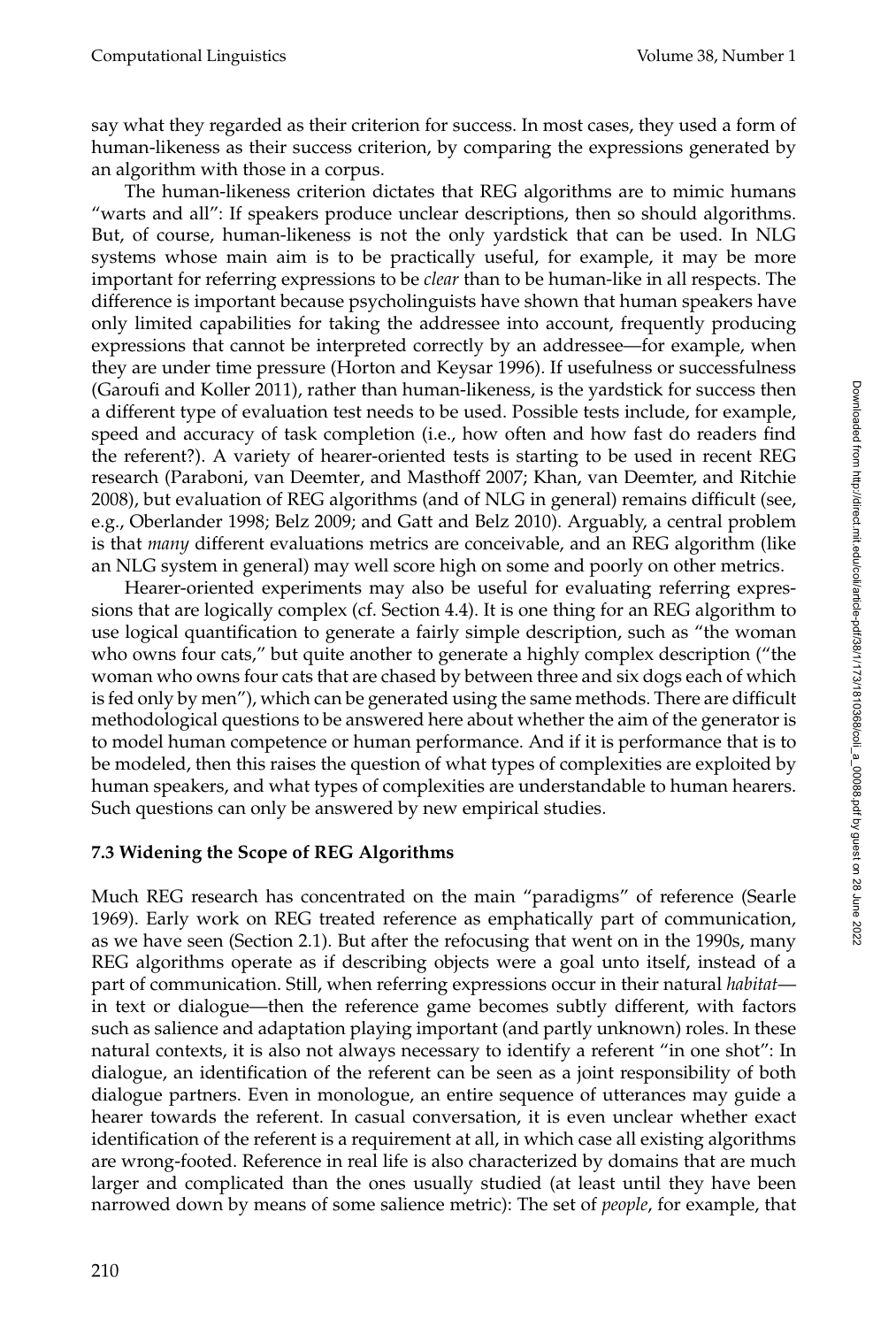say what they regarded as their criterion for success. In most cases, they used a form of human-likeness as their success criterion, by comparing the expressions generated by an algorithm with those in a corpus.

The human-likeness criterion dictates that REG algorithms are to mimic humans "warts and all": If speakers produce unclear descriptions, then so should algorithms. But, of course, human-likeness is not the only yardstick that can be used. In NLG systems whose main aim is to be practically useful, for example, it may be more important for referring expressions to be *clear* than to be human-like in all respects. The difference is important because psycholinguists have shown that human speakers have only limited capabilities for taking the addressee into account, frequently producing expressions that cannot be interpreted correctly by an addressee—for example, when they are under time pressure (Horton and Keysar 1996). If usefulness or successfulness (Garoufi and Koller 2011), rather than human-likeness, is the yardstick for success then a different type of evaluation test needs to be used. Possible tests include, for example, speed and accuracy of task completion (i.e., how often and how fast do readers find the referent?). A variety of hearer-oriented tests is starting to be used in recent REG research (Paraboni, van Deemter, and Masthoff 2007; Khan, van Deemter, and Ritchie 2008), but evaluation of REG algorithms (and of NLG in general) remains difficult (see, e.g., Oberlander 1998; Belz 2009; and Gatt and Belz 2010). Arguably, a central problem is that *many* different evaluations metrics are conceivable, and an REG algorithm (like an NLG system in general) may well score high on some and poorly on other metrics.

Hearer-oriented experiments may also be useful for evaluating referring expressions that are logically complex (cf. Section 4.4). It is one thing for an REG algorithm to use logical quantification to generate a fairly simple description, such as "the woman who owns four cats," but quite another to generate a highly complex description ("the woman who owns four cats that are chased by between three and six dogs each of which is fed only by men"), which can be generated using the same methods. There are difficult methodological questions to be answered here about whether the aim of the generator is to model human competence or human performance. And if it is performance that is to be modeled, then this raises the question of what types of complexities are exploited by human speakers, and what types of complexities are understandable to human hearers. Such questions can only be answered by new empirical studies.

### 7.3 Widening the Scope of REG Algorithms

Much REG research has concentrated on the main "paradigms" of reference (Searle 1969). Early work on REG treated reference as emphatically part of communication, as we have seen (Section 2.1). But after the refocusing that went on in the 1990s, many REG algorithms operate as if describing objects were a goal unto itself, instead of a part of communication. Still, when referring expressions occur in their natural *habitat*—in text or dialogue—then the reference game becomes subtly different, with factors such as salience and adaptation playing important (and partly unknown) roles. In these natural contexts, it is also not always necessary to identify a referent "in one shot": In dialogue, an identification of the referent can be seen as a joint responsibility of both dialogue partners. Even in monologue, an entire sequence of utterances may guide a hearer towards the referent. In casual conversation, it is even unclear whether exact identification of the referent is a requirement at all, in which case all existing algorithms are wrong-footed. Reference in real life is also characterized by domains that are much larger and complicated than the ones usually studied (at least until they have been narrowed down by means of some salience metric): The set of *people*, for example, that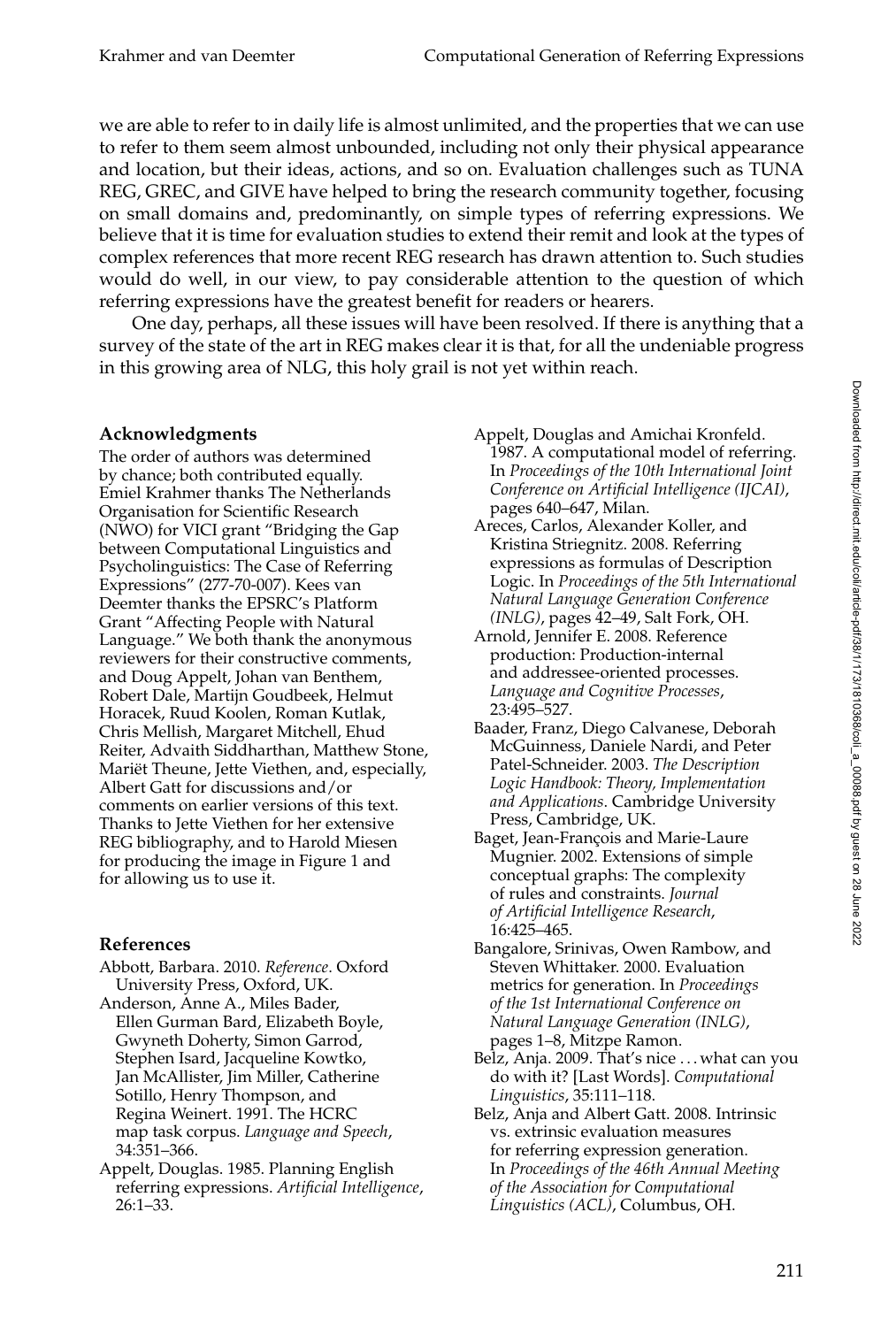we are able to refer to in daily life is almost unlimited, and the properties that we can use to refer to them seem almost unbounded, including not only their physical appearance and location, but their ideas, actions, and so on. Evaluation challenges such as TUNA REG, GREC, and GIVE have helped to bring the research community together, focusing on small domains and, predominantly, on simple types of referring expressions. We believe that it is time for evaluation studies to extend their remit and look at the types of complex references that more recent REG research has drawn attention to. Such studies would do well, in our view, to pay considerable attention to the question of which referring expressions have the greatest benefit for readers or hearers.

One day, perhaps, all these issues will have been resolved. If there is anything that a survey of the state of the art in REG makes clear it is that, for all the undeniable progress in this growing area of NLG, this holy grail is not yet within reach.

## Acknowledgments

The order of authors was determined by chance; both contributed equally. Emiel Krahmer thanks The Netherlands Organisation for Scientific Research (NWO) for VICI grant "Bridging the Gap between Computational Linguistics and Psycholinguistics: The Case of Referring Expressions" (277-70-007). Kees van Deemter thanks the EPSRC's Platform Grant "Affecting People with Natural Language." We both thank the anonymous reviewers for their constructive comments, and Doug Appelt, Johan van Benthem, Robert Dale, Martijn Goudbeek, Helmut Horacek, Ruud Koolen, Roman Kutlak, Chris Mellish, Margaret Mitchell, Ehud Reiter, Advaith Siddharthan, Matthew Stone, Mariët Theune, Jette Viethen, and, especially, Albert Gatt for discussions and/or comments on earlier versions of this text. Thanks to Jette Viethen for her extensive REG bibliography, and to Harold Miesen for producing the image in Figure 1 and for allowing us to use it.

## References

Abbott, Barbara. 2010. *Reference*. Oxford University Press, Oxford, UK.

Anderson, Anne A., Miles Bader, Ellen Gurman Bard, Elizabeth Boyle, Gwyneth Doherty, Simon Garrod, Stephen Isard, Jacqueline Kowtko, Jan McAllister, Jim Miller, Catherine Sotillo, Henry Thompson, and Regina Weinert. 1991. The HCRC map task corpus. *Language and Speech*, 34:351–366.

Appelt, Douglas. 1985. Planning English referring expressions. *Artificial Intelligence*, 26:1–33.

Appelt, Douglas and Amichai Kronfeld. 1987. A computational model of referring. In *Proceedings of the 10th International Joint Conference on Artificial Intelligence (IJCAI)*, pages 640–647, Milan.

Areces, Carlos, Alexander Koller, and Kristina Striegnitz. 2008. Referring expressions as formulas of Description Logic. In *Proceedings of the 5th International Natural Language Generation Conference (INLG)*, pages 42–49, Salt Fork, OH.

Arnold, Jennifer E. 2008. Reference production: Production-internal and addressee-oriented processes. *Language and Cognitive Processes*, 23:495–527.

Baader, Franz, Diego Calvanese, Deborah McGuinness, Daniele Nardi, and Peter Patel-Schneider. 2003. *The Description Logic Handbook: Theory, Implementation and Applications*. Cambridge University Press, Cambridge, UK.

Baget, Jean-François and Marie-Laure Mugnier. 2002. Extensions of simple conceptual graphs: The complexity of rules and constraints. *Journal of Artificial Intelligence Research*, 16:425–465.

Bangalore, Srinivas, Owen Rambow, and Steven Whittaker. 2000. Evaluation metrics for generation. In *Proceedings of the 1st International Conference on Natural Language Generation (INLG)*, pages 1–8, Mitzpe Ramon.

Belz, Anja. 2009. That's nice . . . what can you do with it? [Last Words]. *Computational Linguistics*, 35:111–118.

Belz, Anja and Albert Gatt. 2008. Intrinsic vs. extrinsic evaluation measures for referring expression generation. In *Proceedings of the 46th Annual Meeting of the Association for Computational Linguistics (ACL)*, Columbus, OH.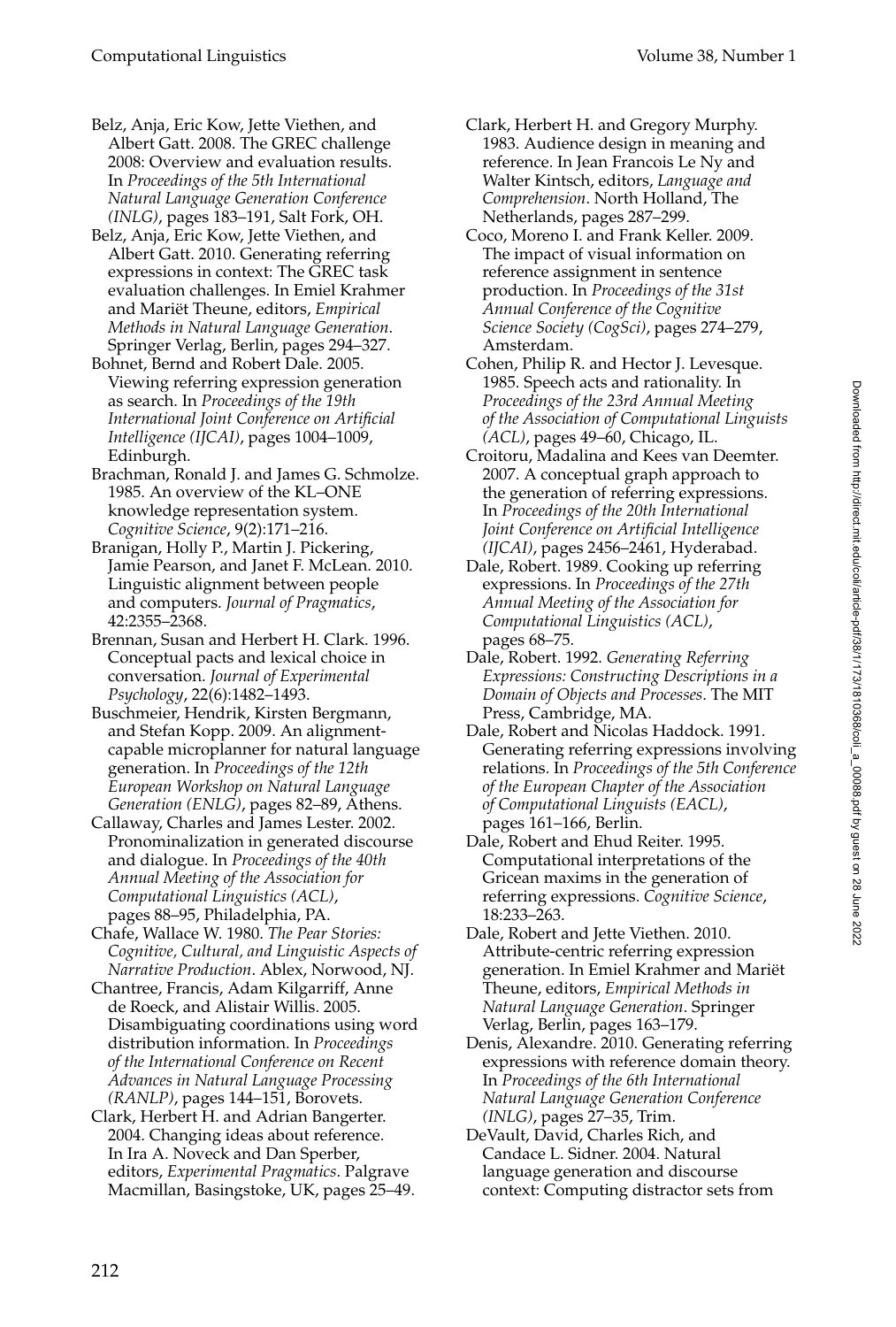Belz, Anja, Eric Kow, Jette Viethen, and Albert Gatt. 2008. The GREC challenge 2008: Overview and evaluation results. In *Proceedings of the 5th International Natural Language Generation Conference (INLG)*, pages 183–191, Salt Fork, OH.

Belz, Anja, Eric Kow, Jette Viethen, and Albert Gatt. 2010. Generating referring expressions in context: The GREC task evaluation challenges. In Emiel Krahmer and Mariët Theune, editors, *Empirical Methods in Natural Language Generation*. Springer Verlag, Berlin, pages 294–327.

Bohnet, Bernd and Robert Dale. 2005. Viewing referring expression generation as search. In *Proceedings of the 19th International Joint Conference on Artificial Intelligence (IJCAI)*, pages 1004–1009, Edinburgh.

Brachman, Ronald J. and James G. Schmolze. 1985. An overview of the KL–ONE knowledge representation system. *Cognitive Science*, 9(2):171–216.

Branigan, Holly P., Martin J. Pickering, Jamie Pearson, and Janet F. McLean. 2010. Linguistic alignment between people and computers. *Journal of Pragmatics*, 42:2355–2368.

Brennan, Susan and Herbert H. Clark. 1996. Conceptual pacts and lexical choice in conversation. *Journal of Experimental Psychology*, 22(6):1482–1493.

Buschmeier, Hendrik, Kirsten Bergmann, and Stefan Kopp. 2009. An alignment-capable microplanner for natural language generation. In *Proceedings of the 12th European Workshop on Natural Language Generation (ENLG)*, pages 82–89, Athens.

Callaway, Charles and James Lester. 2002. Pronominalization in generated discourse and dialogue. In *Proceedings of the 40th Annual Meeting of the Association for Computational Linguistics (ACL)*, pages 88–95, Philadelphia, PA.

Chafe, Wallace W. 1980. *The Pear Stories: Cognitive, Cultural, and Linguistic Aspects of Narrative Production*. Ablex, Norwood, NJ.

Chantree, Francis, Adam Kilgarriff, Anne de Roeck, and Alistair Willis. 2005. Disambiguating coordinations using word distribution information. In *Proceedings of the International Conference on Recent Advances in Natural Language Processing (RANLP)*, pages 144–151, Borovets.

Clark, Herbert H. and Adrian Bangerter. 2004. Changing ideas about reference. In Ira A. Noveck and Dan Sperber, editors, *Experimental Pragmatics*. Palgrave Macmillan, Basingstoke, UK, pages 25–49.

Clark, Herbert H. and Gregory Murphy. 1983. Audience design in meaning and reference. In Jean Francois Le Ny and Walter Kintsch, editors, *Language and Comprehension*. North Holland, The Netherlands, pages 287–299.

Coco, Moreno I. and Frank Keller. 2009. The impact of visual information on reference assignment in sentence production. In *Proceedings of the 31st Annual Conference of the Cognitive Science Society (CogSci)*, pages 274–279, Amsterdam.

Cohen, Philip R. and Hector J. Levesque. 1985. Speech acts and rationality. In *Proceedings of the 23rd Annual Meeting of the Association of Computational Linguists (ACL)*, pages 49–60, Chicago, IL.

Croitoru, Madalina and Kees van Deemter. 2007. A conceptual graph approach to the generation of referring expressions. In *Proceedings of the 20th International Joint Conference on Artificial Intelligence (IJCAI)*, pages 2456–2461, Hyderabad.

Dale, Robert. 1989. Cooking up referring expressions. In *Proceedings of the 27th Annual Meeting of the Association for Computational Linguistics (ACL)*, pages 68–75.

Dale, Robert. 1992. *Generating Referring Expressions: Constructing Descriptions in a Domain of Objects and Processes*. The MIT Press, Cambridge, MA.

Dale, Robert and Nicolas Haddock. 1991. Generating referring expressions involving relations. In *Proceedings of the 5th Conference of the European Chapter of the Association of Computational Linguists (EACL)*, pages 161–166, Berlin.

Dale, Robert and Ehud Reiter. 1995. Computational interpretations of the Gricean maxims in the generation of referring expressions. *Cognitive Science*, 18:233–263.

Dale, Robert and Jette Viethen. 2010. Attribute-centric referring expression generation. In Emiel Krahmer and Mariët Theune, editors, *Empirical Methods in Natural Language Generation*. Springer Verlag, Berlin, pages 163–179.

Denis, Alexandre. 2010. Generating referring expressions with reference domain theory. In *Proceedings of the 6th International Natural Language Generation Conference (INLG)*, pages 27–35, Trim.

DeVault, David, Charles Rich, and Candace L. Sidner. 2004. Natural language generation and discourse context: Computing distractor sets from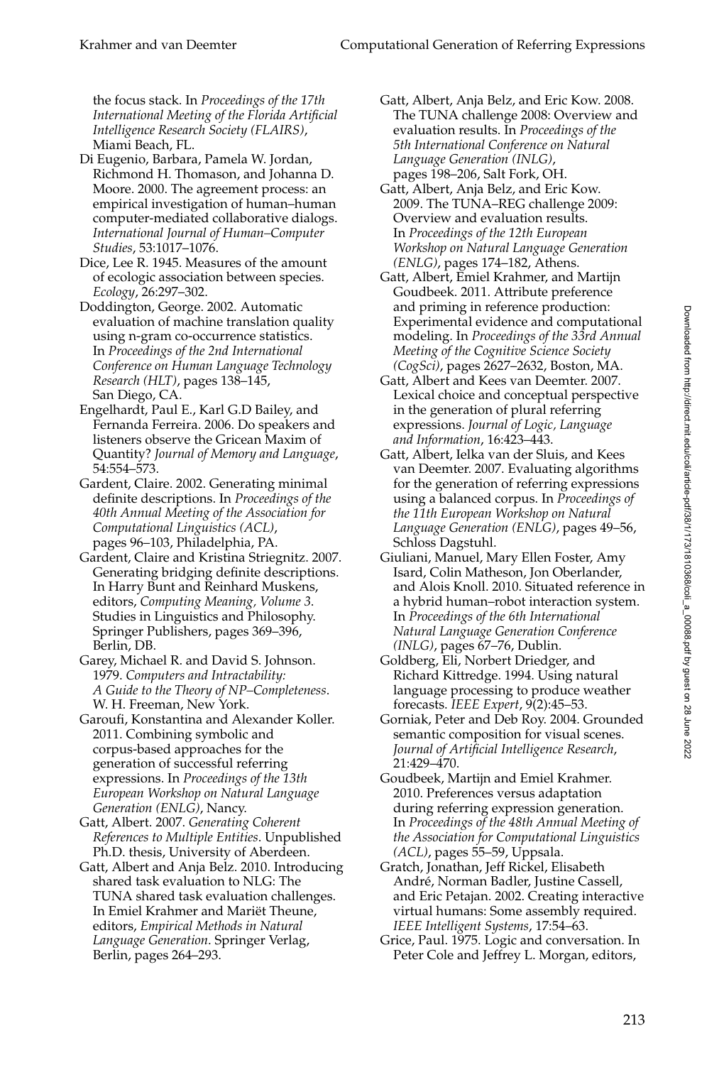the focus stack. In *Proceedings of the 17th International Meeting of the Florida Artificial Intelligence Research Society (FLAIRS)*, Miami Beach, FL.

Di Eugenio, Barbara, Pamela W. Jordan, Richmond H. Thomason, and Johanna D. Moore. 2000. The agreement process: an empirical investigation of human–human computer-mediated collaborative dialogs. *International Journal of Human–Computer Studies*, 53:1017–1076.

Dice, Lee R. 1945. Measures of the amount of ecologic association between species. *Ecology*, 26:297–302.

Doddington, George. 2002. Automatic evaluation of machine translation quality using n-gram co-occurrence statistics. In *Proceedings of the 2nd International Conference on Human Language Technology Research (HLT)*, pages 138–145, San Diego, CA.

Engelhardt, Paul E., Karl G.D Bailey, and Fernanda Ferreira. 2006. Do speakers and listeners observe the Gricean Maxim of Quantity? *Journal of Memory and Language*, 54:554–573.

Gardent, Claire. 2002. Generating minimal definite descriptions. In *Proceedings of the 40th Annual Meeting of the Association for Computational Linguistics (ACL)*, pages 96–103, Philadelphia, PA.

Gardent, Claire and Kristina Striegnitz. 2007. Generating bridging definite descriptions. In Harry Bunt and Reinhard Muskens, editors, *Computing Meaning, Volume 3*. Studies in Linguistics and Philosophy. Springer Publishers, pages 369–396, Berlin, DB.

Garey, Michael R. and David S. Johnson. 1979. *Computers and Intractability: A Guide to the Theory of NP–Completeness*. W. H. Freeman, New York.

Garoufi, Konstantina and Alexander Koller. 2011. Combining symbolic and corpus-based approaches for the generation of successful referring expressions. In *Proceedings of the 13th European Workshop on Natural Language Generation (ENLG)*, Nancy.

Gatt, Albert. 2007. *Generating Coherent References to Multiple Entities*. Unpublished Ph.D. thesis, University of Aberdeen.

Gatt, Albert and Anja Belz. 2010. Introducing shared task evaluation to NLG: The TUNA shared task evaluation challenges. In Emiel Krahmer and Mariët Theune, editors, *Empirical Methods in Natural Language Generation*. Springer Verlag, Berlin, pages 264–293.

Gatt, Albert, Anja Belz, and Eric Kow. 2008. The TUNA challenge 2008: Overview and evaluation results. In *Proceedings of the 5th International Conference on Natural Language Generation (INLG)*, pages 198–206, Salt Fork, OH.

Gatt, Albert, Anja Belz, and Eric Kow. 2009. The TUNA–REG challenge 2009: Overview and evaluation results. In *Proceedings of the 12th European Workshop on Natural Language Generation (ENLG)*, pages 174–182, Athens.

Gatt, Albert, Emiel Krahmer, and Martijn Goudbeek. 2011. Attribute preference and priming in reference production: Experimental evidence and computational modeling. In *Proceedings of the 33rd Annual Meeting of the Cognitive Science Society (CogSci)*, pages 2627–2632, Boston, MA.

Gatt, Albert and Kees van Deemter. 2007. Lexical choice and conceptual perspective in the generation of plural referring expressions. *Journal of Logic, Language and Information*, 16:423–443.

Gatt, Albert, Ielka van der Sluis, and Kees van Deemter. 2007. Evaluating algorithms for the generation of referring expressions using a balanced corpus. In *Proceedings of the 11th European Workshop on Natural Language Generation (ENLG)*, pages 49–56, Schloss Dagstuhl.

Giuliani, Manuel, Mary Ellen Foster, Amy Isard, Colin Matheson, Jon Oberlander, and Alois Knoll. 2010. Situated reference in a hybrid human–robot interaction system. In *Proceedings of the 6th International Natural Language Generation Conference (INLG)*, pages 67–76, Dublin.

Goldberg, Eli, Norbert Driedger, and Richard Kittredge. 1994. Using natural language processing to produce weather forecasts. *IEEE Expert*, 9(2):45–53.

Gorniak, Peter and Deb Roy. 2004. Grounded semantic composition for visual scenes. *Journal of Artificial Intelligence Research*, 21:429–470.

Goudbeek, Martijn and Emiel Krahmer. 2010. Preferences versus adaptation during referring expression generation. In *Proceedings of the 48th Annual Meeting of the Association for Computational Linguistics (ACL)*, pages 55–59, Uppsala.

Gratch, Jonathan, Jeff Rickel, Elisabeth André, Norman Badler, Justine Cassell, and Eric Petajan. 2002. Creating interactive virtual humans: Some assembly required. *IEEE Intelligent Systems*, 17:54–63.

Grice, Paul. 1975. Logic and conversation. In Peter Cole and Jeffrey L. Morgan, editors,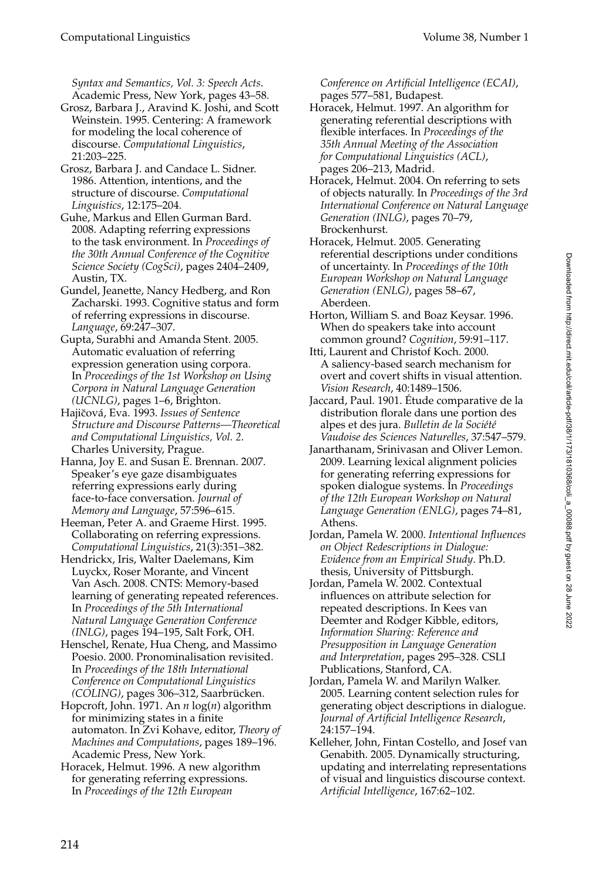*Syntax and Semantics, Vol. 3: Speech Acts*. Academic Press, New York, pages 43–58.

Grosz, Barbara J., Aravind K. Joshi, and Scott Weinstein. 1995. Centering: A framework for modeling the local coherence of discourse. *Computational Linguistics*, 21:203–225.

Grosz, Barbara J. and Candace L. Sidner. 1986. Attention, intentions, and the structure of discourse. *Computational Linguistics*, 12:175–204.

Guhe, Markus and Ellen Gurman Bard. 2008. Adapting referring expressions to the task environment. In *Proceedings of the 30th Annual Conference of the Cognitive Science Society (CogSci)*, pages 2404–2409, Austin, TX.

Gundel, Jeanette, Nancy Hedberg, and Ron Zacharski. 1993. Cognitive status and form of referring expressions in discourse. *Language*, 69:247–307.

Gupta, Surabhi and Amanda Stent. 2005. Automatic evaluation of referring expression generation using corpora. In *Proceedings of the 1st Workshop on Using Corpora in Natural Language Generation (UCNLG)*, pages 1–6, Brighton.

Hajičová, Eva. 1993. *Issues of Sentence Structure and Discourse Patterns—Theoretical and Computational Linguistics, Vol. 2*. Charles University, Prague.

Hanna, Joy E. and Susan E. Brennan. 2007. Speaker's eye gaze disambiguates referring expressions early during face-to-face conversation. *Journal of Memory and Language*, 57:596–615.

Heeman, Peter A. and Graeme Hirst. 1995. Collaborating on referring expressions. *Computational Linguistics*, 21(3):351–382.

Hendrickx, Iris, Walter Daelemans, Kim Luyckx, Roser Morante, and Vincent Van Asch. 2008. CNTS: Memory-based learning of generating repeated references. In *Proceedings of the 5th International Natural Language Generation Conference (INLG)*, pages 194–195, Salt Fork, OH.

Henschel, Renate, Hua Cheng, and Massimo Poesio. 2000. Pronominalisation revisited. In *Proceedings of the 18th International Conference on Computational Linguistics (COLING)*, pages 306–312, Saarbrücken.

Hopcroft, John. 1971. An $n \log(n)$ algorithm for minimizing states in a finite automaton. In Zvi Kohave, editor, *Theory of Machines and Computations*, pages 189–196. Academic Press, New York.

Horacek, Helmut. 1996. A new algorithm for generating referring expressions. In *Proceedings of the 12th European Conference on Artificial Intelligence (ECAI)*, pages 577–581, Budapest.

Horacek, Helmut. 1997. An algorithm for generating referential descriptions with flexible interfaces. In *Proceedings of the 35th Annual Meeting of the Association for Computational Linguistics (ACL)*, pages 206–213, Madrid.

Horacek, Helmut. 2004. On referring to sets of objects naturally. In *Proceedings of the 3rd International Conference on Natural Language Generation (INLG)*, pages 70–79, Brockenhurst.

Horacek, Helmut. 2005. Generating referential descriptions under conditions of uncertainty. In *Proceedings of the 10th European Workshop on Natural Language Generation (ENLG)*, pages 58–67, Aberdeen.

Horton, William S. and Boaz Keysar. 1996. When do speakers take into account common ground? *Cognition*, 59:91–117.

Itti, Laurent and Christof Koch. 2000. A saliency-based search mechanism for overt and covert shifts in visual attention. *Vision Research*, 40:1489–1506.

Jaccard, Paul. 1901. Étude comparative de la distribution florale dans une portion des alpes et des jura. *Bulletin de la Société Vaudoise des Sciences Naturelles*, 37:547–579.

Janarthanam, Srinivasan and Oliver Lemon. 2009. Learning lexical alignment policies for generating referring expressions for spoken dialogue systems. In *Proceedings of the 12th European Workshop on Natural Language Generation (ENLG)*, pages 74–81, Athens.

Jordan, Pamela W. 2000. *Intentional Influences on Object Redescriptions in Dialogue: Evidence from an Empirical Study*. Ph.D. thesis, University of Pittsburgh.

Jordan, Pamela W. 2002. Contextual influences on attribute selection for repeated descriptions. In Kees van Deemter and Rodger Kibble, editors, *Information Sharing: Reference and Presupposition in Language Generation and Interpretation*, pages 295–328. CSLI Publications, Stanford, CA.

Jordan, Pamela W. and Marilyn Walker. 2005. Learning content selection rules for generating object descriptions in dialogue. *Journal of Artificial Intelligence Research*, 24:157–194.

Kelleher, John, Fintan Costello, and Josef van Genabith. 2005. Dynamically structuring, updating and interrelating representations of visual and linguistics discourse context. *Artificial Intelligence*, 167:62–102.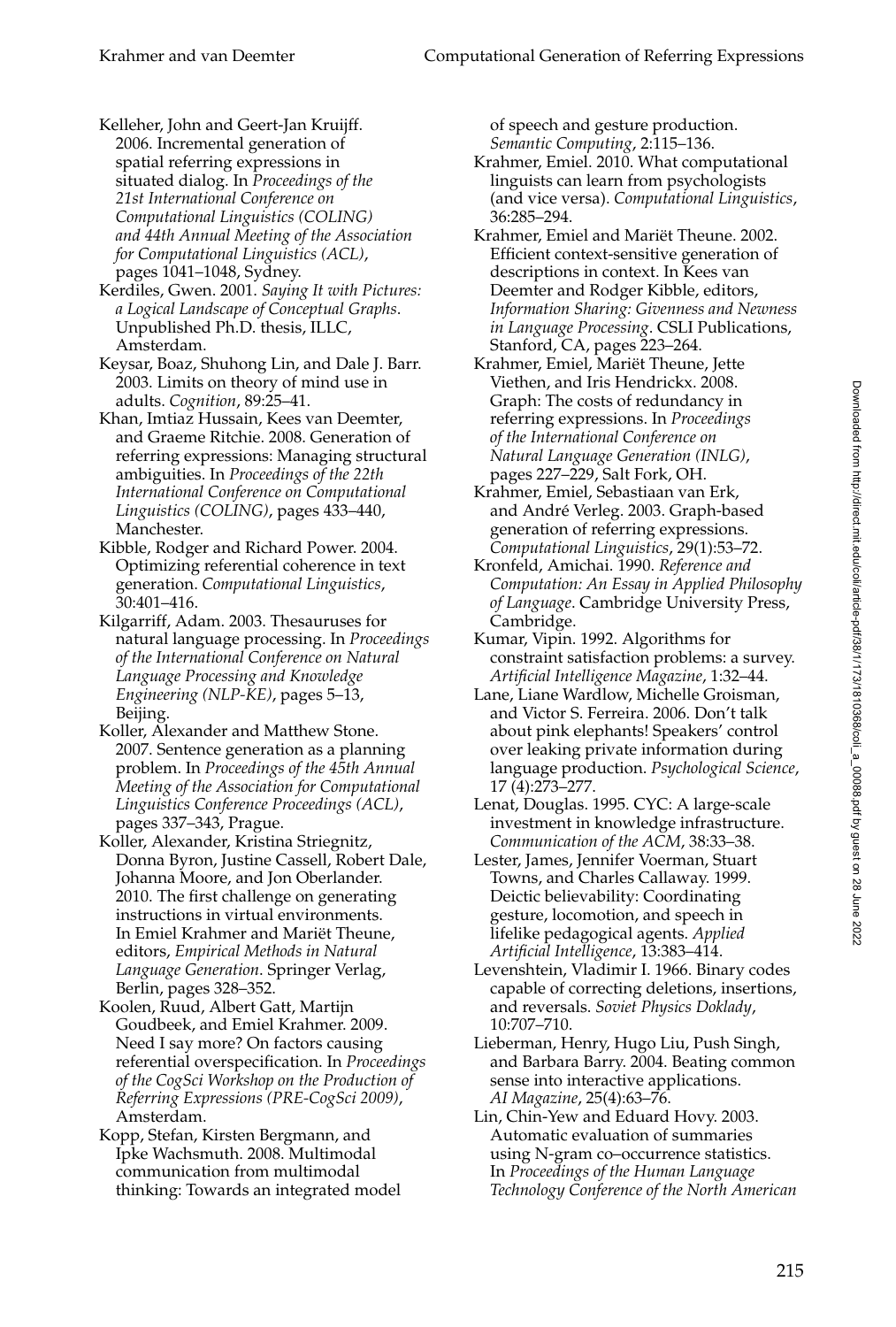Kelleher, John and Geert-Jan Kruijff. 2006. Incremental generation of spatial referring expressions in situated dialog. In *Proceedings of the 21st International Conference on Computational Linguistics (COLING) and 44th Annual Meeting of the Association for Computational Linguistics (ACL)*, pages 1041–1048, Sydney.

Kerdiles, Gwen. 2001. *Saying It with Pictures: a Logical Landscape of Conceptual Graphs*. Unpublished Ph.D. thesis, ILLC, Amsterdam.

Keysar, Boaz, Shuhong Lin, and Dale J. Barr. 2003. Limits on theory of mind use in adults. *Cognition*, 89:25–41.

Khan, Imtiaz Hussain, Kees van Deemter, and Graeme Ritchie. 2008. Generation of referring expressions: Managing structural ambiguities. In *Proceedings of the 22th International Conference on Computational Linguistics (COLING)*, pages 433–440, Manchester.

Kibble, Rodger and Richard Power. 2004. Optimizing referential coherence in text generation. *Computational Linguistics*, 30:401–416.

Kilgarriff, Adam. 2003. Thesauruses for natural language processing. In *Proceedings of the International Conference on Natural Language Processing and Knowledge Engineering (NLP-KE)*, pages 5–13, Beijing.

Koller, Alexander and Matthew Stone. 2007. Sentence generation as a planning problem. In *Proceedings of the 45th Annual Meeting of the Association for Computational Linguistics Conference Proceedings (ACL)*, pages 337–343, Prague.

Koller, Alexander, Kristina Striegnitz, Donna Byron, Justine Cassell, Robert Dale, Johanna Moore, and Jon Oberlander. 2010. The first challenge on generating instructions in virtual environments. In Emiel Krahmer and Mariët Theune, editors, *Empirical Methods in Natural Language Generation*. Springer Verlag, Berlin, pages 328–352.

Koolen, Ruud, Albert Gatt, Martijn Goudbeek, and Emiel Krahmer. 2009. Need I say more? On factors causing referential overspecification. In *Proceedings of the CogSci Workshop on the Production of Referring Expressions (PRE-CogSci 2009)*, Amsterdam.

Kopp, Stefan, Kirsten Bergmann, and Ipke Wachsmuth. 2008. Multimodal communication from multimodal thinking: Towards an integrated model of speech and gesture production. *Semantic Computing*, 2:115–136.

Krahmer, Emiel. 2010. What computational linguists can learn from psychologists (and vice versa). *Computational Linguistics*, 36:285–294.

Krahmer, Emiel and Mariët Theune. 2002. Efficient context-sensitive generation of descriptions in context. In Kees van Deemter and Rodger Kibble, editors, *Information Sharing: Givenness and Newness in Language Processing*. CSLI Publications, Stanford, CA, pages 223–264.

Krahmer, Emiel, Mariët Theune, Jette Viethen, and Iris Hendrickx. 2008. Graph: The costs of redundancy in referring expressions. In *Proceedings of the International Conference on Natural Language Generation (INLG)*, pages 227–229, Salt Fork, OH.

Krahmer, Emiel, Sebastiaan van Erk, and André Verleg. 2003. Graph-based generation of referring expressions. *Computational Linguistics*, 29(1):53–72.

Kronfeld, Amichai. 1990. *Reference and Computation: An Essay in Applied Philosophy of Language*. Cambridge University Press, Cambridge.

Kumar, Vipin. 1992. Algorithms for constraint satisfaction problems: a survey. *Artificial Intelligence Magazine*, 1:32–44.

Lane, Liane Wardlow, Michelle Groisman, and Victor S. Ferreira. 2006. Don't talk about pink elephants! Speakers' control over leaking private information during language production. *Psychological Science*, 17 (4):273–277.

Lenat, Douglas. 1995. CYC: A large-scale investment in knowledge infrastructure. *Communication of the ACM*, 38:33–38.

Lester, James, Jennifer Voerman, Stuart Towns, and Charles Callaway. 1999. Deictic believability: Coordinating gesture, locomotion, and speech in lifelike pedagogical agents. *Applied Artificial Intelligence*, 13:383–414.

Levenshtein, Vladimir I. 1966. Binary codes capable of correcting deletions, insertions, and reversals. *Soviet Physics Doklady*, 10:707–710.

Lieberman, Henry, Hugo Liu, Push Singh, and Barbara Barry. 2004. Beating common sense into interactive applications. *AI Magazine*, 25(4):63–76.

Lin, Chin-Yew and Eduard Hovy. 2003. Automatic evaluation of summaries using N-gram co–occurrence statistics. In *Proceedings of the Human Language Technology Conference of the North American*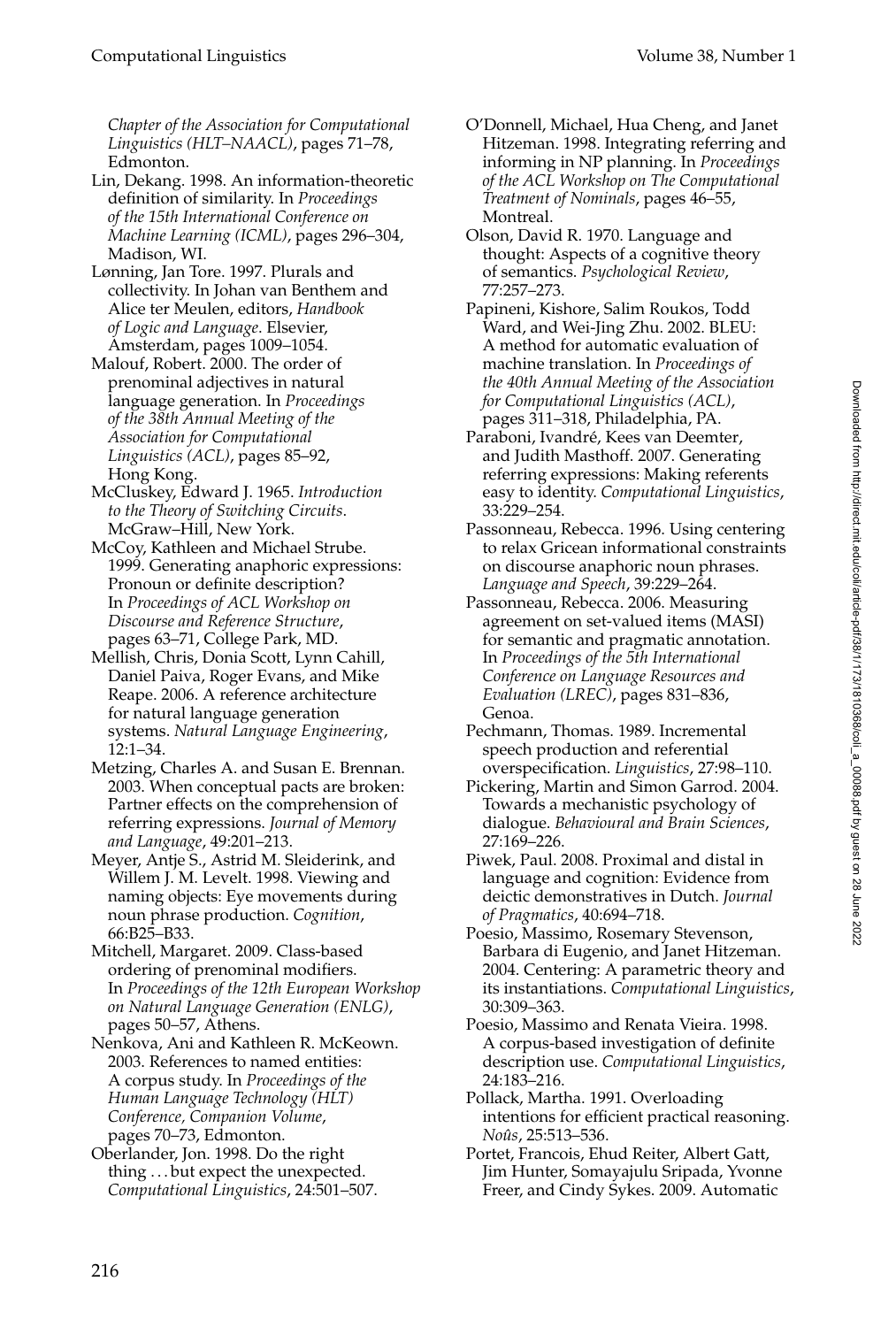*Chapter of the Association for Computational Linguistics (HLT–NAACL)*, pages 71–78, Edmonton.

Lin, Dekang. 1998. An information-theoretic definition of similarity. In *Proceedings of the 15th International Conference on Machine Learning (ICML)*, pages 296–304, Madison, WI.

Lønning, Jan Tore. 1997. Plurals and collectivity. In Johan van Benthem and Alice ter Meulen, editors, *Handbook of Logic and Language*. Elsevier, Amsterdam, pages 1009–1054.

Malouf, Robert. 2000. The order of prenominal adjectives in natural language generation. In *Proceedings of the 38th Annual Meeting of the Association for Computational Linguistics (ACL)*, pages 85–92, Hong Kong.

McCluskey, Edward J. 1965. *Introduction to the Theory of Switching Circuits*. McGraw–Hill, New York.

McCoy, Kathleen and Michael Strube. 1999. Generating anaphoric expressions: Pronoun or definite description? In *Proceedings of ACL Workshop on Discourse and Reference Structure*, pages 63–71, College Park, MD.

Mellish, Chris, Donia Scott, Lynn Cahill, Daniel Paiva, Roger Evans, and Mike Reape. 2006. A reference architecture for natural language generation systems. *Natural Language Engineering*, 12:1–34.

Metzing, Charles A. and Susan E. Brennan. 2003. When conceptual pacts are broken: Partner effects on the comprehension of referring expressions. *Journal of Memory and Language*, 49:201–213.

Meyer, Antje S., Astrid M. Sleiderink, and Willem J. M. Levelt. 1998. Viewing and naming objects: Eye movements during noun phrase production. *Cognition*, 66:B25–B33.

Mitchell, Margaret. 2009. Class-based ordering of prenominal modifiers. In *Proceedings of the 12th European Workshop on Natural Language Generation (ENLG)*, pages 50–57, Athens.

Nenkova, Ani and Kathleen R. McKeown. 2003. References to named entities: A corpus study. In *Proceedings of the Human Language Technology (HLT) Conference, Companion Volume*, pages 70–73, Edmonton.

Oberlander, Jon. 1998. Do the right thing . . . but expect the unexpected. *Computational Linguistics*, 24:501–507.

O'Donnell, Michael, Hua Cheng, and Janet Hitzeman. 1998. Integrating referring and informing in NP planning. In *Proceedings of the ACL Workshop on The Computational Treatment of Nominals*, pages 46–55, Montreal.

Olson, David R. 1970. Language and thought: Aspects of a cognitive theory of semantics. *Psychological Review*, 77:257–273.

Papineni, Kishore, Salim Roukos, Todd Ward, and Wei-Jing Zhu. 2002. BLEU: A method for automatic evaluation of machine translation. In *Proceedings of the 40th Annual Meeting of the Association for Computational Linguistics (ACL)*, pages 311–318, Philadelphia, PA.

Paraboni, Ivandré, Kees van Deemter, and Judith Masthoff. 2007. Generating referring expressions: Making referents easy to identity. *Computational Linguistics*, 33:229–254.

Passonneau, Rebecca. 1996. Using centering to relax Gricean informational constraints on discourse anaphoric noun phrases. *Language and Speech*, 39:229–264.

Passonneau, Rebecca. 2006. Measuring agreement on set-valued items (MASI) for semantic and pragmatic annotation. In *Proceedings of the 5th International Conference on Language Resources and Evaluation (LREC)*, pages 831–836, Genoa.

Pechmann, Thomas. 1989. Incremental speech production and referential overspecification. *Linguistics*, 27:98–110.

Pickering, Martin and Simon Garrod. 2004. Towards a mechanistic psychology of dialogue. *Behavioural and Brain Sciences*, 27:169–226.

Piwek, Paul. 2008. Proximal and distal in language and cognition: Evidence from deictic demonstratives in Dutch. *Journal of Pragmatics*, 40:694–718.

Poesio, Massimo, Rosemary Stevenson, Barbara di Eugenio, and Janet Hitzeman. 2004. Centering: A parametric theory and its instantiations. *Computational Linguistics*, 30:309–363.

Poesio, Massimo and Renata Vieira. 1998. A corpus-based investigation of definite description use. *Computational Linguistics*, 24:183–216.

Pollack, Martha. 1991. Overloading intentions for efficient practical reasoning. *Noûs*, 25:513–536.

Portet, Francois, Ehud Reiter, Albert Gatt, Jim Hunter, Somayajulu Sripada, Yvonne Freer, and Cindy Sykes. 2009. Automatic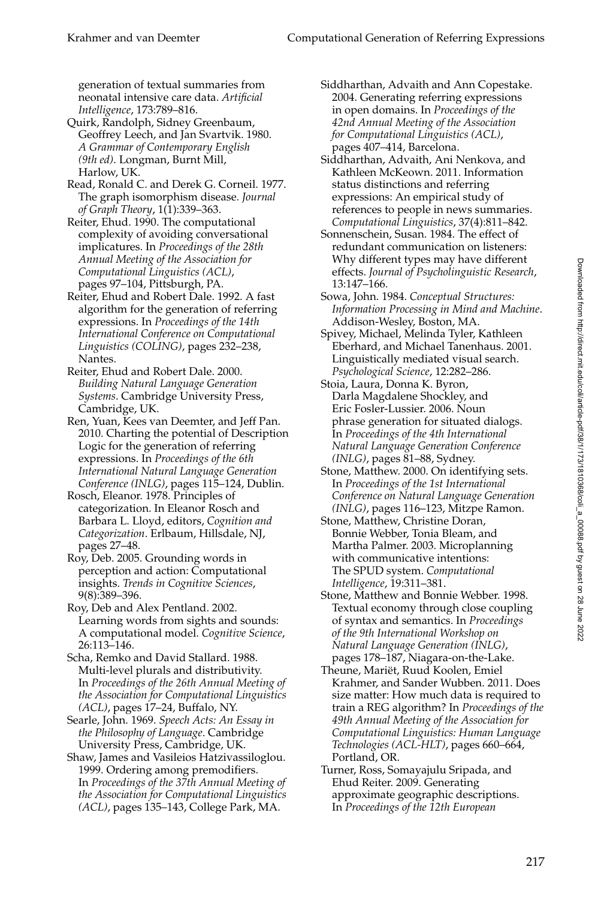generation of textual summaries from neonatal intensive care data. *Artificial Intelligence*, 173:789–816.

Quirk, Randolph, Sidney Greenbaum, Geoffrey Leech, and Jan Svartvik. 1980. *A Grammar of Contemporary English (9th ed)*. Longman, Burnt Mill, Harlow, UK.

Read, Ronald C. and Derek G. Corneil. 1977. The graph isomorphism disease. *Journal of Graph Theory*, 1(1):339–363.

Reiter, Ehud. 1990. The computational complexity of avoiding conversational implicatures. In *Proceedings of the 28th Annual Meeting of the Association for Computational Linguistics (ACL)*, pages 97–104, Pittsburgh, PA.

Reiter, Ehud and Robert Dale. 1992. A fast algorithm for the generation of referring expressions. In *Proceedings of the 14th International Conference on Computational Linguistics (COLING)*, pages 232–238, Nantes.

Reiter, Ehud and Robert Dale. 2000. *Building Natural Language Generation Systems*. Cambridge University Press, Cambridge, UK.

Ren, Yuan, Kees van Deemter, and Jeff Pan. 2010. Charting the potential of Description Logic for the generation of referring expressions. In *Proceedings of the 6th International Natural Language Generation Conference (INLG)*, pages 115–124, Dublin.

Rosch, Eleanor. 1978. Principles of categorization. In Eleanor Rosch and Barbara L. Lloyd, editors, *Cognition and Categorization*. Erlbaum, Hillsdale, NJ, pages 27–48.

Roy, Deb. 2005. Grounding words in perception and action: Computational insights. *Trends in Cognitive Sciences*, 9(8):389–396.

Roy, Deb and Alex Pentland. 2002. Learning words from sights and sounds: A computational model. *Cognitive Science*, 26:113–146.

Scha, Remko and David Stallard. 1988. Multi-level plurals and distributivity. In *Proceedings of the 26th Annual Meeting of the Association for Computational Linguistics (ACL)*, pages 17–24, Buffalo, NY.

Searle, John. 1969. *Speech Acts: An Essay in the Philosophy of Language*. Cambridge University Press, Cambridge, UK.

Shaw, James and Vasileios Hatzivassiloglou. 1999. Ordering among premodifiers. In *Proceedings of the 37th Annual Meeting of the Association for Computational Linguistics (ACL)*, pages 135–143, College Park, MA.

Siddharthan, Advaith and Ann Copestake. 2004. Generating referring expressions in open domains. In *Proceedings of the 42nd Annual Meeting of the Association for Computational Linguistics (ACL)*, pages 407–414, Barcelona.

Siddharthan, Advaith, Ani Nenkova, and Kathleen McKeown. 2011. Information status distinctions and referring expressions: An empirical study of references to people in news summaries. *Computational Linguistics*, 37(4):811–842.

Sonnenschein, Susan. 1984. The effect of redundant communication on listeners: Why different types may have different effects. *Journal of Psycholinguistic Research*, 13:147–166.

Sowa, John. 1984. *Conceptual Structures: Information Processing in Mind and Machine*. Addison-Wesley, Boston, MA.

Spivey, Michael, Melinda Tyler, Kathleen Eberhard, and Michael Tanenhaus. 2001. Linguistically mediated visual search. *Psychological Science*, 12:282–286.

Stoia, Laura, Donna K. Byron, Darla Magdalene Shockley, and Eric Fosler-Lussier. 2006. Noun phrase generation for situated dialogs. In *Proceedings of the 4th International Natural Language Generation Conference (INLG)*, pages 81–88, Sydney.

Stone, Matthew. 2000. On identifying sets. In *Proceedings of the 1st International Conference on Natural Language Generation (INLG)*, pages 116–123, Mitzpe Ramon.

Stone, Matthew, Christine Doran, Bonnie Webber, Tonia Bleam, and Martha Palmer. 2003. Microplanning with communicative intentions: The SPUD system. *Computational Intelligence*, 19:311–381.

Stone, Matthew and Bonnie Webber. 1998. Textual economy through close coupling of syntax and semantics. In *Proceedings of the 9th International Workshop on Natural Language Generation (INLG)*, pages 178–187, Niagara-on-the-Lake.

Theune, Mariët, Ruud Koolen, Emiel Krahmer, and Sander Wubben. 2011. Does size matter: How much data is required to train a REG algorithm? In *Proceedings of the 49th Annual Meeting of the Association for Computational Linguistics: Human Language Technologies (ACL-HLT)*, pages 660–664, Portland, OR.

Turner, Ross, Somayajulu Sripada, and Ehud Reiter. 2009. Generating approximate geographic descriptions. In *Proceedings of the 12th European*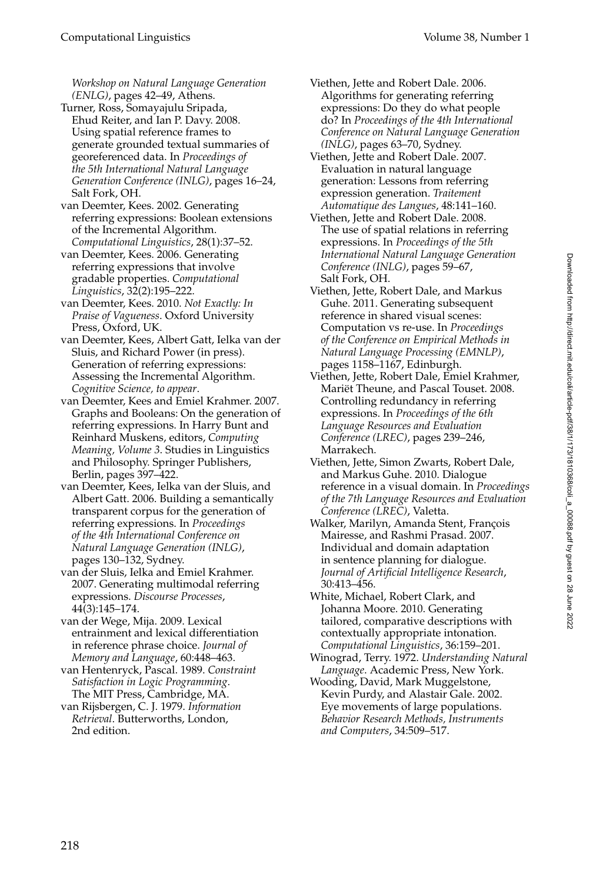*Workshop on Natural Language Generation (ENLG)*, pages 42–49, Athens.

Turner, Ross, Somayajulu Sripada, Ehud Reiter, and Ian P. Davy. 2008. Using spatial reference frames to generate grounded textual summaries of georeferenced data. In *Proceedings of the 5th International Natural Language Generation Conference (INLG)*, pages 16–24, Salt Fork, OH.

van Deemter, Kees. 2002. Generating referring expressions: Boolean extensions of the Incremental Algorithm. *Computational Linguistics*, 28(1):37–52.

van Deemter, Kees. 2006. Generating referring expressions that involve gradable properties. *Computational Linguistics*, 32(2):195–222.

van Deemter, Kees. 2010. *Not Exactly: In Praise of Vagueness*. Oxford University Press, Oxford, UK.

van Deemter, Kees, Albert Gatt, Ielka van der Sluis, and Richard Power (in press). Generation of referring expressions: Assessing the Incremental Algorithm. *Cognitive Science, to appear*.

van Deemter, Kees and Emiel Krahmer. 2007. Graphs and Booleans: On the generation of referring expressions. In Harry Bunt and Reinhard Muskens, editors, *Computing Meaning, Volume 3*. Studies in Linguistics and Philosophy. Springer Publishers, Berlin, pages 397–422.

van Deemter, Kees, Ielka van der Sluis, and Albert Gatt. 2006. Building a semantically transparent corpus for the generation of referring expressions. In *Proceedings of the 4th International Conference on Natural Language Generation (INLG)*, pages 130–132, Sydney.

van der Sluis, Ielka and Emiel Krahmer. 2007. Generating multimodal referring expressions. *Discourse Processes*, 44(3):145–174.

van der Wege, Mija. 2009. Lexical entrainment and lexical differentiation in reference phrase choice. *Journal of Memory and Language*, 60:448–463.

van Hentenryck, Pascal. 1989. *Constraint Satisfaction in Logic Programming*. The MIT Press, Cambridge, MA.

van Rijsbergen, C. J. 1979. *Information Retrieval*. Butterworths, London, 2nd edition.

Viethen, Jette and Robert Dale. 2006. Algorithms for generating referring expressions: Do they do what people do? In *Proceedings of the 4th International Conference on Natural Language Generation (INLG)*, pages 63–70, Sydney.

Viethen, Jette and Robert Dale. 2007. Evaluation in natural language generation: Lessons from referring expression generation. *Traitement Automatique des Langues*, 48:141–160.

Viethen, Jette and Robert Dale. 2008. The use of spatial relations in referring expressions. In *Proceedings of the 5th International Natural Language Generation Conference (INLG)*, pages 59–67, Salt Fork, OH.

Viethen, Jette, Robert Dale, and Markus Guhe. 2011. Generating subsequent reference in shared visual scenes: Computation vs re-use. In *Proceedings of the Conference on Empirical Methods in Natural Language Processing (EMNLP)*, pages 1158–1167, Edinburgh.

Viethen, Jette, Robert Dale, Emiel Krahmer, Mariët Theune, and Pascal Touset. 2008. Controlling redundancy in referring expressions. In *Proceedings of the 6th Language Resources and Evaluation Conference (LREC)*, pages 239–246, Marrakech.

Viethen, Jette, Simon Zwarts, Robert Dale, and Markus Guhe. 2010. Dialogue reference in a visual domain. In *Proceedings of the 7th Language Resources and Evaluation Conference (LREC)*, Valetta.

Walker, Marilyn, Amanda Stent, François Mairesse, and Rashmi Prasad. 2007. Individual and domain adaptation in sentence planning for dialogue. *Journal of Artificial Intelligence Research*, 30:413–456.

White, Michael, Robert Clark, and Johanna Moore. 2010. Generating tailored, comparative descriptions with contextually appropriate intonation. *Computational Linguistics*, 36:159–201.

Winograd, Terry. 1972. *Understanding Natural Language*. Academic Press, New York.

Wooding, David, Mark Muggelstone, Kevin Purdy, and Alastair Gale. 2002. Eye movements of large populations. *Behavior Research Methods, Instruments and Computers*, 34:509–517.